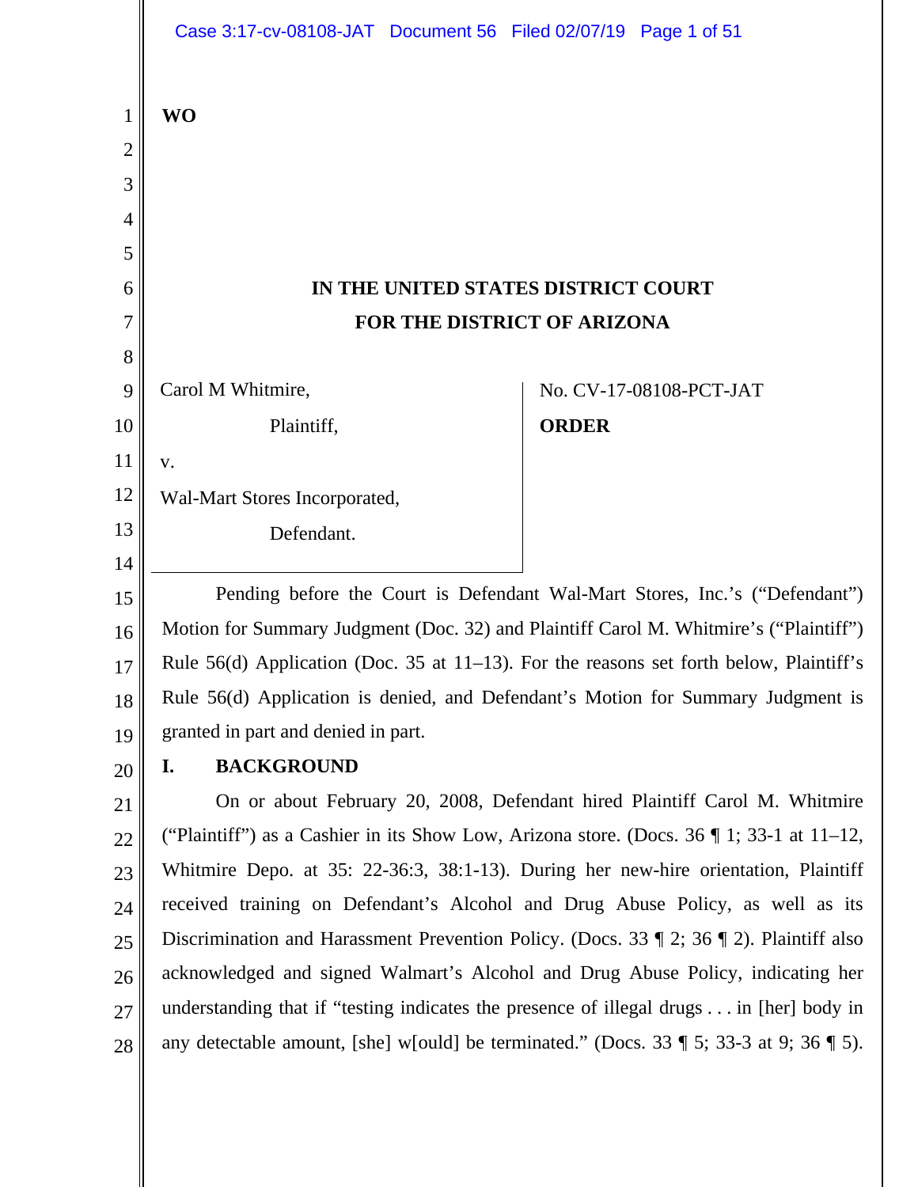**WO**

**IN THE UNITED STATES DISTRICT COURT**
**FOR THE DISTRICT OF ARIZONA**

Carol M Whitmire,

Plaintiff,

v.

Wal-Mart Stores Incorporated,

Defendant.

No. CV-17-08108-PCT-JAT

**ORDER**

Pending before the Court is Defendant Wal-Mart Stores, Inc.'s ("Defendant") Motion for Summary Judgment (Doc. 32) and Plaintiff Carol M. Whitmire's ("Plaintiff") Rule 56(d) Application (Doc. 35 at 11–13). For the reasons set forth below, Plaintiff's Rule 56(d) Application is denied, and Defendant's Motion for Summary Judgment is granted in part and denied in part.

## I. BACKGROUND

On or about February 20, 2008, Defendant hired Plaintiff Carol M. Whitmire ("Plaintiff") as a Cashier in its Show Low, Arizona store. (Docs. 36 ¶ 1; 33-1 at 11–12, Whitmire Depo. at 35: 22-36:3, 38:1-13). During her new-hire orientation, Plaintiff received training on Defendant's Alcohol and Drug Abuse Policy, as well as its Discrimination and Harassment Prevention Policy. (Docs. 33 ¶ 2; 36 ¶ 2). Plaintiff also acknowledged and signed Walmart's Alcohol and Drug Abuse Policy, indicating her understanding that if "testing indicates the presence of illegal drugs . . . in [her] body in any detectable amount, [she] w[ould] be terminated." (Docs. 33 ¶ 5; 33-3 at 9; 36 ¶ 5).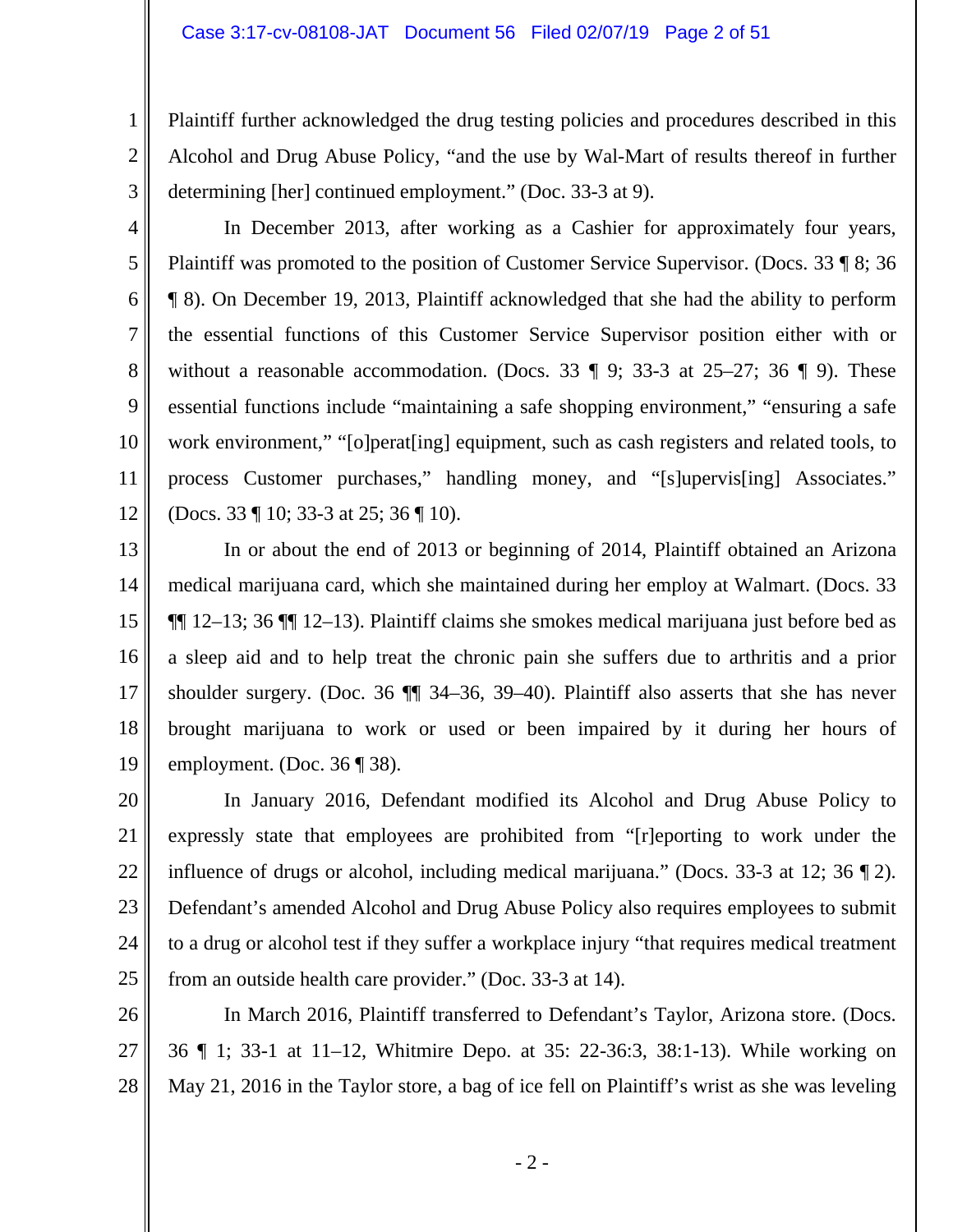Plaintiff further acknowledged the drug testing policies and procedures described in this Alcohol and Drug Abuse Policy, "and the use by Wal-Mart of results thereof in further determining [her] continued employment." (Doc. 33-3 at 9).

In December 2013, after working as a Cashier for approximately four years, Plaintiff was promoted to the position of Customer Service Supervisor. (Docs. 33 ¶ 8; 36 ¶ 8). On December 19, 2013, Plaintiff acknowledged that she had the ability to perform the essential functions of this Customer Service Supervisor position either with or without a reasonable accommodation. (Docs. 33 ¶ 9; 33-3 at 25–27; 36 ¶ 9). These essential functions include "maintaining a safe shopping environment," "ensuring a safe work environment," "[o]perat[ing] equipment, such as cash registers and related tools, to process Customer purchases," handling money, and "[s]upervis[ing] Associates." (Docs. 33 ¶ 10; 33-3 at 25; 36 ¶ 10).

In or about the end of 2013 or beginning of 2014, Plaintiff obtained an Arizona medical marijuana card, which she maintained during her employ at Walmart. (Docs. 33 ¶¶ 12–13; 36 ¶¶ 12–13). Plaintiff claims she smokes medical marijuana just before bed as a sleep aid and to help treat the chronic pain she suffers due to arthritis and a prior shoulder surgery. (Doc. 36 ¶¶ 34–36, 39–40). Plaintiff also asserts that she has never brought marijuana to work or used or been impaired by it during her hours of employment. (Doc. 36 ¶ 38).

In January 2016, Defendant modified its Alcohol and Drug Abuse Policy to expressly state that employees are prohibited from "[r]eporting to work under the influence of drugs or alcohol, including medical marijuana." (Docs. 33-3 at 12; 36 ¶ 2). Defendant's amended Alcohol and Drug Abuse Policy also requires employees to submit to a drug or alcohol test if they suffer a workplace injury "that requires medical treatment from an outside health care provider." (Doc. 33-3 at 14).

In March 2016, Plaintiff transferred to Defendant's Taylor, Arizona store. (Docs. 36 ¶ 1; 33-1 at 11–12, Whitmire Depo. at 35: 22-36:3, 38:1-13). While working on May 21, 2016 in the Taylor store, a bag of ice fell on Plaintiff's wrist as she was leveling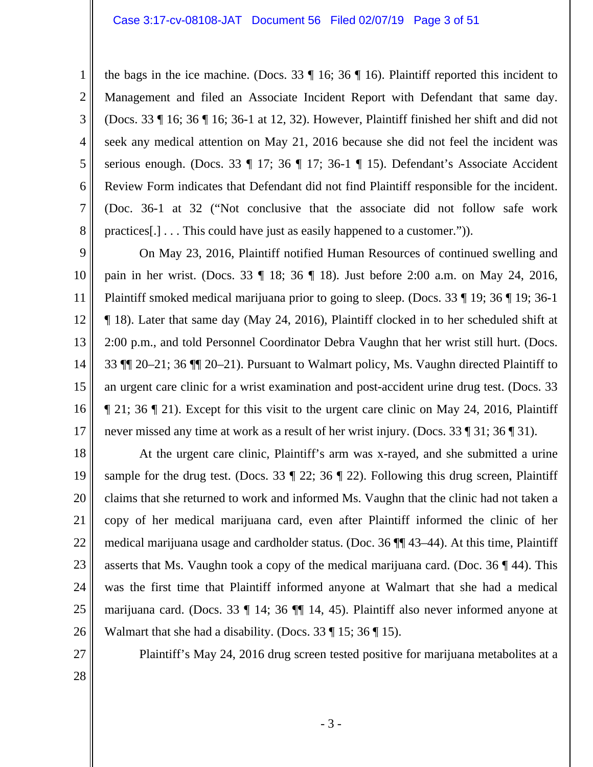the bags in the ice machine. (Docs. 33 ¶ 16; 36 ¶ 16). Plaintiff reported this incident to Management and filed an Associate Incident Report with Defendant that same day. (Docs. 33 ¶ 16; 36 ¶ 16; 36-1 at 12, 32). However, Plaintiff finished her shift and did not seek any medical attention on May 21, 2016 because she did not feel the incident was serious enough. (Docs. 33 ¶ 17; 36 ¶ 17; 36-1 ¶ 15). Defendant's Associate Accident Review Form indicates that Defendant did not find Plaintiff responsible for the incident. (Doc. 36-1 at 32 ("Not conclusive that the associate did not follow safe work practices[.] . . . This could have just as easily happened to a customer.")).

On May 23, 2016, Plaintiff notified Human Resources of continued swelling and pain in her wrist. (Docs. 33 ¶ 18; 36 ¶ 18). Just before 2:00 a.m. on May 24, 2016, Plaintiff smoked medical marijuana prior to going to sleep. (Docs. 33 ¶ 19; 36 ¶ 19; 36-1 ¶ 18). Later that same day (May 24, 2016), Plaintiff clocked in to her scheduled shift at 2:00 p.m., and told Personnel Coordinator Debra Vaughn that her wrist still hurt. (Docs. 33 ¶¶ 20–21; 36 ¶¶ 20–21). Pursuant to Walmart policy, Ms. Vaughn directed Plaintiff to an urgent care clinic for a wrist examination and post-accident urine drug test. (Docs. 33 ¶ 21; 36 ¶ 21). Except for this visit to the urgent care clinic on May 24, 2016, Plaintiff never missed any time at work as a result of her wrist injury. (Docs. 33 ¶ 31; 36 ¶ 31).

At the urgent care clinic, Plaintiff's arm was x-rayed, and she submitted a urine sample for the drug test. (Docs. 33 ¶ 22; 36 ¶ 22). Following this drug screen, Plaintiff claims that she returned to work and informed Ms. Vaughn that the clinic had not taken a copy of her medical marijuana card, even after Plaintiff informed the clinic of her medical marijuana usage and cardholder status. (Doc. 36 ¶¶ 43–44). At this time, Plaintiff asserts that Ms. Vaughn took a copy of the medical marijuana card. (Doc. 36 ¶ 44). This was the first time that Plaintiff informed anyone at Walmart that she had a medical marijuana card. (Docs. 33 ¶ 14; 36 ¶¶ 14, 45). Plaintiff also never informed anyone at Walmart that she had a disability. (Docs. 33 ¶ 15; 36 ¶ 15).

Plaintiff's May 24, 2016 drug screen tested positive for marijuana metabolites at a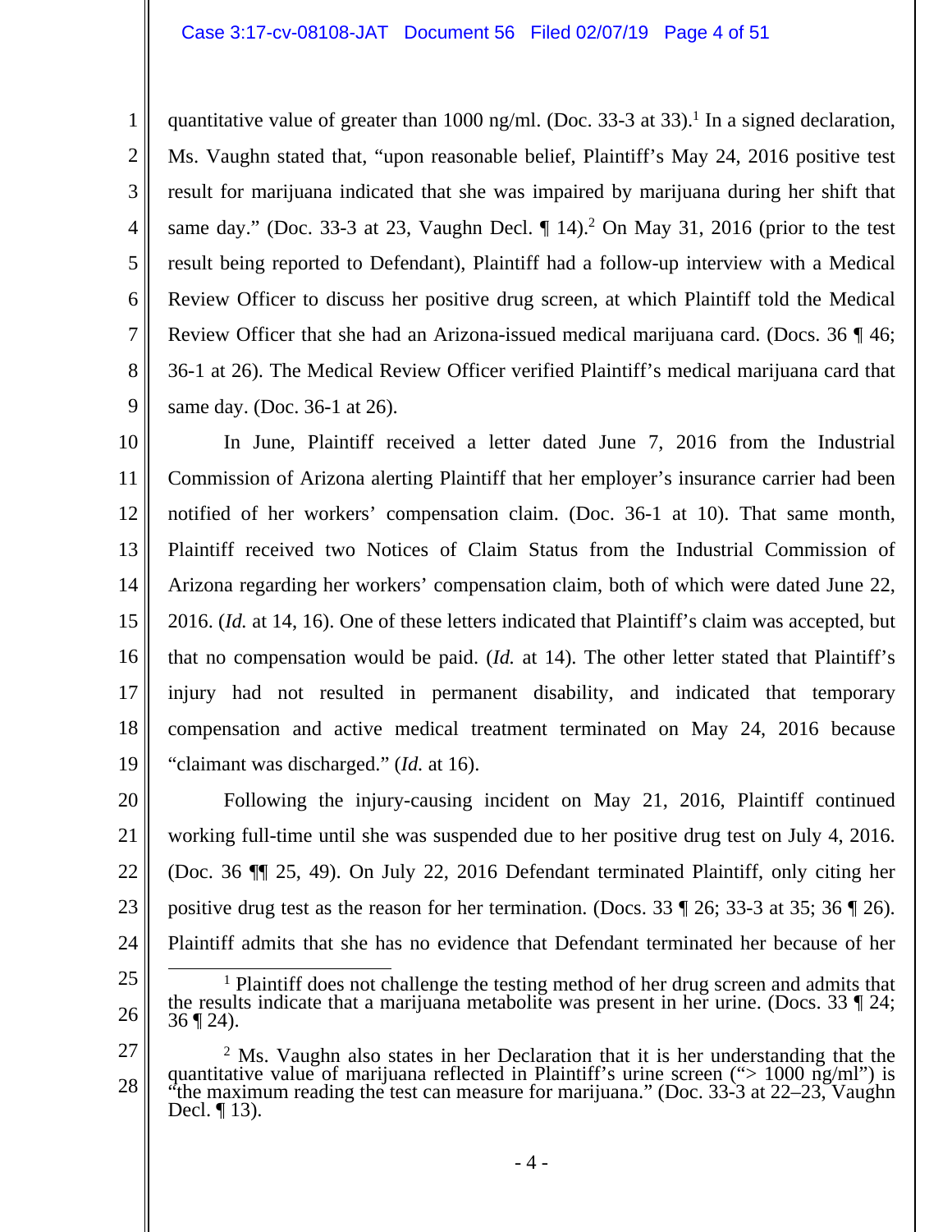quantitative value of greater than 1000 ng/ml. (Doc. 33-3 at 33).[1] In a signed declaration, Ms. Vaughn stated that, "upon reasonable belief, Plaintiff's May 24, 2016 positive test result for marijuana indicated that she was impaired by marijuana during her shift that same day." (Doc. 33-3 at 23, Vaughn Decl. ¶ 14).[2] On May 31, 2016 (prior to the test result being reported to Defendant), Plaintiff had a follow-up interview with a Medical Review Officer to discuss her positive drug screen, at which Plaintiff told the Medical Review Officer that she had an Arizona-issued medical marijuana card. (Docs. 36 ¶ 46; 36-1 at 26). The Medical Review Officer verified Plaintiff's medical marijuana card that same day. (Doc. 36-1 at 26).

In June, Plaintiff received a letter dated June 7, 2016 from the Industrial Commission of Arizona alerting Plaintiff that her employer's insurance carrier had been notified of her workers' compensation claim. (Doc. 36-1 at 10). That same month, Plaintiff received two Notices of Claim Status from the Industrial Commission of Arizona regarding her workers' compensation claim, both of which were dated June 22, 2016. (*Id.* at 14, 16). One of these letters indicated that Plaintiff's claim was accepted, but that no compensation would be paid. (*Id.* at 14). The other letter stated that Plaintiff's injury had not resulted in permanent disability, and indicated that temporary compensation and active medical treatment terminated on May 24, 2016 because "claimant was discharged." (*Id.* at 16).

Following the injury-causing incident on May 21, 2016, Plaintiff continued working full-time until she was suspended due to her positive drug test on July 4, 2016. (Doc. 36 ¶¶ 25, 49). On July 22, 2016 Defendant terminated Plaintiff, only citing her positive drug test as the reason for her termination. (Docs. 33 ¶ 26; 33-3 at 35; 36 ¶ 26). Plaintiff admits that she has no evidence that Defendant terminated her because of her

---

[1] Plaintiff does not challenge the testing method of her drug screen and admits that the results indicate that a marijuana metabolite was present in her urine. (Docs. 33 ¶ 24; 36 ¶ 24).

[2] Ms. Vaughn also states in her Declaration that it is her understanding that the quantitative value of marijuana reflected in Plaintiff's urine screen ("> 1000 ng/ml") is "the maximum reading the test can measure for marijuana." (Doc. 33-3 at 22–23, Vaughn Decl. ¶ 13).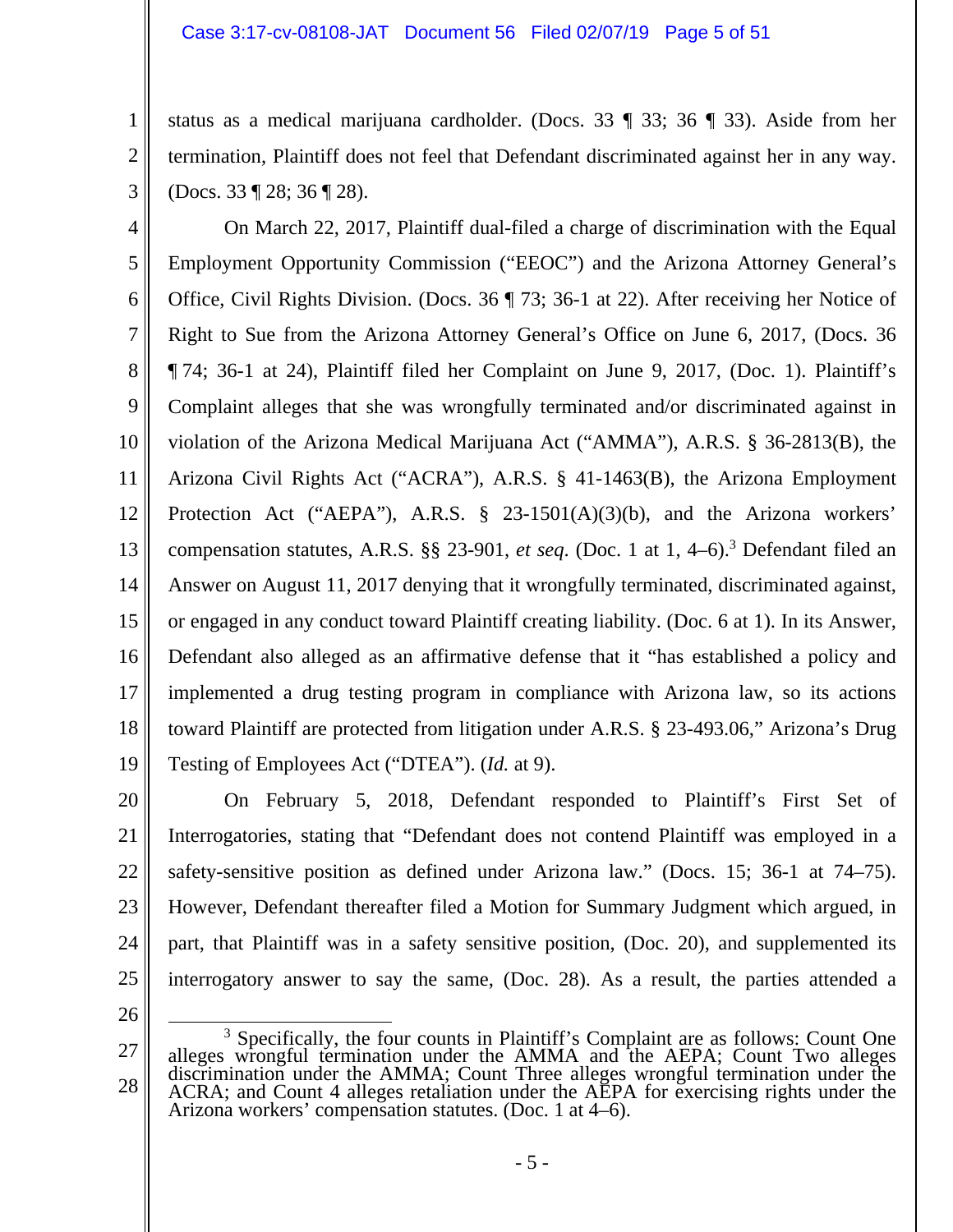status as a medical marijuana cardholder. (Docs. 33 ¶ 33; 36 ¶ 33). Aside from her termination, Plaintiff does not feel that Defendant discriminated against her in any way. (Docs. 33 ¶ 28; 36 ¶ 28).

On March 22, 2017, Plaintiff dual-filed a charge of discrimination with the Equal Employment Opportunity Commission ("EEOC") and the Arizona Attorney General's Office, Civil Rights Division. (Docs. 36 ¶ 73; 36-1 at 22). After receiving her Notice of Right to Sue from the Arizona Attorney General's Office on June 6, 2017, (Docs. 36 ¶ 74; 36-1 at 24), Plaintiff filed her Complaint on June 9, 2017, (Doc. 1). Plaintiff's Complaint alleges that she was wrongfully terminated and/or discriminated against in violation of the Arizona Medical Marijuana Act ("AMMA"), A.R.S. § 36-2813(B), the Arizona Civil Rights Act ("ACRA"), A.R.S. § 41-1463(B), the Arizona Employment Protection Act ("AEPA"), A.R.S. § 23-1501(A)(3)(b), and the Arizona workers' compensation statutes, A.R.S. §§ 23-901, *et seq.* (Doc. 1 at 1, 4–6).[3] Defendant filed an Answer on August 11, 2017 denying that it wrongfully terminated, discriminated against, or engaged in any conduct toward Plaintiff creating liability. (Doc. 6 at 1). In its Answer, Defendant also alleged as an affirmative defense that it "has established a policy and implemented a drug testing program in compliance with Arizona law, so its actions toward Plaintiff are protected from litigation under A.R.S. § 23-493.06," Arizona's Drug Testing of Employees Act ("DTEA"). (*Id.* at 9).

On February 5, 2018, Defendant responded to Plaintiff's First Set of Interrogatories, stating that "Defendant does not contend Plaintiff was employed in a safety-sensitive position as defined under Arizona law." (Docs. 15; 36-1 at 74–75). However, Defendant thereafter filed a Motion for Summary Judgment which argued, in part, that Plaintiff was in a safety sensitive position, (Doc. 20), and supplemented its interrogatory answer to say the same, (Doc. 28). As a result, the parties attended a

[3] Specifically, the four counts in Plaintiff's Complaint are as follows: Count One alleges wrongful termination under the AMMA and the AEPA; Count Two alleges discrimination under the AMMA; Count Three alleges wrongful termination under the ACRA; and Count 4 alleges retaliation under the AEPA for exercising rights under the Arizona workers' compensation statutes. (Doc. 1 at 4–6).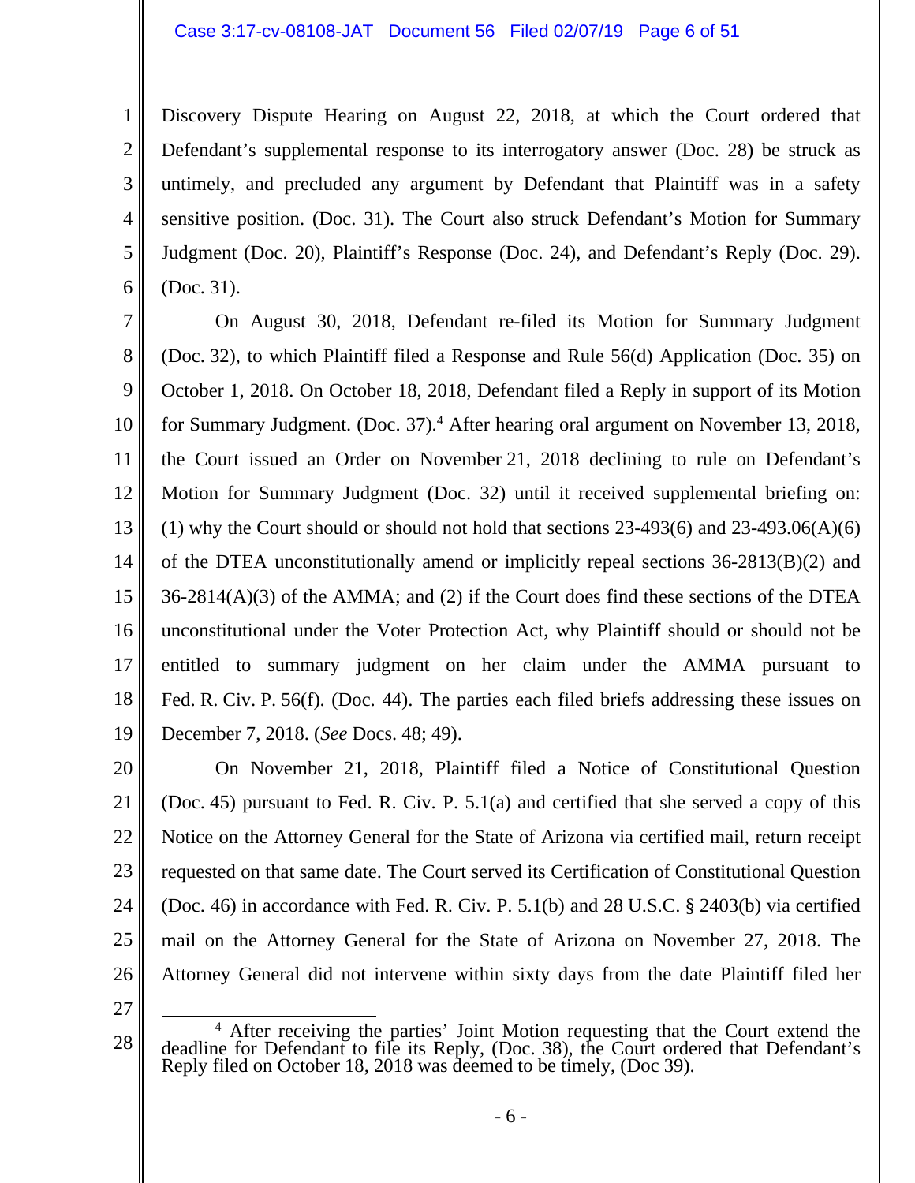Discovery Dispute Hearing on August 22, 2018, at which the Court ordered that Defendant's supplemental response to its interrogatory answer (Doc. 28) be struck as untimely, and precluded any argument by Defendant that Plaintiff was in a safety sensitive position. (Doc. 31). The Court also struck Defendant's Motion for Summary Judgment (Doc. 20), Plaintiff's Response (Doc. 24), and Defendant's Reply (Doc. 29). (Doc. 31).

On August 30, 2018, Defendant re-filed its Motion for Summary Judgment (Doc. 32), to which Plaintiff filed a Response and Rule 56(d) Application (Doc. 35) on October 1, 2018. On October 18, 2018, Defendant filed a Reply in support of its Motion for Summary Judgment. (Doc. 37).[4] After hearing oral argument on November 13, 2018, the Court issued an Order on November 21, 2018 declining to rule on Defendant's Motion for Summary Judgment (Doc. 32) until it received supplemental briefing on: (1) why the Court should or should not hold that sections 23-493(6) and 23-493.06(A)(6) of the DTEA unconstitutionally amend or implicitly repeal sections 36-2813(B)(2) and 36-2814(A)(3) of the AMMA; and (2) if the Court does find these sections of the DTEA unconstitutional under the Voter Protection Act, why Plaintiff should or should not be entitled to summary judgment on her claim under the AMMA pursuant to Fed. R. Civ. P. 56(f). (Doc. 44). The parties each filed briefs addressing these issues on December 7, 2018. (*See* Docs. 48; 49).

On November 21, 2018, Plaintiff filed a Notice of Constitutional Question (Doc. 45) pursuant to Fed. R. Civ. P. 5.1(a) and certified that she served a copy of this Notice on the Attorney General for the State of Arizona via certified mail, return receipt requested on that same date. The Court served its Certification of Constitutional Question (Doc. 46) in accordance with Fed. R. Civ. P. 5.1(b) and 28 U.S.C. § 2403(b) via certified mail on the Attorney General for the State of Arizona on November 27, 2018. The Attorney General did not intervene within sixty days from the date Plaintiff filed her

---

[4] After receiving the parties' Joint Motion requesting that the Court extend the deadline for Defendant to file its Reply, (Doc. 38), the Court ordered that Defendant's Reply filed on October 18, 2018 was deemed to be timely, (Doc 39).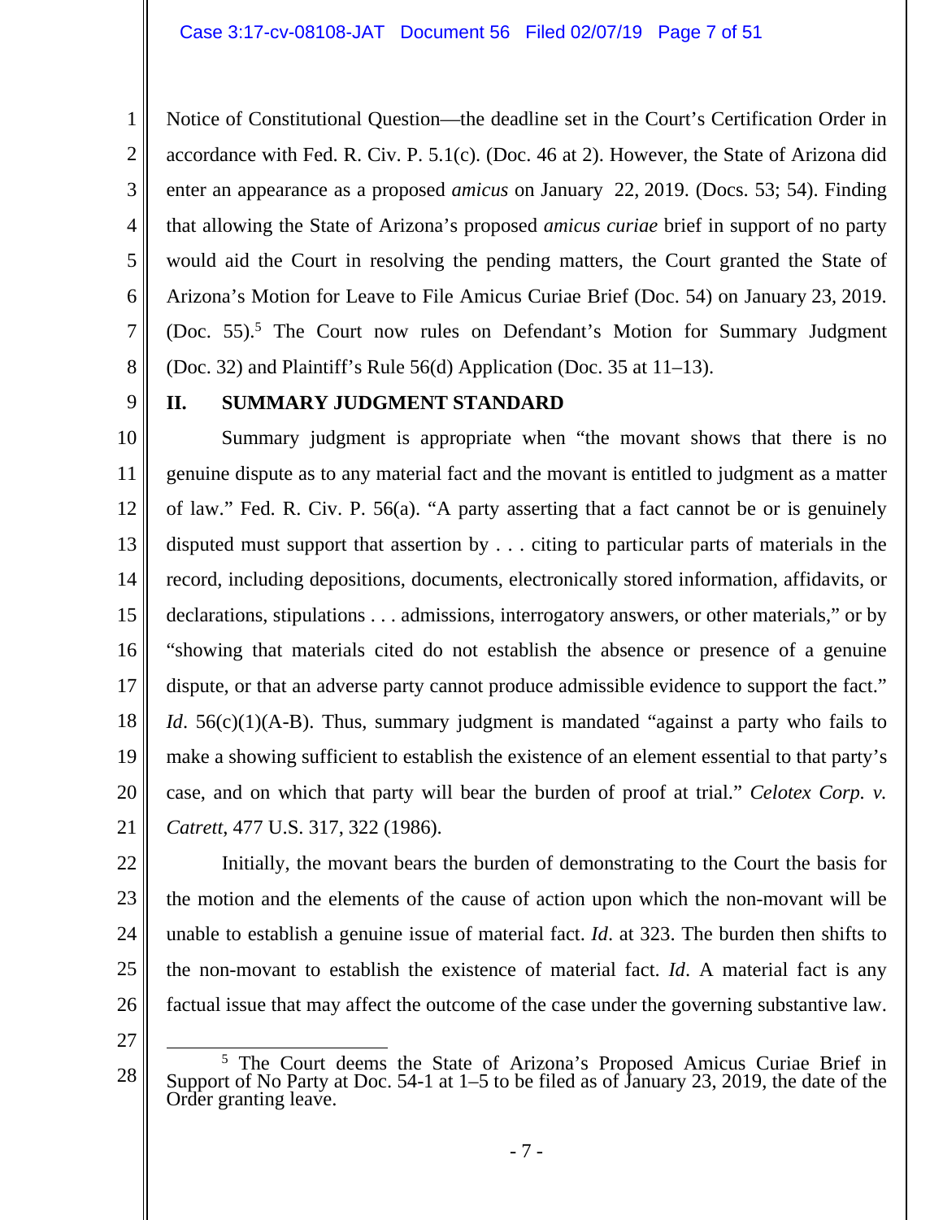Notice of Constitutional Question—the deadline set in the Court's Certification Order in accordance with Fed. R. Civ. P. 5.1(c). (Doc. 46 at 2). However, the State of Arizona did enter an appearance as a proposed *amicus* on January 22, 2019. (Docs. 53; 54). Finding that allowing the State of Arizona's proposed *amicus curiae* brief in support of no party would aid the Court in resolving the pending matters, the Court granted the State of Arizona's Motion for Leave to File Amicus Curiae Brief (Doc. 54) on January 23, 2019. (Doc. 55).[5] The Court now rules on Defendant's Motion for Summary Judgment (Doc. 32) and Plaintiff's Rule 56(d) Application (Doc. 35 at 11–13).

## II. SUMMARY JUDGMENT STANDARD

Summary judgment is appropriate when "the movant shows that there is no genuine dispute as to any material fact and the movant is entitled to judgment as a matter of law." Fed. R. Civ. P. 56(a). "A party asserting that a fact cannot be or is genuinely disputed must support that assertion by . . . citing to particular parts of materials in the record, including depositions, documents, electronically stored information, affidavits, or declarations, stipulations . . . admissions, interrogatory answers, or other materials," or by "showing that materials cited do not establish the absence or presence of a genuine dispute, or that an adverse party cannot produce admissible evidence to support the fact." *Id*. 56(c)(1)(A-B). Thus, summary judgment is mandated "against a party who fails to make a showing sufficient to establish the existence of an element essential to that party's case, and on which that party will bear the burden of proof at trial." *Celotex Corp. v. Catrett*, 477 U.S. 317, 322 (1986).

Initially, the movant bears the burden of demonstrating to the Court the basis for the motion and the elements of the cause of action upon which the non-movant will be unable to establish a genuine issue of material fact. *Id*. at 323. The burden then shifts to the non-movant to establish the existence of material fact. *Id*. A material fact is any factual issue that may affect the outcome of the case under the governing substantive law.

---

[5] The Court deems the State of Arizona's Proposed Amicus Curiae Brief in Support of No Party at Doc. 54-1 at 1–5 to be filed as of January 23, 2019, the date of the Order granting leave.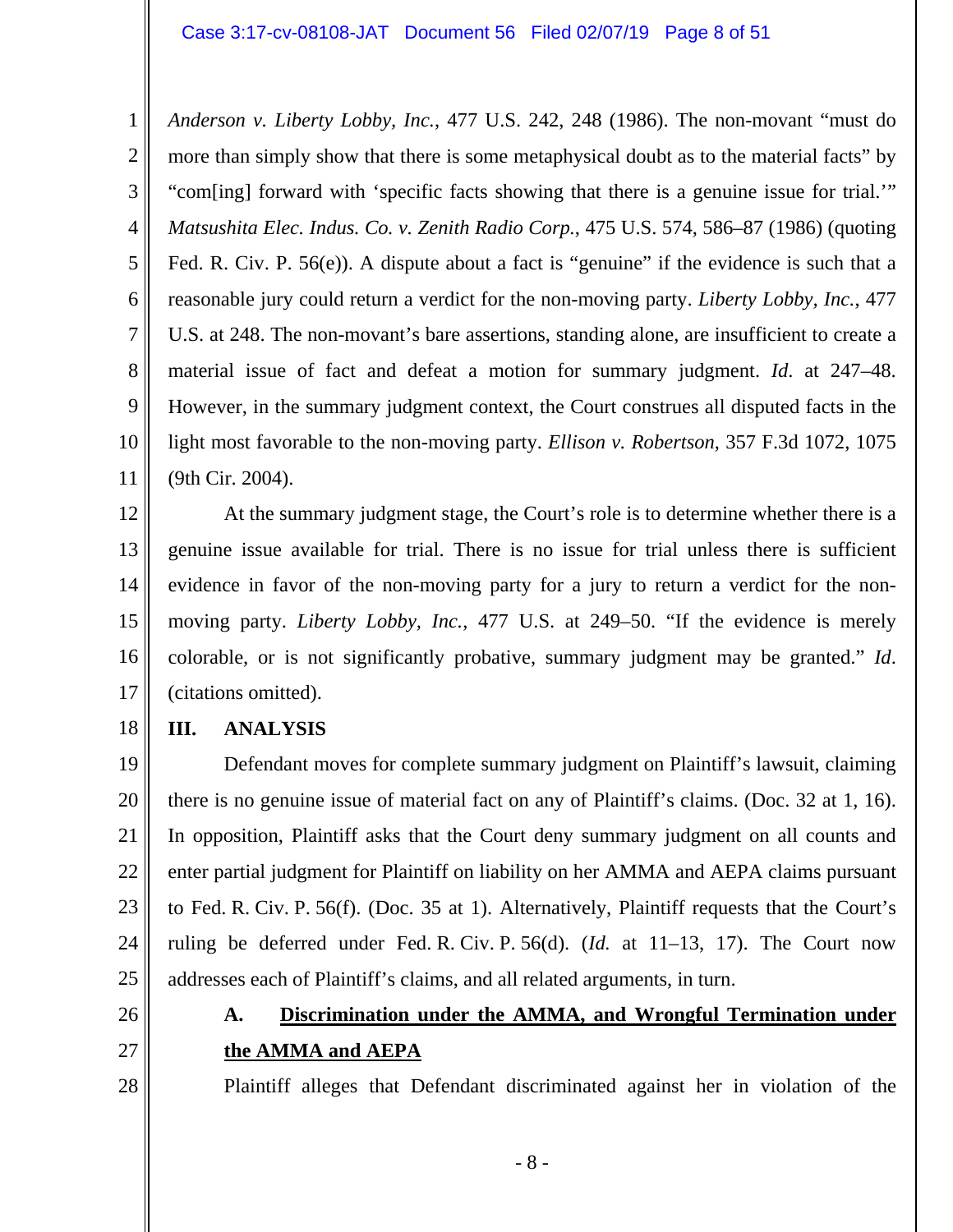*Anderson v. Liberty Lobby, Inc.*, 477 U.S. 242, 248 (1986). The non-movant "must do more than simply show that there is some metaphysical doubt as to the material facts" by "com[ing] forward with 'specific facts showing that there is a genuine issue for trial.'" *Matsushita Elec. Indus. Co. v. Zenith Radio Corp.*, 475 U.S. 574, 586–87 (1986) (quoting Fed. R. Civ. P. 56(e)). A dispute about a fact is "genuine" if the evidence is such that a reasonable jury could return a verdict for the non-moving party. *Liberty Lobby, Inc.*, 477 U.S. at 248. The non-movant's bare assertions, standing alone, are insufficient to create a material issue of fact and defeat a motion for summary judgment. *Id*. at 247–48. However, in the summary judgment context, the Court construes all disputed facts in the light most favorable to the non-moving party. *Ellison v. Robertson*, 357 F.3d 1072, 1075 (9th Cir. 2004).

At the summary judgment stage, the Court's role is to determine whether there is a genuine issue available for trial. There is no issue for trial unless there is sufficient evidence in favor of the non-moving party for a jury to return a verdict for the non-moving party. *Liberty Lobby, Inc.*, 477 U.S. at 249–50. "If the evidence is merely colorable, or is not significantly probative, summary judgment may be granted." *Id*. (citations omitted).

## III. ANALYSIS

Defendant moves for complete summary judgment on Plaintiff's lawsuit, claiming there is no genuine issue of material fact on any of Plaintiff's claims. (Doc. 32 at 1, 16). In opposition, Plaintiff asks that the Court deny summary judgment on all counts and enter partial judgment for Plaintiff on liability on her AMMA and AEPA claims pursuant to Fed. R. Civ. P. 56(f). (Doc. 35 at 1). Alternatively, Plaintiff requests that the Court's ruling be deferred under Fed. R. Civ. P. 56(d). (*Id.* at 11–13, 17). The Court now addresses each of Plaintiff's claims, and all related arguments, in turn.

### A. <u>Discrimination under the AMMA, and Wrongful Termination under the AMMA and AEPA</u>

Plaintiff alleges that Defendant discriminated against her in violation of the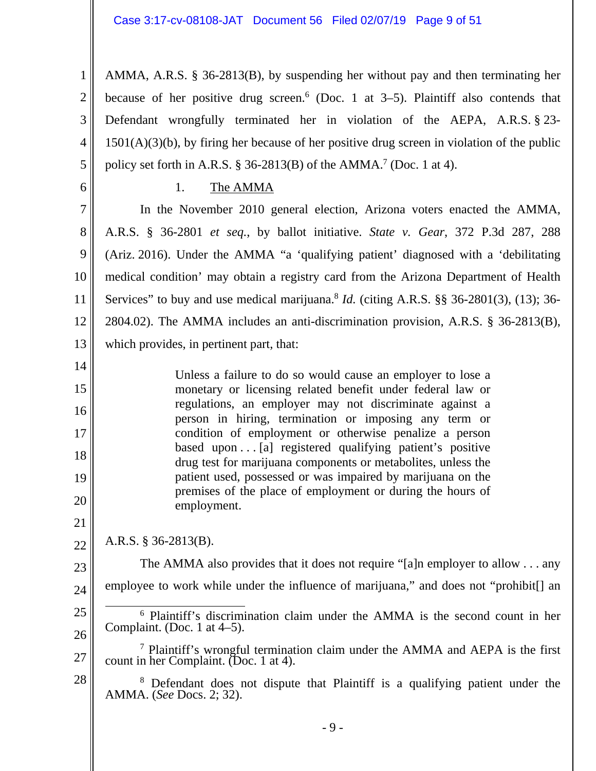AMMA, A.R.S. § 36-2813(B), by suspending her without pay and then terminating her because of her positive drug screen.[6] (Doc. 1 at 3–5). Plaintiff also contends that Defendant wrongfully terminated her in violation of the AEPA, A.R.S. § 23-1501(A)(3)(b), by firing her because of her positive drug screen in violation of the public policy set forth in A.R.S. § 36-2813(B) of the AMMA.[7] (Doc. 1 at 4).

1. The AMMA

In the November 2010 general election, Arizona voters enacted the AMMA, A.R.S. § 36-2801 *et seq.*, by ballot initiative. *State v. Gear*, 372 P.3d 287, 288 (Ariz. 2016). Under the AMMA "a 'qualifying patient' diagnosed with a 'debilitating medical condition' may obtain a registry card from the Arizona Department of Health Services" to buy and use medical marijuana.[8] *Id.* (citing A.R.S. §§ 36-2801(3), (13); 36-2804.02). The AMMA includes an anti-discrimination provision, A.R.S. § 36-2813(B), which provides, in pertinent part, that:

> Unless a failure to do so would cause an employer to lose a monetary or licensing related benefit under federal law or regulations, an employer may not discriminate against a person in hiring, termination or imposing any term or condition of employment or otherwise penalize a person based upon . . . [a] registered qualifying patient's positive drug test for marijuana components or metabolites, unless the patient used, possessed or was impaired by marijuana on the premises of the place of employment or during the hours of employment.

A.R.S. § 36-2813(B).

The AMMA also provides that it does not require "[a]n employer to allow . . . any employee to work while under the influence of marijuana," and does not "prohibit[] an

[6] Plaintiff's discrimination claim under the AMMA is the second count in her Complaint. (Doc. 1 at 4–5).

[7] Plaintiff's wrongful termination claim under the AMMA and AEPA is the first count in her Complaint. (Doc. 1 at 4).

[8] Defendant does not dispute that Plaintiff is a qualifying patient under the AMMA. (*See* Docs. 2; 32).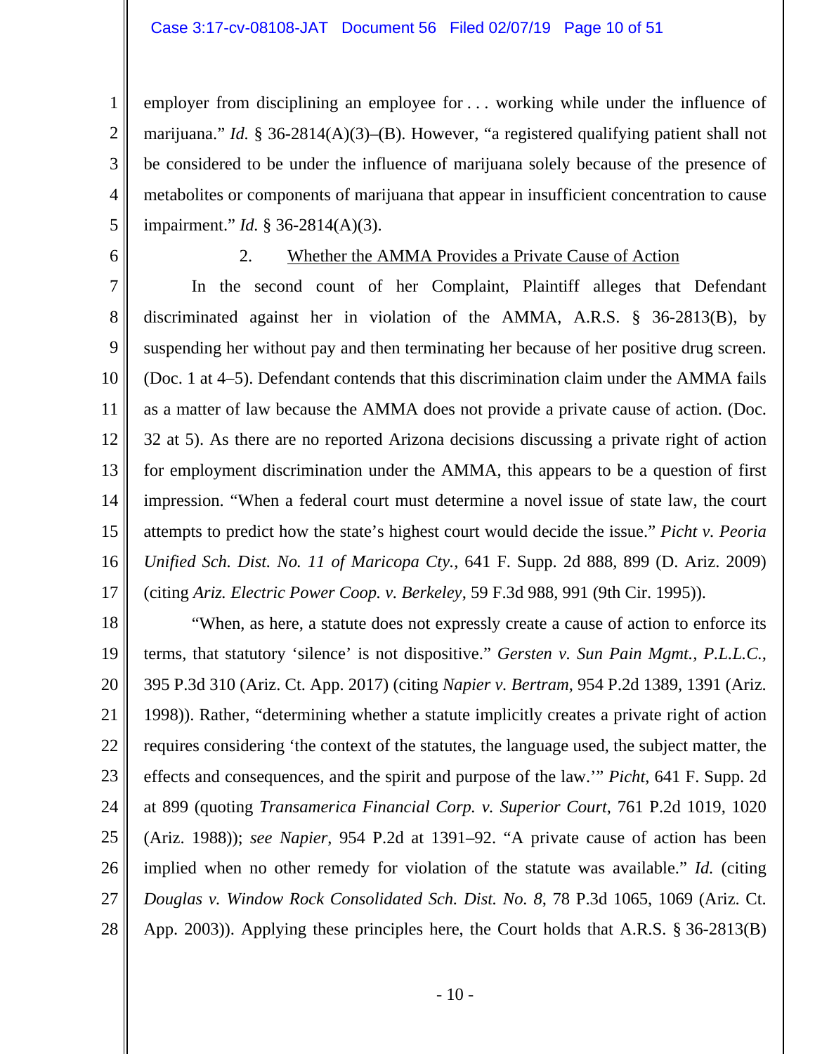employer from disciplining an employee for . . . working while under the influence of marijuana." *Id.* § 36-2814(A)(3)–(B). However, "a registered qualifying patient shall not be considered to be under the influence of marijuana solely because of the presence of metabolites or components of marijuana that appear in insufficient concentration to cause impairment." *Id.* § 36-2814(A)(3).

2. Whether the AMMA Provides a Private Cause of Action

In the second count of her Complaint, Plaintiff alleges that Defendant discriminated against her in violation of the AMMA, A.R.S. § 36-2813(B), by suspending her without pay and then terminating her because of her positive drug screen. (Doc. 1 at 4–5). Defendant contends that this discrimination claim under the AMMA fails as a matter of law because the AMMA does not provide a private cause of action. (Doc. 32 at 5). As there are no reported Arizona decisions discussing a private right of action for employment discrimination under the AMMA, this appears to be a question of first impression. "When a federal court must determine a novel issue of state law, the court attempts to predict how the state's highest court would decide the issue." *Picht v. Peoria Unified Sch. Dist. No. 11 of Maricopa Cty.*, 641 F. Supp. 2d 888, 899 (D. Ariz. 2009) (citing *Ariz. Electric Power Coop. v. Berkeley*, 59 F.3d 988, 991 (9th Cir. 1995)).

"When, as here, a statute does not expressly create a cause of action to enforce its terms, that statutory 'silence' is not dispositive." *Gersten v. Sun Pain Mgmt., P.L.L.C.*, 395 P.3d 310 (Ariz. Ct. App. 2017) (citing *Napier v. Bertram*, 954 P.2d 1389, 1391 (Ariz. 1998)). Rather, "determining whether a statute implicitly creates a private right of action requires considering 'the context of the statutes, the language used, the subject matter, the effects and consequences, and the spirit and purpose of the law.'" *Picht*, 641 F. Supp. 2d at 899 (quoting *Transamerica Financial Corp. v. Superior Court*, 761 P.2d 1019, 1020 (Ariz. 1988)); *see Napier*, 954 P.2d at 1391–92. "A private cause of action has been implied when no other remedy for violation of the statute was available." *Id.* (citing *Douglas v. Window Rock Consolidated Sch. Dist. No. 8*, 78 P.3d 1065, 1069 (Ariz. Ct. App. 2003)). Applying these principles here, the Court holds that A.R.S. § 36-2813(B)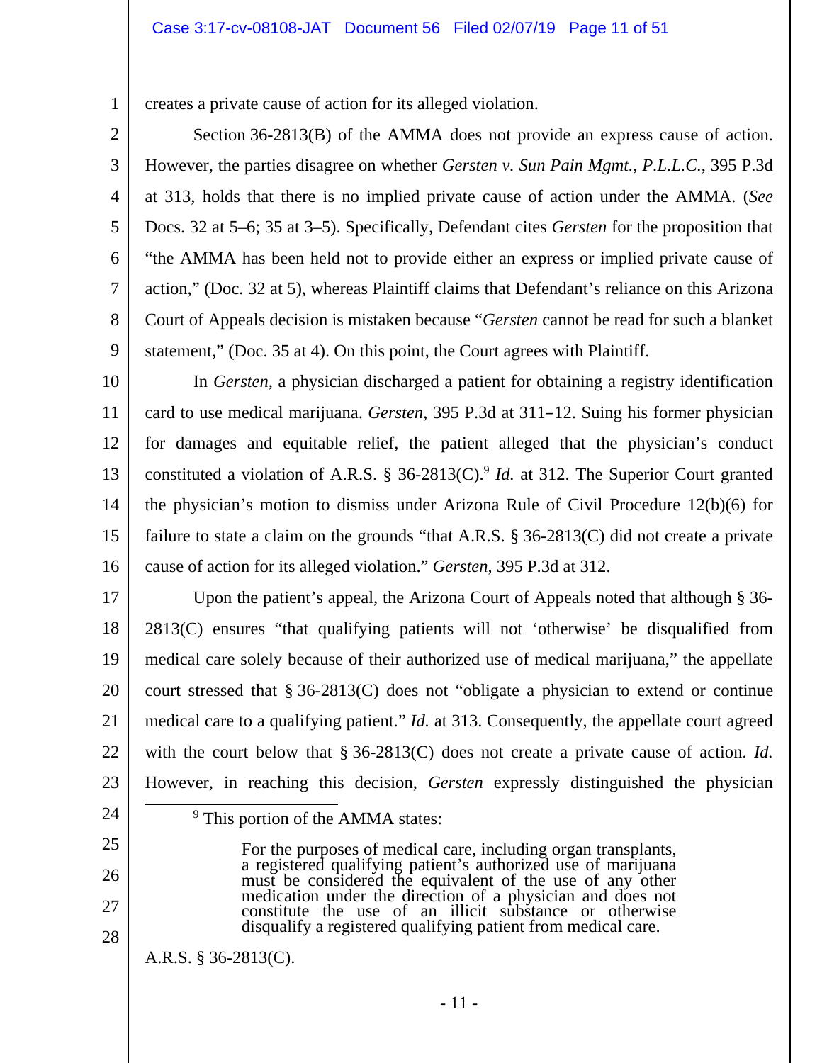creates a private cause of action for its alleged violation.

Section 36-2813(B) of the AMMA does not provide an express cause of action. However, the parties disagree on whether *Gersten v. Sun Pain Mgmt., P.L.L.C.*, 395 P.3d at 313, holds that there is no implied private cause of action under the AMMA. (*See* Docs. 32 at 5–6; 35 at 3–5). Specifically, Defendant cites *Gersten* for the proposition that "the AMMA has been held not to provide either an express or implied private cause of action," (Doc. 32 at 5), whereas Plaintiff claims that Defendant's reliance on this Arizona Court of Appeals decision is mistaken because "*Gersten* cannot be read for such a blanket statement," (Doc. 35 at 4). On this point, the Court agrees with Plaintiff.

In *Gersten*, a physician discharged a patient for obtaining a registry identification card to use medical marijuana. *Gersten*, 395 P.3d at 311–12. Suing his former physician for damages and equitable relief, the patient alleged that the physician's conduct constituted a violation of A.R.S. § 36-2813(C).[9] *Id.* at 312. The Superior Court granted the physician's motion to dismiss under Arizona Rule of Civil Procedure 12(b)(6) for failure to state a claim on the grounds "that A.R.S. § 36-2813(C) did not create a private cause of action for its alleged violation." *Gersten*, 395 P.3d at 312.

Upon the patient's appeal, the Arizona Court of Appeals noted that although § 36-2813(C) ensures "that qualifying patients will not 'otherwise' be disqualified from medical care solely because of their authorized use of medical marijuana," the appellate court stressed that § 36-2813(C) does not "obligate a physician to extend or continue medical care to a qualifying patient." *Id.* at 313. Consequently, the appellate court agreed with the court below that § 36-2813(C) does not create a private cause of action. *Id.* However, in reaching this decision, *Gersten* expressly distinguished the physician

---

[9] This portion of the AMMA states:

> For the purposes of medical care, including organ transplants, a registered qualifying patient's authorized use of marijuana must be considered the equivalent of the use of any other medication under the direction of a physician and does not constitute the use of an illicit substance or otherwise disqualify a registered qualifying patient from medical care.

A.R.S. § 36-2813(C).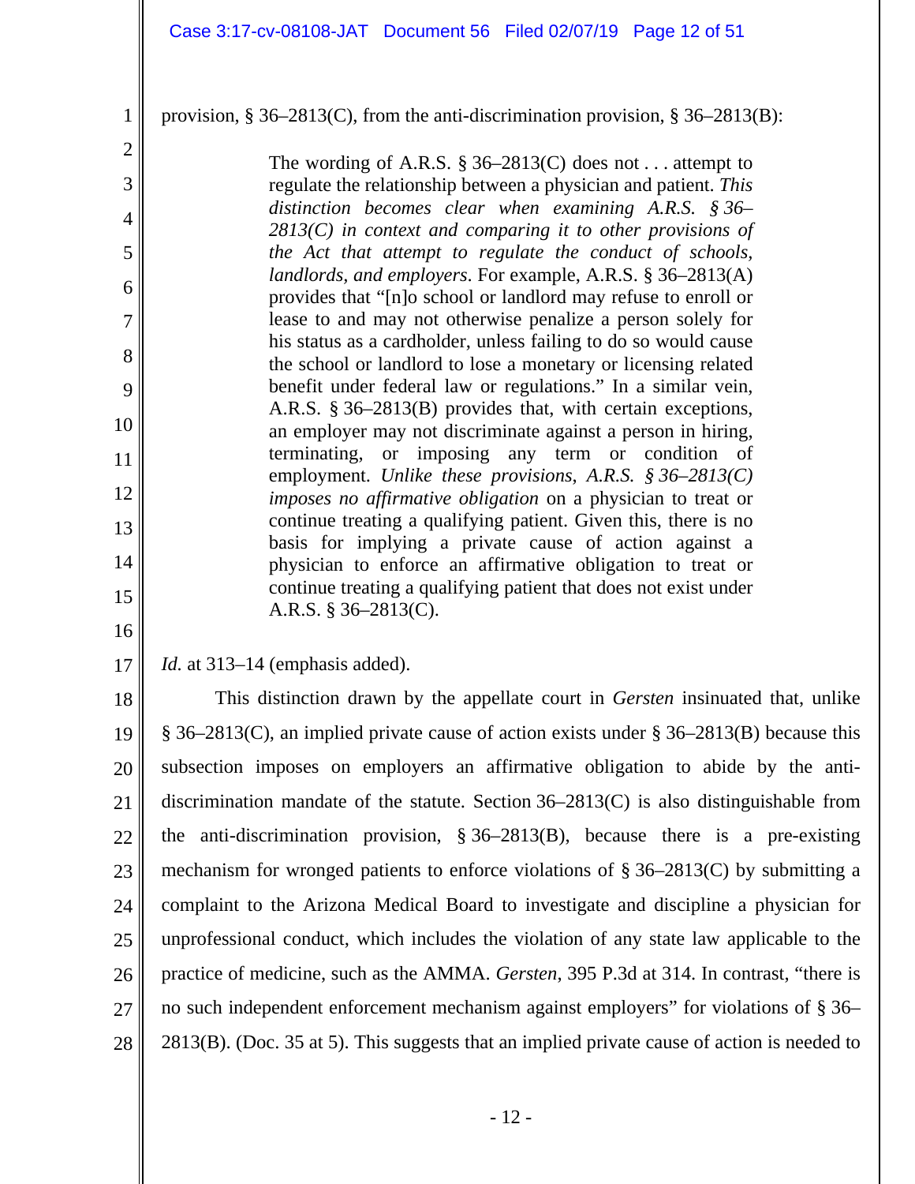provision, § 36–2813(C), from the anti-discrimination provision, § 36–2813(B):

> The wording of A.R.S. § 36–2813(C) does not . . . attempt to regulate the relationship between a physician and patient. *This distinction becomes clear when examining A.R.S. § 36–2813(C) in context and comparing it to other provisions of the Act that attempt to regulate the conduct of schools, landlords, and employers*. For example, A.R.S. § 36–2813(A) provides that "[n]o school or landlord may refuse to enroll or lease to and may not otherwise penalize a person solely for his status as a cardholder, unless failing to do so would cause the school or landlord to lose a monetary or licensing related benefit under federal law or regulations." In a similar vein, A.R.S. § 36–2813(B) provides that, with certain exceptions, an employer may not discriminate against a person in hiring, terminating, or imposing any term or condition of employment. *Unlike these provisions, A.R.S. § 36–2813(C) imposes no affirmative obligation* on a physician to treat or continue treating a qualifying patient. Given this, there is no basis for implying a private cause of action against a physician to enforce an affirmative obligation to treat or continue treating a qualifying patient that does not exist under A.R.S. § 36–2813(C).

*Id.* at 313–14 (emphasis added).

This distinction drawn by the appellate court in *Gersten* insinuated that, unlike § 36–2813(C), an implied private cause of action exists under § 36–2813(B) because this subsection imposes on employers an affirmative obligation to abide by the anti-discrimination mandate of the statute. Section 36–2813(C) is also distinguishable from the anti-discrimination provision, § 36–2813(B), because there is a pre-existing mechanism for wronged patients to enforce violations of § 36–2813(C) by submitting a complaint to the Arizona Medical Board to investigate and discipline a physician for unprofessional conduct, which includes the violation of any state law applicable to the practice of medicine, such as the AMMA. *Gersten*, 395 P.3d at 314. In contrast, "there is no such independent enforcement mechanism against employers" for violations of § 36–2813(B). (Doc. 35 at 5). This suggests that an implied private cause of action is needed to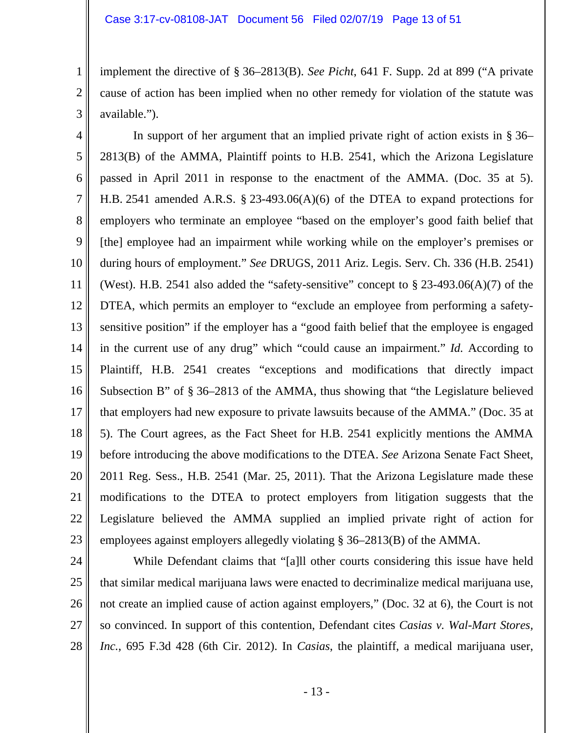implement the directive of § 36–2813(B). *See Picht*, 641 F. Supp. 2d at 899 ("A private cause of action has been implied when no other remedy for violation of the statute was available.").

In support of her argument that an implied private right of action exists in § 36–2813(B) of the AMMA, Plaintiff points to H.B. 2541, which the Arizona Legislature passed in April 2011 in response to the enactment of the AMMA. (Doc. 35 at 5). H.B. 2541 amended A.R.S. § 23-493.06(A)(6) of the DTEA to expand protections for employers who terminate an employee "based on the employer's good faith belief that [the] employee had an impairment while working while on the employer's premises or during hours of employment." *See* DRUGS, 2011 Ariz. Legis. Serv. Ch. 336 (H.B. 2541) (West). H.B. 2541 also added the "safety-sensitive" concept to § 23-493.06(A)(7) of the DTEA, which permits an employer to "exclude an employee from performing a safety-sensitive position" if the employer has a "good faith belief that the employee is engaged in the current use of any drug" which "could cause an impairment." *Id.* According to Plaintiff, H.B. 2541 creates "exceptions and modifications that directly impact Subsection B" of § 36–2813 of the AMMA, thus showing that "the Legislature believed that employers had new exposure to private lawsuits because of the AMMA." (Doc. 35 at 5). The Court agrees, as the Fact Sheet for H.B. 2541 explicitly mentions the AMMA before introducing the above modifications to the DTEA. *See* Arizona Senate Fact Sheet, 2011 Reg. Sess., H.B. 2541 (Mar. 25, 2011). That the Arizona Legislature made these modifications to the DTEA to protect employers from litigation suggests that the Legislature believed the AMMA supplied an implied private right of action for employees against employers allegedly violating § 36–2813(B) of the AMMA.

While Defendant claims that "[a]ll other courts considering this issue have held that similar medical marijuana laws were enacted to decriminalize medical marijuana use, not create an implied cause of action against employers," (Doc. 32 at 6), the Court is not so convinced. In support of this contention, Defendant cites *Casias v. Wal-Mart Stores, Inc.*, 695 F.3d 428 (6th Cir. 2012). In *Casias*, the plaintiff, a medical marijuana user,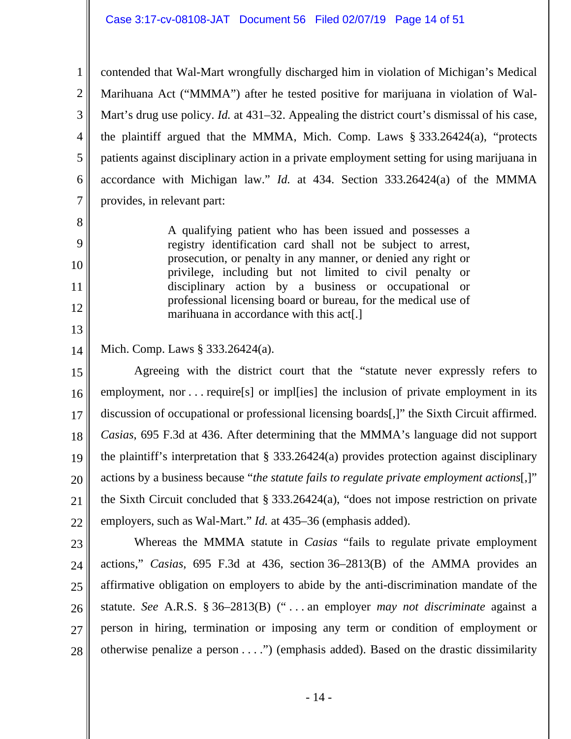contended that Wal-Mart wrongfully discharged him in violation of Michigan's Medical Marihuana Act ("MMMA") after he tested positive for marijuana in violation of Wal-Mart's drug use policy. *Id.* at 431–32. Appealing the district court's dismissal of his case, the plaintiff argued that the MMMA, Mich. Comp. Laws § 333.26424(a), "protects patients against disciplinary action in a private employment setting for using marijuana in accordance with Michigan law." *Id.* at 434. Section 333.26424(a) of the MMMA provides, in relevant part:

> A qualifying patient who has been issued and possesses a registry identification card shall not be subject to arrest, prosecution, or penalty in any manner, or denied any right or privilege, including but not limited to civil penalty or disciplinary action by a business or occupational or professional licensing board or bureau, for the medical use of marihuana in accordance with this act[.]

Mich. Comp. Laws § 333.26424(a).

Agreeing with the district court that the "statute never expressly refers to employment, nor . . . require[s] or impl[ies] the inclusion of private employment in its discussion of occupational or professional licensing boards[,]" the Sixth Circuit affirmed. *Casias*, 695 F.3d at 436. After determining that the MMMA's language did not support the plaintiff's interpretation that § 333.26424(a) provides protection against disciplinary actions by a business because "*the statute fails to regulate private employment actions*[,]" the Sixth Circuit concluded that § 333.26424(a), "does not impose restriction on private employers, such as Wal-Mart." *Id.* at 435–36 (emphasis added).

Whereas the MMMA statute in *Casias* "fails to regulate private employment actions," *Casias*, 695 F.3d at 436, section 36–2813(B) of the AMMA provides an affirmative obligation on employers to abide by the anti-discrimination mandate of the statute. *See* A.R.S. § 36–2813(B) (" . . . an employer *may not discriminate* against a person in hiring, termination or imposing any term or condition of employment or otherwise penalize a person . . . .") (emphasis added). Based on the drastic dissimilarity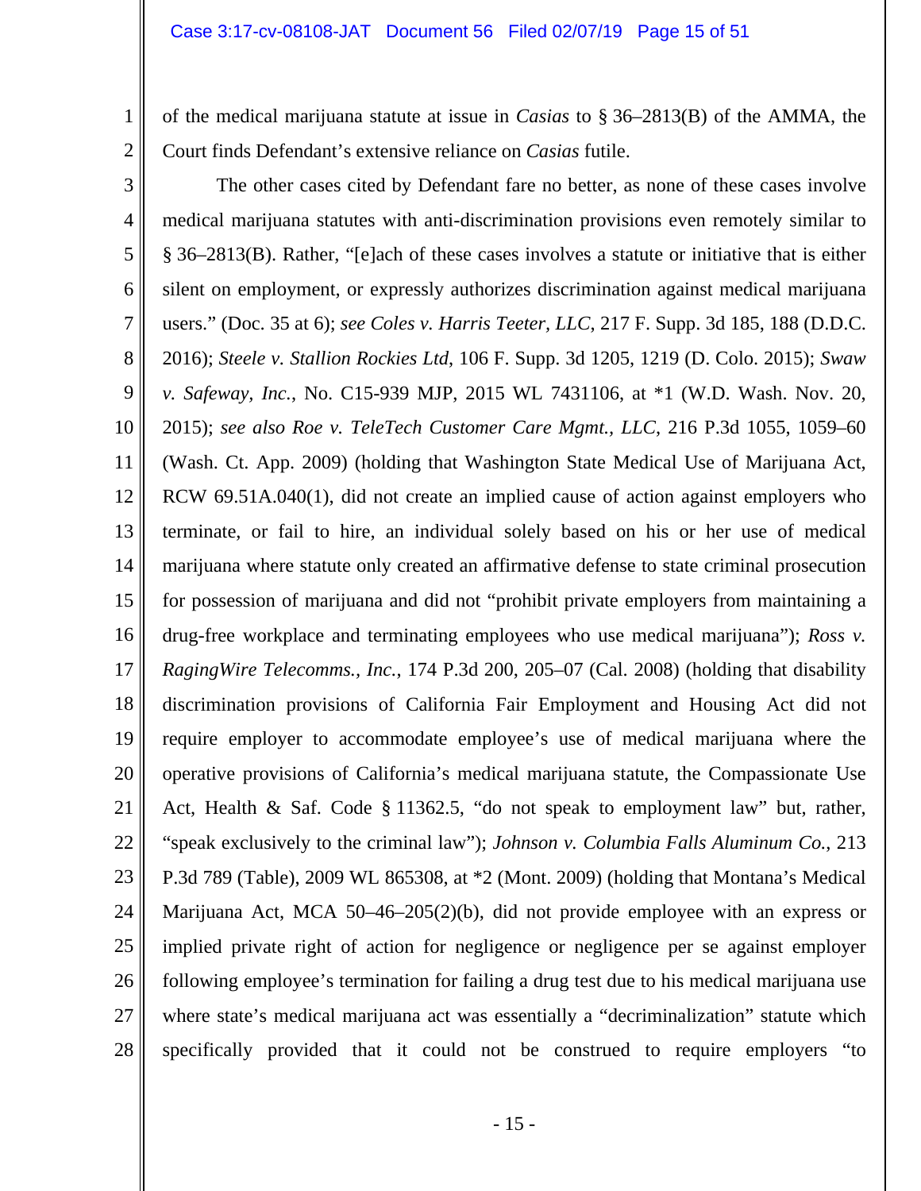of the medical marijuana statute at issue in *Casias* to § 36–2813(B) of the AMMA, the Court finds Defendant's extensive reliance on *Casias* futile.

The other cases cited by Defendant fare no better, as none of these cases involve medical marijuana statutes with anti-discrimination provisions even remotely similar to § 36–2813(B). Rather, "[e]ach of these cases involves a statute or initiative that is either silent on employment, or expressly authorizes discrimination against medical marijuana users." (Doc. 35 at 6); *see Coles v. Harris Teeter, LLC*, 217 F. Supp. 3d 185, 188 (D.D.C. 2016); *Steele v. Stallion Rockies Ltd*, 106 F. Supp. 3d 1205, 1219 (D. Colo. 2015); *Swaw v. Safeway, Inc.*, No. C15-939 MJP, 2015 WL 7431106, at *1 (W.D. Wash. Nov. 20, 2015); *see also Roe v. TeleTech Customer Care Mgmt., LLC*, 216 P.3d 1055, 1059–60 (Wash. Ct. App. 2009) (holding that Washington State Medical Use of Marijuana Act, RCW 69.51A.040(1), did not create an implied cause of action against employers who terminate, or fail to hire, an individual solely based on his or her use of medical marijuana where statute only created an affirmative defense to state criminal prosecution for possession of marijuana and did not "prohibit private employers from maintaining a drug-free workplace and terminating employees who use medical marijuana"); *Ross v. RagingWire Telecomms., Inc.*, 174 P.3d 200, 205–07 (Cal. 2008) (holding that disability discrimination provisions of California Fair Employment and Housing Act did not require employer to accommodate employee's use of medical marijuana where the operative provisions of California's medical marijuana statute, the Compassionate Use Act, Health & Saf. Code § 11362.5, "do not speak to employment law" but, rather, "speak exclusively to the criminal law"); *Johnson v. Columbia Falls Aluminum Co.*, 213 P.3d 789 (Table), 2009 WL 865308, at *2 (Mont. 2009) (holding that Montana's Medical Marijuana Act, MCA 50–46–205(2)(b), did not provide employee with an express or implied private right of action for negligence or negligence per se against employer following employee's termination for failing a drug test due to his medical marijuana use where state's medical marijuana act was essentially a "decriminalization" statute which specifically provided that it could not be construed to require employers "to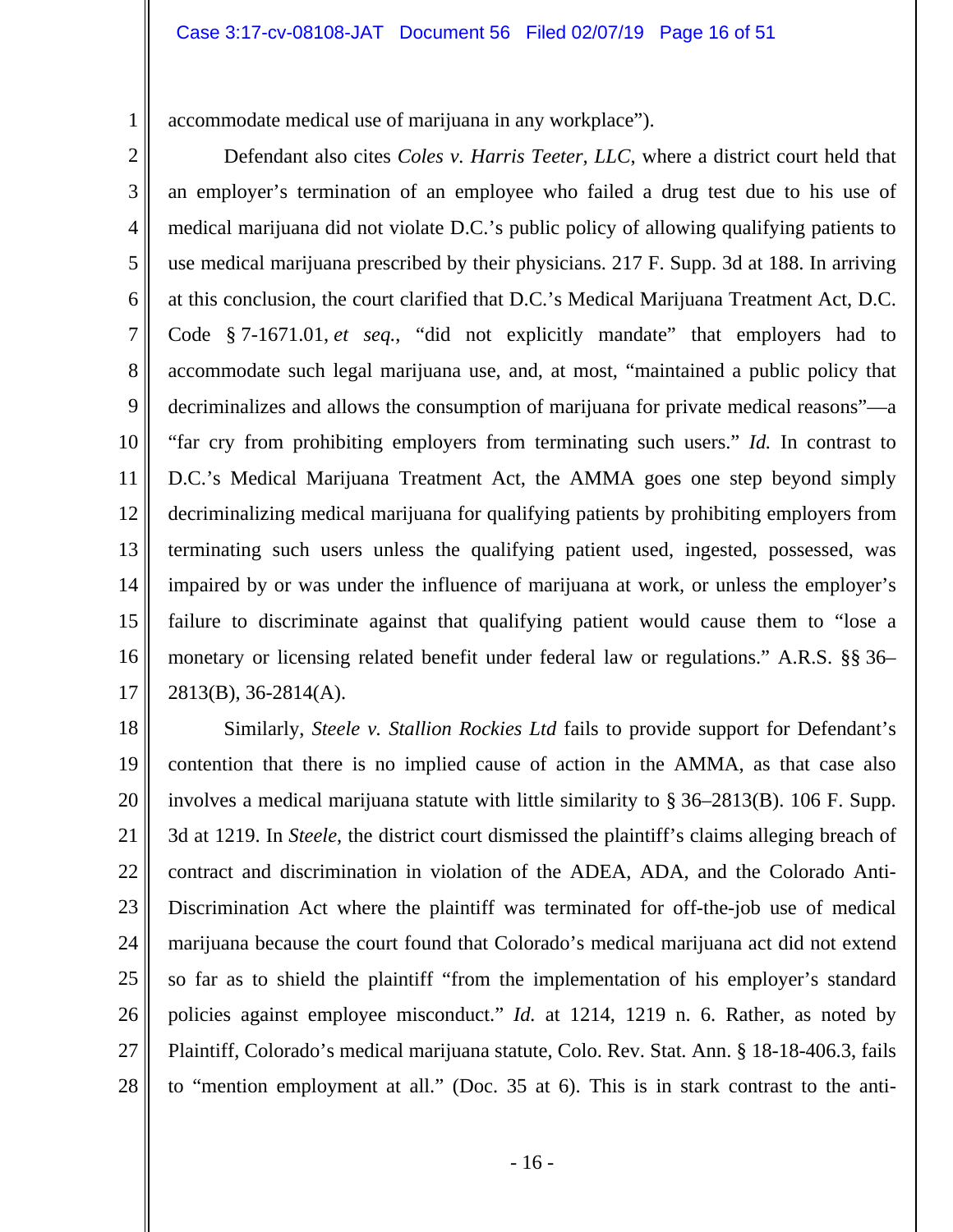accommodate medical use of marijuana in any workplace").

Defendant also cites *Coles v. Harris Teeter, LLC*, where a district court held that an employer's termination of an employee who failed a drug test due to his use of medical marijuana did not violate D.C.'s public policy of allowing qualifying patients to use medical marijuana prescribed by their physicians. 217 F. Supp. 3d at 188. In arriving at this conclusion, the court clarified that D.C.'s Medical Marijuana Treatment Act, D.C. Code § 7-1671.01, *et seq.*, "did not explicitly mandate" that employers had to accommodate such legal marijuana use, and, at most, "maintained a public policy that decriminalizes and allows the consumption of marijuana for private medical reasons"—a "far cry from prohibiting employers from terminating such users." *Id.* In contrast to D.C.'s Medical Marijuana Treatment Act, the AMMA goes one step beyond simply decriminalizing medical marijuana for qualifying patients by prohibiting employers from terminating such users unless the qualifying patient used, ingested, possessed, was impaired by or was under the influence of marijuana at work, or unless the employer's failure to discriminate against that qualifying patient would cause them to "lose a monetary or licensing related benefit under federal law or regulations." A.R.S. §§ 36–2813(B), 36-2814(A).

Similarly, *Steele v. Stallion Rockies Ltd* fails to provide support for Defendant's contention that there is no implied cause of action in the AMMA, as that case also involves a medical marijuana statute with little similarity to § 36–2813(B). 106 F. Supp. 3d at 1219. In *Steele*, the district court dismissed the plaintiff's claims alleging breach of contract and discrimination in violation of the ADEA, ADA, and the Colorado Anti-Discrimination Act where the plaintiff was terminated for off-the-job use of medical marijuana because the court found that Colorado's medical marijuana act did not extend so far as to shield the plaintiff "from the implementation of his employer's standard policies against employee misconduct." *Id.* at 1214, 1219 n. 6. Rather, as noted by Plaintiff, Colorado's medical marijuana statute, Colo. Rev. Stat. Ann. § 18-18-406.3, fails to "mention employment at all." (Doc. 35 at 6). This is in stark contrast to the anti-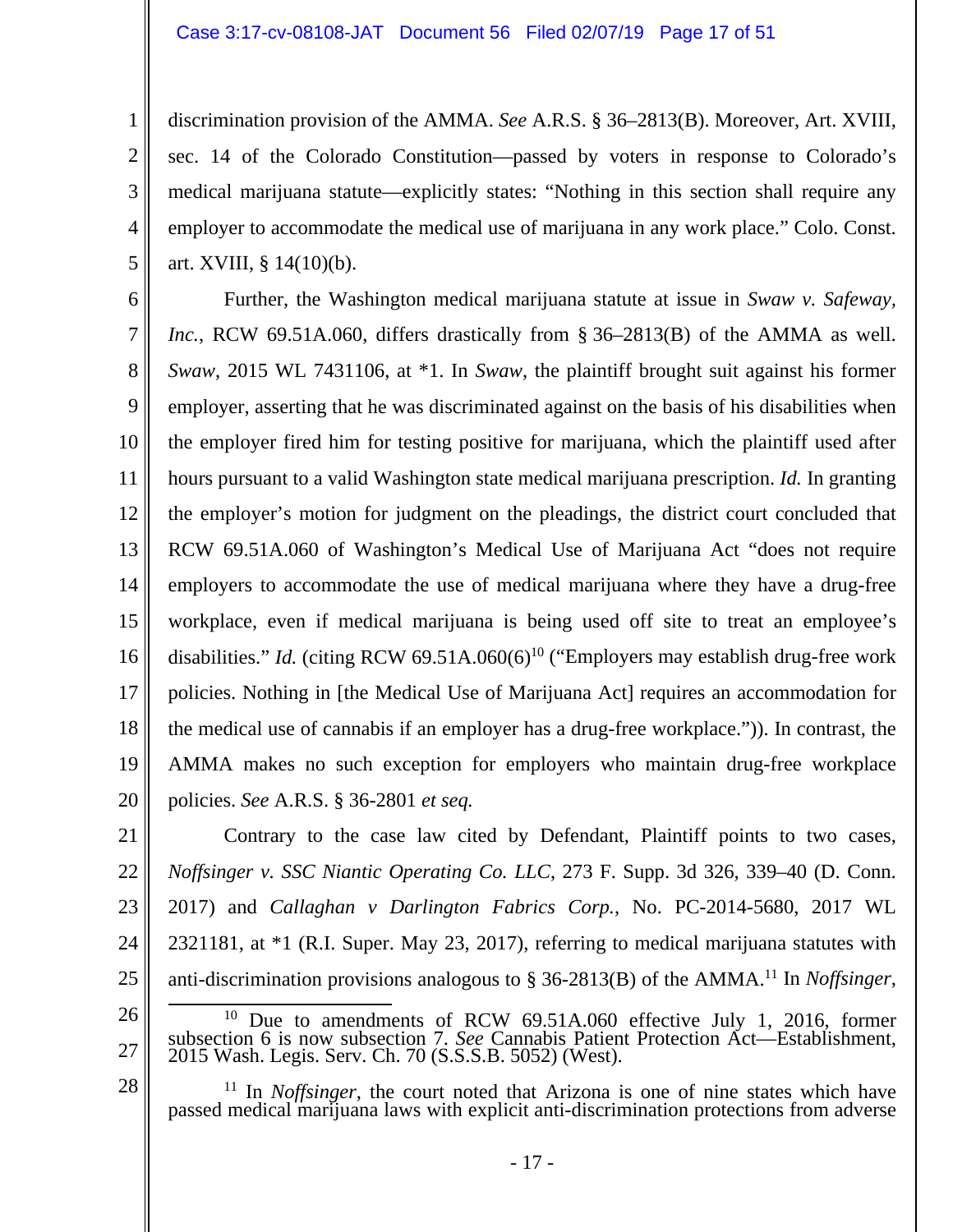discrimination provision of the AMMA. *See* A.R.S. § 36–2813(B). Moreover, Art. XVIII, sec. 14 of the Colorado Constitution—passed by voters in response to Colorado's medical marijuana statute—explicitly states: "Nothing in this section shall require any employer to accommodate the medical use of marijuana in any work place." Colo. Const. art. XVIII, § 14(10)(b).

Further, the Washington medical marijuana statute at issue in *Swaw v. Safeway, Inc.*, RCW 69.51A.060, differs drastically from § 36–2813(B) of the AMMA as well. *Swaw*, 2015 WL 7431106, at *1. In *Swaw*, the plaintiff brought suit against his former employer, asserting that he was discriminated against on the basis of his disabilities when the employer fired him for testing positive for marijuana, which the plaintiff used after hours pursuant to a valid Washington state medical marijuana prescription. *Id.* In granting the employer's motion for judgment on the pleadings, the district court concluded that RCW 69.51A.060 of Washington's Medical Use of Marijuana Act "does not require employers to accommodate the use of medical marijuana where they have a drug-free workplace, even if medical marijuana is being used off site to treat an employee's disabilities." *Id.* (citing RCW 69.51A.060(6)[10] ("Employers may establish drug-free work policies. Nothing in [the Medical Use of Marijuana Act] requires an accommodation for the medical use of cannabis if an employer has a drug-free workplace.")). In contrast, the AMMA makes no such exception for employers who maintain drug-free workplace policies. *See* A.R.S. § 36-2801 *et seq.*

Contrary to the case law cited by Defendant, Plaintiff points to two cases, *Noffsinger v. SSC Niantic Operating Co. LLC*, 273 F. Supp. 3d 326, 339–40 (D. Conn. 2017) and *Callaghan v Darlington Fabrics Corp.*, No. PC-2014-5680, 2017 WL 2321181, at *1 (R.I. Super. May 23, 2017), referring to medical marijuana statutes with anti-discrimination provisions analogous to § 36-2813(B) of the AMMA.[11] In *Noffsinger*,

---

[10] Due to amendments of RCW 69.51A.060 effective July 1, 2016, former subsection 6 is now subsection 7. *See* Cannabis Patient Protection Act—Establishment, 2015 Wash. Legis. Serv. Ch. 70 (S.S.S.B. 5052) (West).

[11] In *Noffsinger*, the court noted that Arizona is one of nine states which have passed medical marijuana laws with explicit anti-discrimination protections from adverse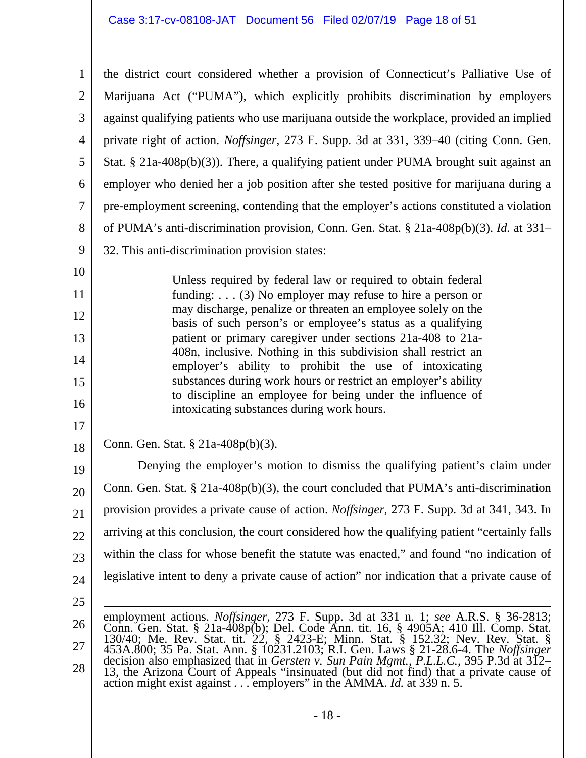the district court considered whether a provision of Connecticut's Palliative Use of Marijuana Act ("PUMA"), which explicitly prohibits discrimination by employers against qualifying patients who use marijuana outside the workplace, provided an implied private right of action. *Noffsinger*, 273 F. Supp. 3d at 331, 339–40 (citing Conn. Gen. Stat. § 21a-408p(b)(3)). There, a qualifying patient under PUMA brought suit against an employer who denied her a job position after she tested positive for marijuana during a pre-employment screening, contending that the employer's actions constituted a violation of PUMA's anti-discrimination provision, Conn. Gen. Stat. § 21a-408p(b)(3). *Id.* at 331–32. This anti-discrimination provision states:

> Unless required by federal law or required to obtain federal funding: . . . (3) No employer may refuse to hire a person or may discharge, penalize or threaten an employee solely on the basis of such person's or employee's status as a qualifying patient or primary caregiver under sections 21a-408 to 21a-408n, inclusive. Nothing in this subdivision shall restrict an employer's ability to prohibit the use of intoxicating substances during work hours or restrict an employer's ability to discipline an employee for being under the influence of intoxicating substances during work hours.

Conn. Gen. Stat. § 21a-408p(b)(3).

Denying the employer's motion to dismiss the qualifying patient's claim under Conn. Gen. Stat. § 21a-408p(b)(3), the court concluded that PUMA's anti-discrimination provision provides a private cause of action. *Noffsinger*, 273 F. Supp. 3d at 341, 343. In arriving at this conclusion, the court considered how the qualifying patient "certainly falls within the class for whose benefit the statute was enacted," and found "no indication of legislative intent to deny a private cause of action" nor indication that a private cause of

---

employment actions. *Noffsinger*, 273 F. Supp. 3d at 331 n. 1; *see* A.R.S. § 36-2813; Conn. Gen. Stat. § 21a-408p(b); Del. Code Ann. tit. 16, § 4905A; 410 Ill. Comp. Stat. 130/40; Me. Rev. Stat. tit. 22, § 2423-E; Minn. Stat. § 152.32; Nev. Rev. Stat. § 453A.800; 35 Pa. Stat. Ann. § 10231.2103; R.I. Gen. Laws § 21-28.6-4. The *Noffsinger* decision also emphasized that in *Gersten v. Sun Pain Mgmt., P.L.L.C.*, 395 P.3d at 312–13, the Arizona Court of Appeals "insinuated (but did not find) that a private cause of action might exist against . . . employers" in the AMMA. *Id.* at 339 n. 5.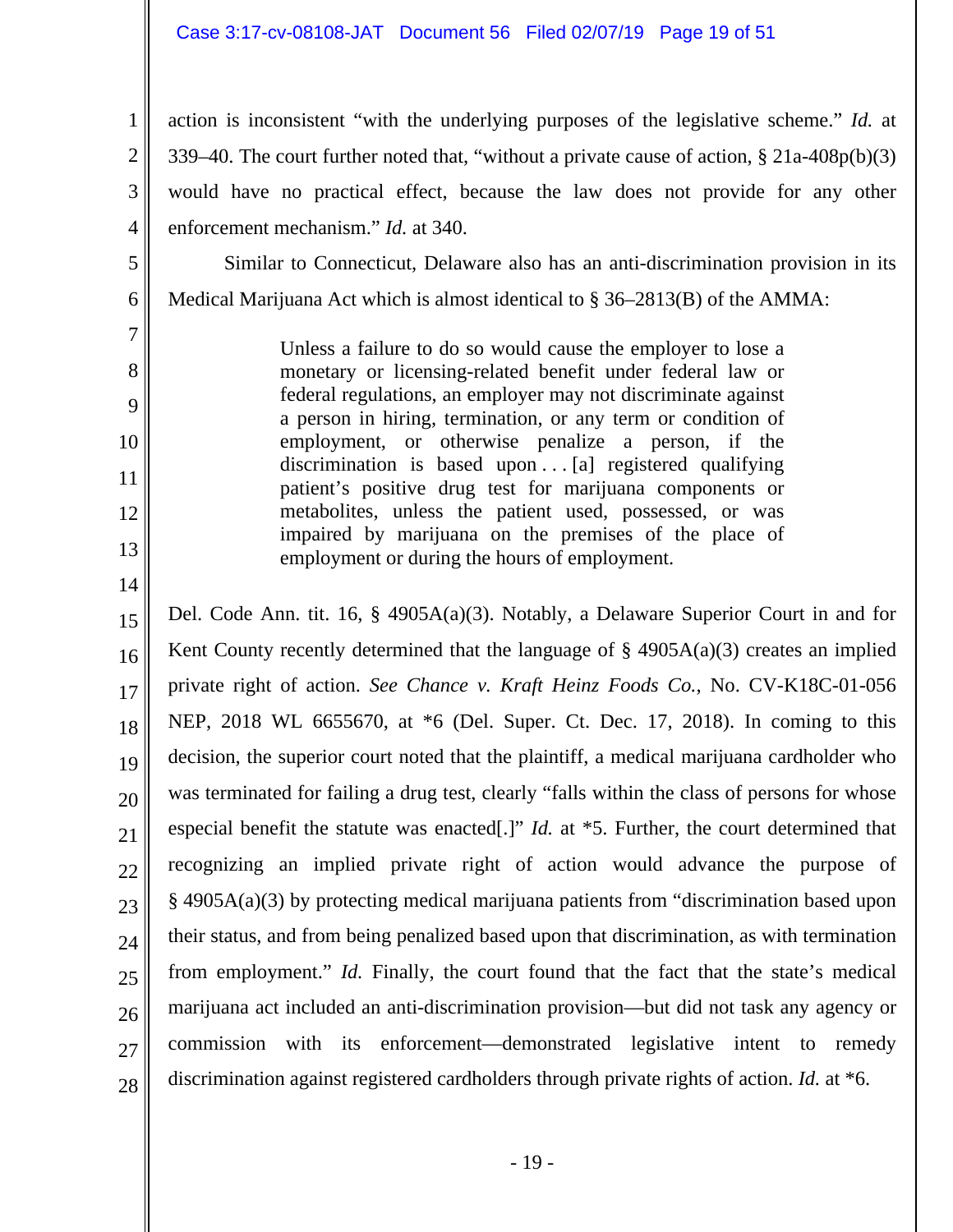action is inconsistent "with the underlying purposes of the legislative scheme." *Id.* at 339–40. The court further noted that, "without a private cause of action, § 21a-408p(b)(3) would have no practical effect, because the law does not provide for any other enforcement mechanism." *Id.* at 340.

Similar to Connecticut, Delaware also has an anti-discrimination provision in its Medical Marijuana Act which is almost identical to § 36–2813(B) of the AMMA:

> Unless a failure to do so would cause the employer to lose a monetary or licensing-related benefit under federal law or federal regulations, an employer may not discriminate against a person in hiring, termination, or any term or condition of employment, or otherwise penalize a person, if the discrimination is based upon . . . [a] registered qualifying patient's positive drug test for marijuana components or metabolites, unless the patient used, possessed, or was impaired by marijuana on the premises of the place of employment or during the hours of employment.

Del. Code Ann. tit. 16, § 4905A(a)(3). Notably, a Delaware Superior Court in and for Kent County recently determined that the language of § 4905A(a)(3) creates an implied private right of action. *See Chance v. Kraft Heinz Foods Co.*, No. CV-K18C-01-056 NEP, 2018 WL 6655670, at *6 (Del. Super. Ct. Dec. 17, 2018). In coming to this decision, the superior court noted that the plaintiff, a medical marijuana cardholder who was terminated for failing a drug test, clearly "falls within the class of persons for whose especial benefit the statute was enacted[.]" *Id.* at *5. Further, the court determined that recognizing an implied private right of action would advance the purpose of § 4905A(a)(3) by protecting medical marijuana patients from "discrimination based upon their status, and from being penalized based upon that discrimination, as with termination from employment." *Id.* Finally, the court found that the fact that the state's medical marijuana act included an anti-discrimination provision—but did not task any agency or commission with its enforcement—demonstrated legislative intent to remedy discrimination against registered cardholders through private rights of action. *Id.* at *6.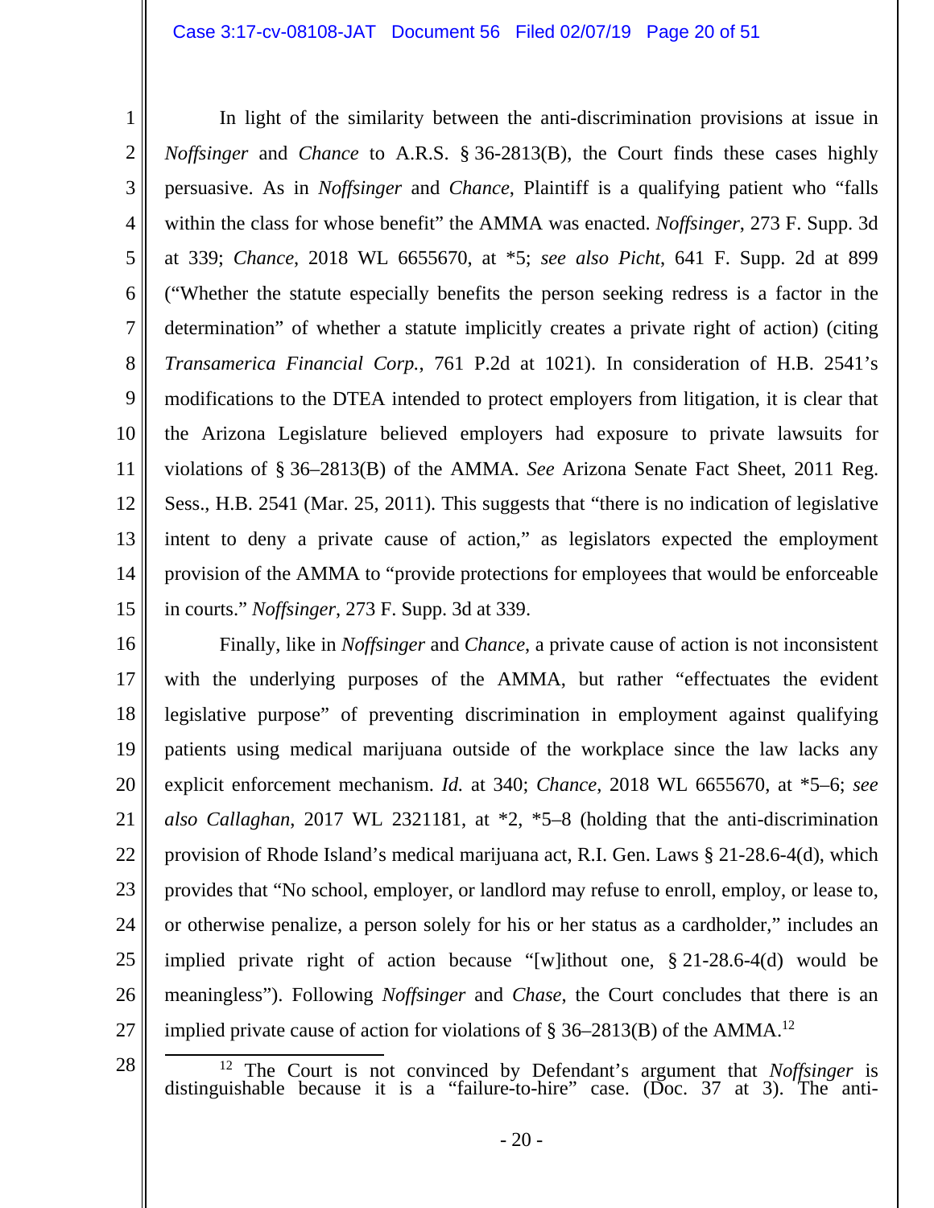In light of the similarity between the anti-discrimination provisions at issue in *Noffsinger* and *Chance* to A.R.S. § 36-2813(B), the Court finds these cases highly persuasive. As in *Noffsinger* and *Chance*, Plaintiff is a qualifying patient who "falls within the class for whose benefit" the AMMA was enacted. *Noffsinger*, 273 F. Supp. 3d at 339; *Chance*, 2018 WL 6655670, at *5; *see also Picht*, 641 F. Supp. 2d at 899 ("Whether the statute especially benefits the person seeking redress is a factor in the determination" of whether a statute implicitly creates a private right of action) (citing *Transamerica Financial Corp.*, 761 P.2d at 1021). In consideration of H.B. 2541's modifications to the DTEA intended to protect employers from litigation, it is clear that the Arizona Legislature believed employers had exposure to private lawsuits for violations of § 36–2813(B) of the AMMA. *See* Arizona Senate Fact Sheet, 2011 Reg. Sess., H.B. 2541 (Mar. 25, 2011). This suggests that "there is no indication of legislative intent to deny a private cause of action," as legislators expected the employment provision of the AMMA to "provide protections for employees that would be enforceable in courts." *Noffsinger*, 273 F. Supp. 3d at 339.

Finally, like in *Noffsinger* and *Chance*, a private cause of action is not inconsistent with the underlying purposes of the AMMA, but rather "effectuates the evident legislative purpose" of preventing discrimination in employment against qualifying patients using medical marijuana outside of the workplace since the law lacks any explicit enforcement mechanism. *Id.* at 340; *Chance*, 2018 WL 6655670, at *5–6; *see also Callaghan*, 2017 WL 2321181, at *2, *5–8 (holding that the anti-discrimination provision of Rhode Island's medical marijuana act, R.I. Gen. Laws § 21-28.6-4(d), which provides that "No school, employer, or landlord may refuse to enroll, employ, or lease to, or otherwise penalize, a person solely for his or her status as a cardholder," includes an implied private right of action because "[w]ithout one, § 21-28.6-4(d) would be meaningless"). Following *Noffsinger* and *Chase*, the Court concludes that there is an implied private cause of action for violations of § 36–2813(B) of the AMMA.[12]

---

[12] The Court is not convinced by Defendant's argument that *Noffsinger* is distinguishable because it is a "failure-to-hire" case. (Doc. 37 at 3). The anti-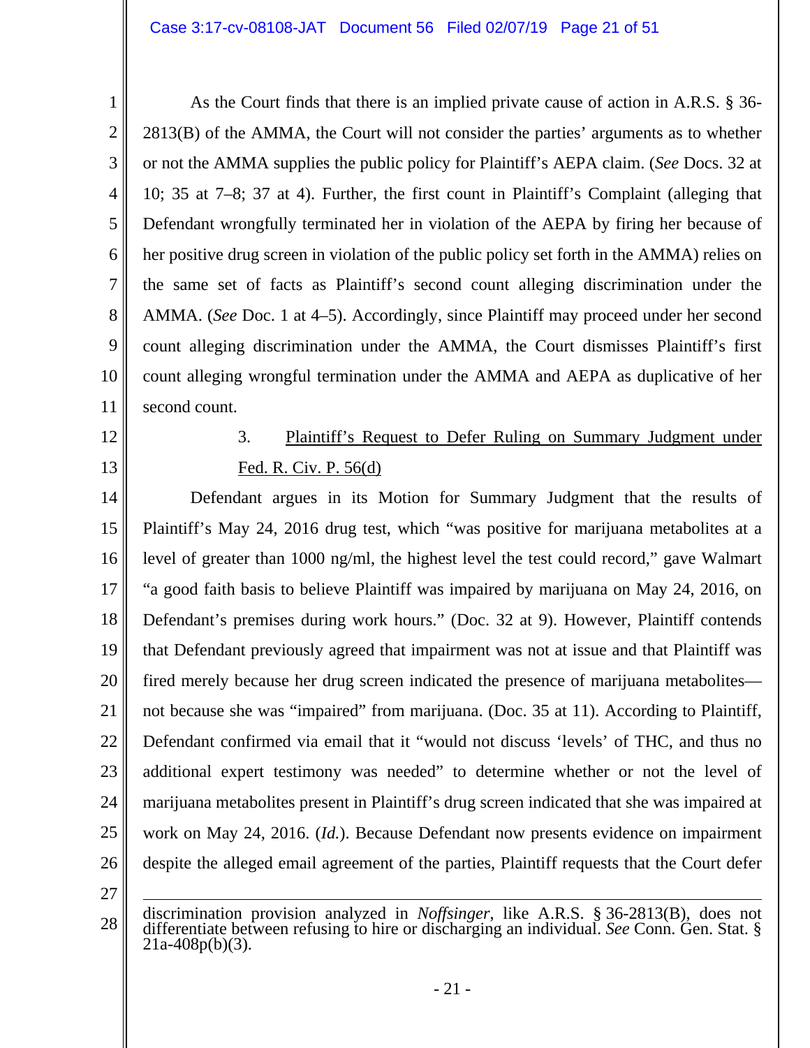As the Court finds that there is an implied private cause of action in A.R.S. § 36-2813(B) of the AMMA, the Court will not consider the parties' arguments as to whether or not the AMMA supplies the public policy for Plaintiff's AEPA claim. (*See* Docs. 32 at 10; 35 at 7–8; 37 at 4). Further, the first count in Plaintiff's Complaint (alleging that Defendant wrongfully terminated her in violation of the AEPA by firing her because of her positive drug screen in violation of the public policy set forth in the AMMA) relies on the same set of facts as Plaintiff's second count alleging discrimination under the AMMA. (*See* Doc. 1 at 4–5). Accordingly, since Plaintiff may proceed under her second count alleging discrimination under the AMMA, the Court dismisses Plaintiff's first count alleging wrongful termination under the AMMA and AEPA as duplicative of her second count.

3. Plaintiff's Request to Defer Ruling on Summary Judgment under Fed. R. Civ. P. 56(d)

Defendant argues in its Motion for Summary Judgment that the results of Plaintiff's May 24, 2016 drug test, which "was positive for marijuana metabolites at a level of greater than 1000 ng/ml, the highest level the test could record," gave Walmart "a good faith basis to believe Plaintiff was impaired by marijuana on May 24, 2016, on Defendant's premises during work hours." (Doc. 32 at 9). However, Plaintiff contends that Defendant previously agreed that impairment was not at issue and that Plaintiff was fired merely because her drug screen indicated the presence of marijuana metabolites—not because she was "impaired" from marijuana. (Doc. 35 at 11). According to Plaintiff, Defendant confirmed via email that it "would not discuss 'levels' of THC, and thus no additional expert testimony was needed" to determine whether or not the level of marijuana metabolites present in Plaintiff's drug screen indicated that she was impaired at work on May 24, 2016. (*Id.*). Because Defendant now presents evidence on impairment despite the alleged email agreement of the parties, Plaintiff requests that the Court defer

---

discrimination provision analyzed in *Noffsinger*, like A.R.S. § 36-2813(B), does not differentiate between refusing to hire or discharging an individual. *See* Conn. Gen. Stat. § 21a-408p(b)(3).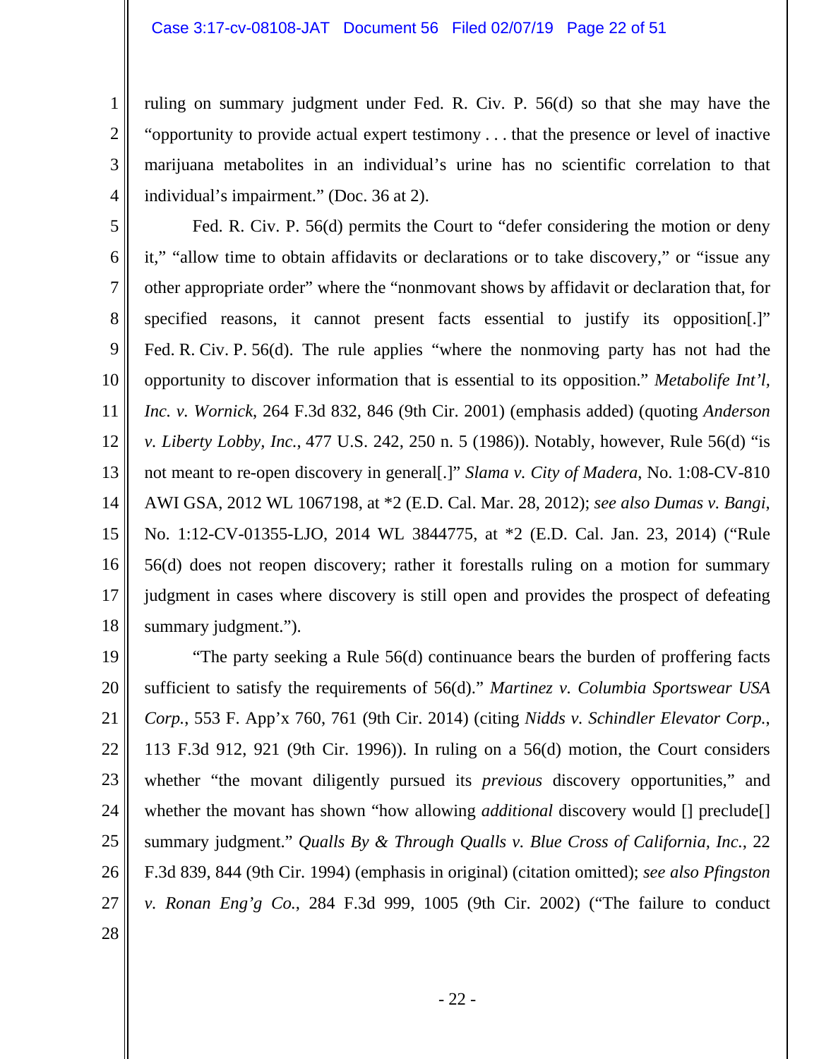ruling on summary judgment under Fed. R. Civ. P. 56(d) so that she may have the "opportunity to provide actual expert testimony . . . that the presence or level of inactive marijuana metabolites in an individual's urine has no scientific correlation to that individual's impairment." (Doc. 36 at 2).

Fed. R. Civ. P. 56(d) permits the Court to "defer considering the motion or deny it," "allow time to obtain affidavits or declarations or to take discovery," or "issue any other appropriate order" where the "nonmovant shows by affidavit or declaration that, for specified reasons, it cannot present facts essential to justify its opposition[.]" Fed. R. Civ. P. 56(d). The rule applies "where the nonmoving party has not had the opportunity to discover information that is essential to its opposition." *Metabolife Int'l, Inc. v. Wornick*, 264 F.3d 832, 846 (9th Cir. 2001) (emphasis added) (quoting *Anderson v. Liberty Lobby, Inc.*, 477 U.S. 242, 250 n. 5 (1986)). Notably, however, Rule 56(d) "is not meant to re-open discovery in general[.]" *Slama v. City of Madera*, No. 1:08-CV-810 AWI GSA, 2012 WL 1067198, at *2 (E.D. Cal. Mar. 28, 2012); *see also Dumas v. Bangi*, No. 1:12-CV-01355-LJO, 2014 WL 3844775, at *2 (E.D. Cal. Jan. 23, 2014) ("Rule 56(d) does not reopen discovery; rather it forestalls ruling on a motion for summary judgment in cases where discovery is still open and provides the prospect of defeating summary judgment.").

"The party seeking a Rule 56(d) continuance bears the burden of proffering facts sufficient to satisfy the requirements of 56(d)." *Martinez v. Columbia Sportswear USA Corp.*, 553 F. App'x 760, 761 (9th Cir. 2014) (citing *Nidds v. Schindler Elevator Corp.*, 113 F.3d 912, 921 (9th Cir. 1996)). In ruling on a 56(d) motion, the Court considers whether "the movant diligently pursued its *previous* discovery opportunities," and whether the movant has shown "how allowing *additional* discovery would [] preclude[] summary judgment." *Qualls By & Through Qualls v. Blue Cross of California, Inc.*, 22 F.3d 839, 844 (9th Cir. 1994) (emphasis in original) (citation omitted); *see also Pfingston v. Ronan Eng'g Co.*, 284 F.3d 999, 1005 (9th Cir. 2002) ("The failure to conduct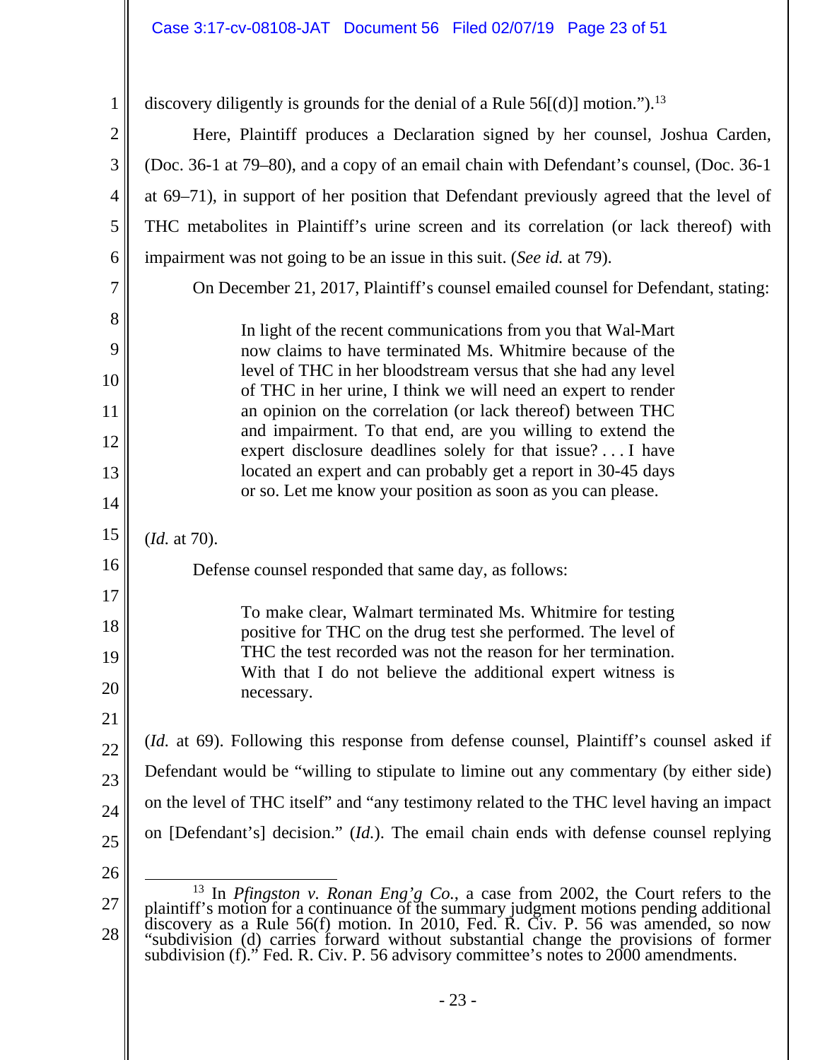discovery diligently is grounds for the denial of a Rule 56[(d)] motion.").[13]

Here, Plaintiff produces a Declaration signed by her counsel, Joshua Carden, (Doc. 36-1 at 79–80), and a copy of an email chain with Defendant's counsel, (Doc. 36-1 at 69–71), in support of her position that Defendant previously agreed that the level of THC metabolites in Plaintiff's urine screen and its correlation (or lack thereof) with impairment was not going to be an issue in this suit. (*See id.* at 79).

On December 21, 2017, Plaintiff's counsel emailed counsel for Defendant, stating:

> In light of the recent communications from you that Wal-Mart now claims to have terminated Ms. Whitmire because of the level of THC in her bloodstream versus that she had any level of THC in her urine, I think we will need an expert to render an opinion on the correlation (or lack thereof) between THC and impairment. To that end, are you willing to extend the expert disclosure deadlines solely for that issue? . . . I have located an expert and can probably get a report in 30-45 days or so. Let me know your position as soon as you can please.

(*Id.* at 70).

Defense counsel responded that same day, as follows:

> To make clear, Walmart terminated Ms. Whitmire for testing positive for THC on the drug test she performed. The level of THC the test recorded was not the reason for her termination. With that I do not believe the additional expert witness is necessary.

(*Id.* at 69). Following this response from defense counsel, Plaintiff's counsel asked if Defendant would be "willing to stipulate to limine out any commentary (by either side) on the level of THC itself" and "any testimony related to the THC level having an impact on [Defendant's] decision." (*Id.*). The email chain ends with defense counsel replying

---

[13] In *Pfingston v. Ronan Eng'g Co.*, a case from 2002, the Court refers to the plaintiff's motion for a continuance of the summary judgment motions pending additional discovery as a Rule 56(f) motion. In 2010, Fed. R. Civ. P. 56 was amended, so now "subdivision (d) carries forward without substantial change the provisions of former subdivision (f)." Fed. R. Civ. P. 56 advisory committee's notes to 2000 amendments.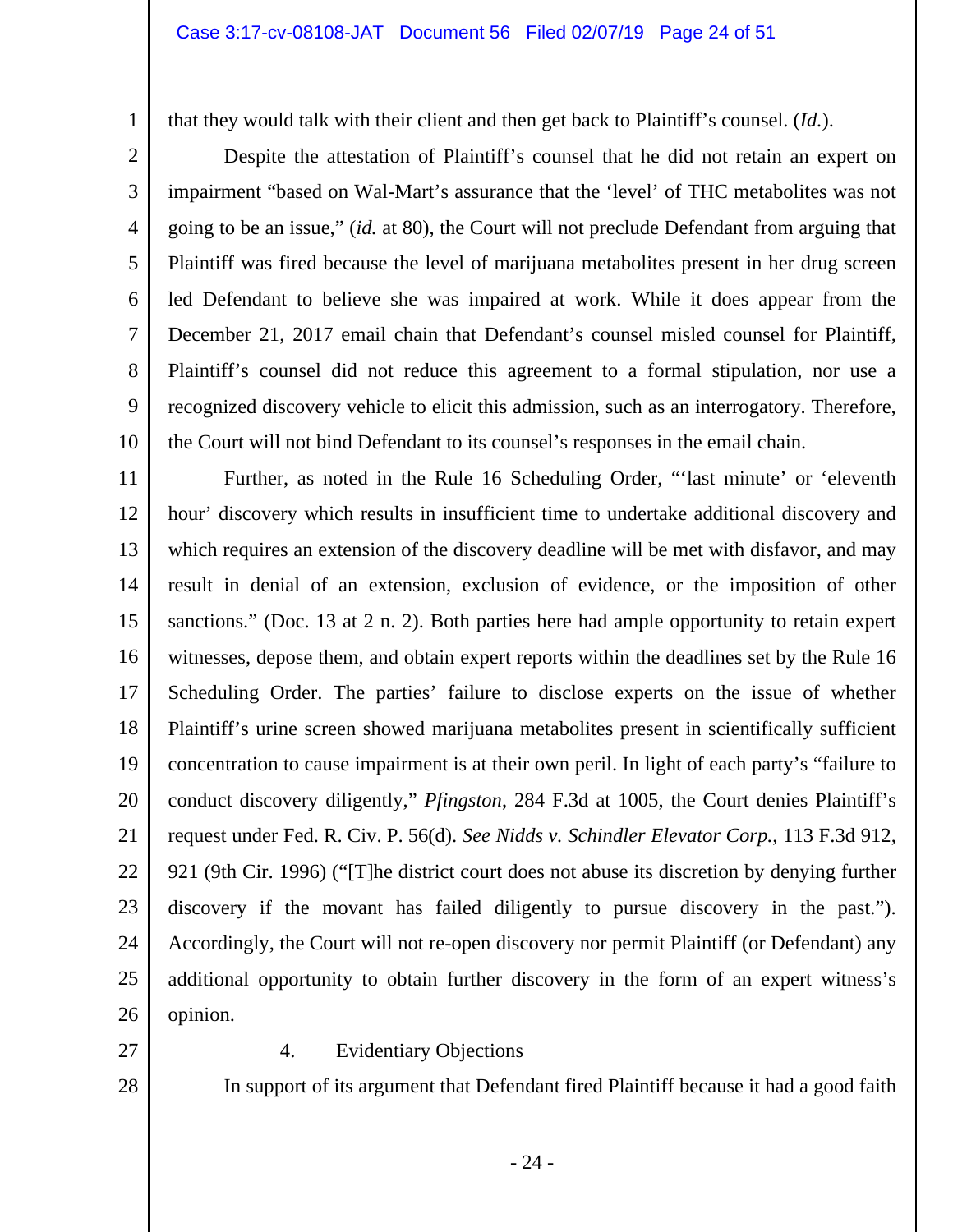that they would talk with their client and then get back to Plaintiff's counsel. (*Id.*).

Despite the attestation of Plaintiff's counsel that he did not retain an expert on impairment "based on Wal-Mart's assurance that the 'level' of THC metabolites was not going to be an issue," (*id.* at 80), the Court will not preclude Defendant from arguing that Plaintiff was fired because the level of marijuana metabolites present in her drug screen led Defendant to believe she was impaired at work. While it does appear from the December 21, 2017 email chain that Defendant's counsel misled counsel for Plaintiff, Plaintiff's counsel did not reduce this agreement to a formal stipulation, nor use a recognized discovery vehicle to elicit this admission, such as an interrogatory. Therefore, the Court will not bind Defendant to its counsel's responses in the email chain.

Further, as noted in the Rule 16 Scheduling Order, "'last minute' or 'eleventh hour' discovery which results in insufficient time to undertake additional discovery and which requires an extension of the discovery deadline will be met with disfavor, and may result in denial of an extension, exclusion of evidence, or the imposition of other sanctions." (Doc. 13 at 2 n. 2). Both parties here had ample opportunity to retain expert witnesses, depose them, and obtain expert reports within the deadlines set by the Rule 16 Scheduling Order. The parties' failure to disclose experts on the issue of whether Plaintiff's urine screen showed marijuana metabolites present in scientifically sufficient concentration to cause impairment is at their own peril. In light of each party's "failure to conduct discovery diligently," *Pfingston*, 284 F.3d at 1005, the Court denies Plaintiff's request under Fed. R. Civ. P. 56(d). *See Nidds v. Schindler Elevator Corp.*, 113 F.3d 912, 921 (9th Cir. 1996) ("[T]he district court does not abuse its discretion by denying further discovery if the movant has failed diligently to pursue discovery in the past."). Accordingly, the Court will not re-open discovery nor permit Plaintiff (or Defendant) any additional opportunity to obtain further discovery in the form of an expert witness's opinion.

4. Evidentiary Objections

In support of its argument that Defendant fired Plaintiff because it had a good faith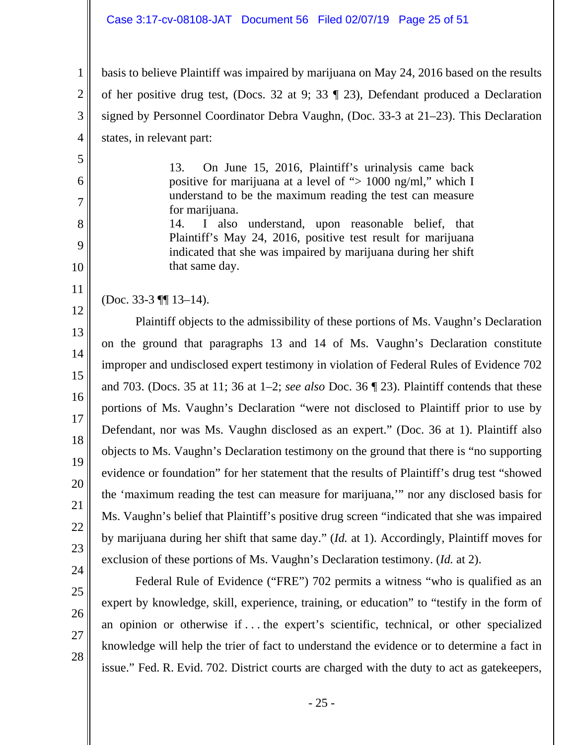basis to believe Plaintiff was impaired by marijuana on May 24, 2016 based on the results of her positive drug test, (Docs. 32 at 9; 33 ¶ 23), Defendant produced a Declaration signed by Personnel Coordinator Debra Vaughn, (Doc. 33-3 at 21–23). This Declaration states, in relevant part:

> 13. On June 15, 2016, Plaintiff's urinalysis came back positive for marijuana at a level of "> 1000 ng/ml," which I understand to be the maximum reading the test can measure for marijuana.
> 14. I also understand, upon reasonable belief, that Plaintiff's May 24, 2016, positive test result for marijuana indicated that she was impaired by marijuana during her shift that same day.

(Doc. 33-3 ¶¶ 13–14).

Plaintiff objects to the admissibility of these portions of Ms. Vaughn's Declaration on the ground that paragraphs 13 and 14 of Ms. Vaughn's Declaration constitute improper and undisclosed expert testimony in violation of Federal Rules of Evidence 702 and 703. (Docs. 35 at 11; 36 at 1–2; *see also* Doc. 36 ¶ 23). Plaintiff contends that these portions of Ms. Vaughn's Declaration "were not disclosed to Plaintiff prior to use by Defendant, nor was Ms. Vaughn disclosed as an expert." (Doc. 36 at 1). Plaintiff also objects to Ms. Vaughn's Declaration testimony on the ground that there is "no supporting evidence or foundation" for her statement that the results of Plaintiff's drug test "showed the 'maximum reading the test can measure for marijuana,'" nor any disclosed basis for Ms. Vaughn's belief that Plaintiff's positive drug screen "indicated that she was impaired by marijuana during her shift that same day." (*Id.* at 1). Accordingly, Plaintiff moves for exclusion of these portions of Ms. Vaughn's Declaration testimony. (*Id.* at 2).

Federal Rule of Evidence ("FRE") 702 permits a witness "who is qualified as an expert by knowledge, skill, experience, training, or education" to "testify in the form of an opinion or otherwise if . . . the expert's scientific, technical, or other specialized knowledge will help the trier of fact to understand the evidence or to determine a fact in issue." Fed. R. Evid. 702. District courts are charged with the duty to act as gatekeepers,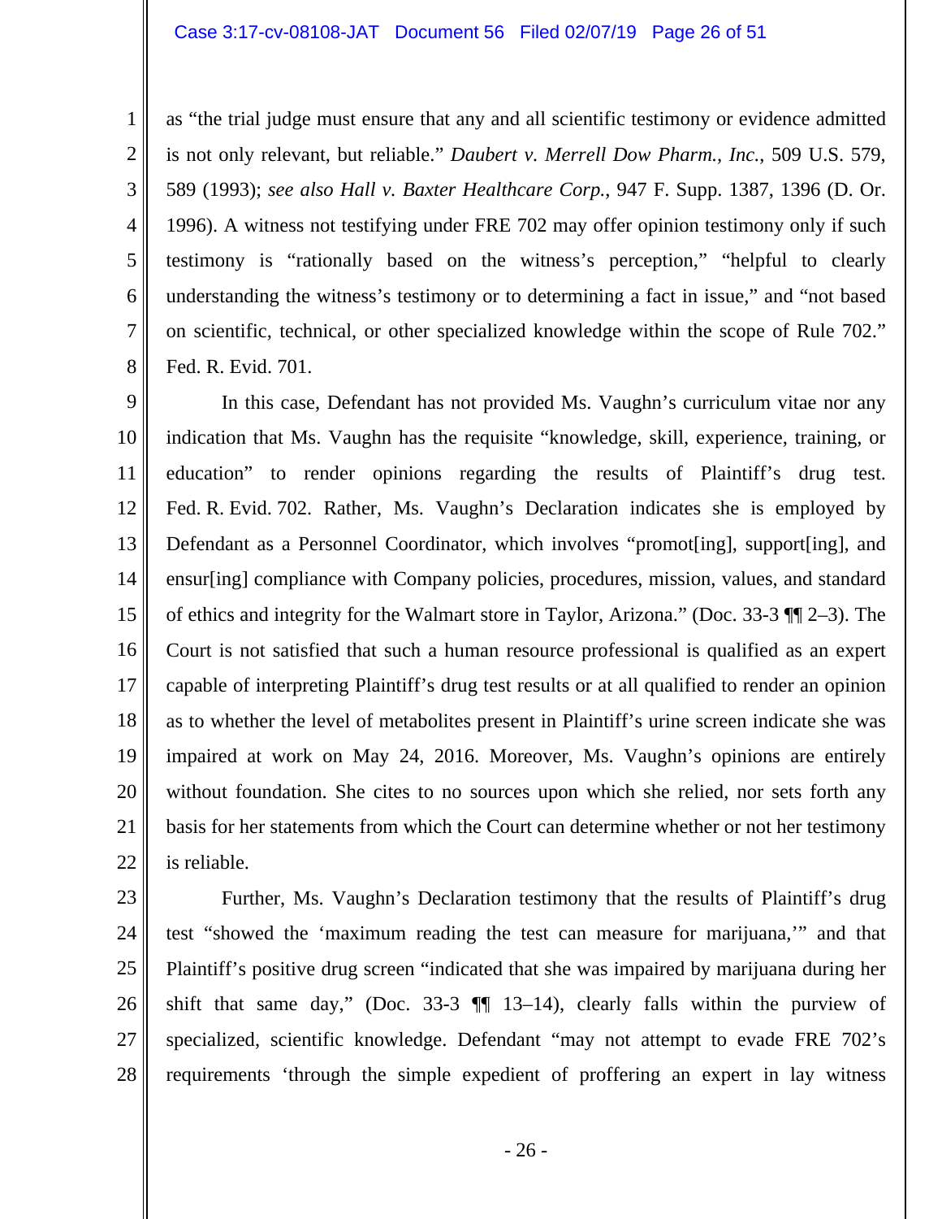as "the trial judge must ensure that any and all scientific testimony or evidence admitted is not only relevant, but reliable." *Daubert v. Merrell Dow Pharm., Inc.*, 509 U.S. 579, 589 (1993); *see also Hall v. Baxter Healthcare Corp.*, 947 F. Supp. 1387, 1396 (D. Or. 1996). A witness not testifying under FRE 702 may offer opinion testimony only if such testimony is "rationally based on the witness's perception," "helpful to clearly understanding the witness's testimony or to determining a fact in issue," and "not based on scientific, technical, or other specialized knowledge within the scope of Rule 702." Fed. R. Evid. 701.

In this case, Defendant has not provided Ms. Vaughn's curriculum vitae nor any indication that Ms. Vaughn has the requisite "knowledge, skill, experience, training, or education" to render opinions regarding the results of Plaintiff's drug test. Fed. R. Evid. 702. Rather, Ms. Vaughn's Declaration indicates she is employed by Defendant as a Personnel Coordinator, which involves "promot[ing], support[ing], and ensur[ing] compliance with Company policies, procedures, mission, values, and standard of ethics and integrity for the Walmart store in Taylor, Arizona." (Doc. 33-3 ¶¶ 2–3). The Court is not satisfied that such a human resource professional is qualified as an expert capable of interpreting Plaintiff's drug test results or at all qualified to render an opinion as to whether the level of metabolites present in Plaintiff's urine screen indicate she was impaired at work on May 24, 2016. Moreover, Ms. Vaughn's opinions are entirely without foundation. She cites to no sources upon which she relied, nor sets forth any basis for her statements from which the Court can determine whether or not her testimony is reliable.

Further, Ms. Vaughn's Declaration testimony that the results of Plaintiff's drug test "showed the 'maximum reading the test can measure for marijuana,'" and that Plaintiff's positive drug screen "indicated that she was impaired by marijuana during her shift that same day," (Doc. 33-3 ¶¶ 13–14), clearly falls within the purview of specialized, scientific knowledge. Defendant "may not attempt to evade FRE 702's requirements 'through the simple expedient of proffering an expert in lay witness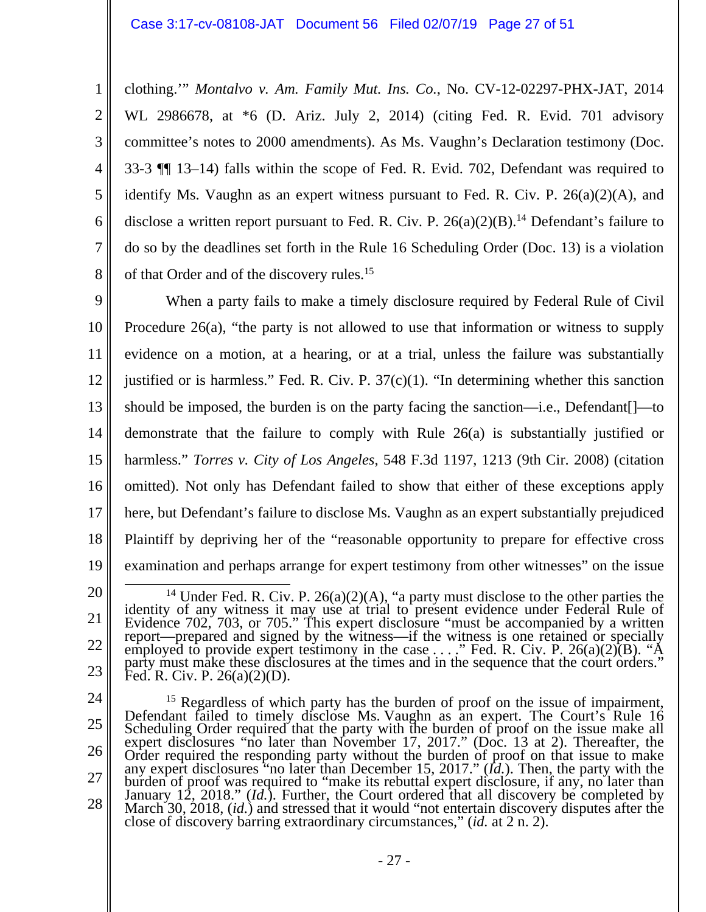clothing.'" *Montalvo v. Am. Family Mut. Ins. Co.*, No. CV-12-02297-PHX-JAT, 2014 WL 2986678, at *6 (D. Ariz. July 2, 2014) (citing Fed. R. Evid. 701 advisory committee's notes to 2000 amendments). As Ms. Vaughn's Declaration testimony (Doc. 33-3 ¶¶ 13–14) falls within the scope of Fed. R. Evid. 702, Defendant was required to identify Ms. Vaughn as an expert witness pursuant to Fed. R. Civ. P. 26(a)(2)(A), and disclose a written report pursuant to Fed. R. Civ. P. 26(a)(2)(B).[14] Defendant's failure to do so by the deadlines set forth in the Rule 16 Scheduling Order (Doc. 13) is a violation of that Order and of the discovery rules.[15]

When a party fails to make a timely disclosure required by Federal Rule of Civil Procedure 26(a), "the party is not allowed to use that information or witness to supply evidence on a motion, at a hearing, or at a trial, unless the failure was substantially justified or is harmless." Fed. R. Civ. P. 37(c)(1). "In determining whether this sanction should be imposed, the burden is on the party facing the sanction—i.e., Defendant[]—to demonstrate that the failure to comply with Rule 26(a) is substantially justified or harmless." *Torres v. City of Los Angeles*, 548 F.3d 1197, 1213 (9th Cir. 2008) (citation omitted). Not only has Defendant failed to show that either of these exceptions apply here, but Defendant's failure to disclose Ms. Vaughn as an expert substantially prejudiced Plaintiff by depriving her of the "reasonable opportunity to prepare for effective cross examination and perhaps arrange for expert testimony from other witnesses" on the issue

---

[14] Under Fed. R. Civ. P. 26(a)(2)(A), "a party must disclose to the other parties the identity of any witness it may use at trial to present evidence under Federal Rule of Evidence 702, 703, or 705." This expert disclosure "must be accompanied by a written report—prepared and signed by the witness—if the witness is one retained or specially employed to provide expert testimony in the case . . . ." Fed. R. Civ. P. 26(a)(2)(B). "A party must make these disclosures at the times and in the sequence that the court orders." Fed. R. Civ. P. 26(a)(2)(D).

[15] Regardless of which party has the burden of proof on the issue of impairment, Defendant failed to timely disclose Ms. Vaughn as an expert. The Court's Rule 16 Scheduling Order required that the party with the burden of proof on the issue make all expert disclosures "no later than November 17, 2017." (Doc. 13 at 2). Thereafter, the Order required the responding party without the burden of proof on that issue to make any expert disclosures "no later than December 15, 2017." (*Id.*). Then, the party with the burden of proof was required to "make its rebuttal expert disclosure, if any, no later than January 12, 2018." (*Id.*). Further, the Court ordered that all discovery be completed by March 30, 2018, (*id.*) and stressed that it would "not entertain discovery disputes after the close of discovery barring extraordinary circumstances," (*id.* at 2 n. 2).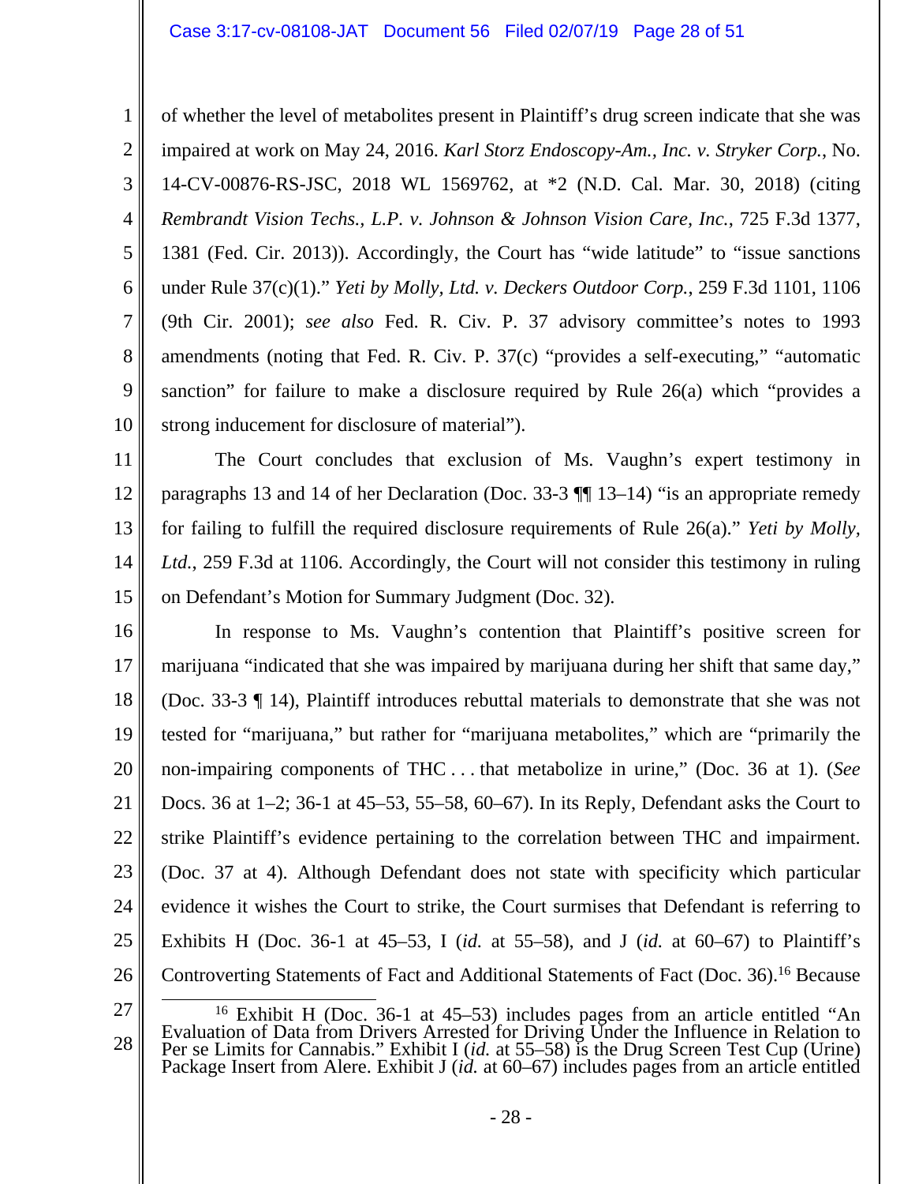of whether the level of metabolites present in Plaintiff's drug screen indicate that she was impaired at work on May 24, 2016. *Karl Storz Endoscopy-Am., Inc. v. Stryker Corp.*, No. 14-CV-00876-RS-JSC, 2018 WL 1569762, at *2 (N.D. Cal. Mar. 30, 2018) (citing *Rembrandt Vision Techs., L.P. v. Johnson & Johnson Vision Care, Inc.*, 725 F.3d 1377, 1381 (Fed. Cir. 2013)). Accordingly, the Court has "wide latitude" to "issue sanctions under Rule 37(c)(1)." *Yeti by Molly, Ltd. v. Deckers Outdoor Corp.*, 259 F.3d 1101, 1106 (9th Cir. 2001); *see also* Fed. R. Civ. P. 37 advisory committee's notes to 1993 amendments (noting that Fed. R. Civ. P. 37(c) "provides a self-executing," "automatic sanction" for failure to make a disclosure required by Rule 26(a) which "provides a strong inducement for disclosure of material").

The Court concludes that exclusion of Ms. Vaughn's expert testimony in paragraphs 13 and 14 of her Declaration (Doc. 33-3 ¶¶ 13–14) "is an appropriate remedy for failing to fulfill the required disclosure requirements of Rule 26(a)." *Yeti by Molly, Ltd.*, 259 F.3d at 1106. Accordingly, the Court will not consider this testimony in ruling on Defendant's Motion for Summary Judgment (Doc. 32).

In response to Ms. Vaughn's contention that Plaintiff's positive screen for marijuana "indicated that she was impaired by marijuana during her shift that same day," (Doc. 33-3 ¶ 14), Plaintiff introduces rebuttal materials to demonstrate that she was not tested for "marijuana," but rather for "marijuana metabolites," which are "primarily the non-impairing components of THC . . . that metabolize in urine," (Doc. 36 at 1). (*See* Docs. 36 at 1–2; 36-1 at 45–53, 55–58, 60–67). In its Reply, Defendant asks the Court to strike Plaintiff's evidence pertaining to the correlation between THC and impairment. (Doc. 37 at 4). Although Defendant does not state with specificity which particular evidence it wishes the Court to strike, the Court surmises that Defendant is referring to Exhibits H (Doc. 36-1 at 45–53, I (*id.* at 55–58), and J (*id.* at 60–67) to Plaintiff's Controverting Statements of Fact and Additional Statements of Fact (Doc. 36).[16] Because

[16] Exhibit H (Doc. 36-1 at 45–53) includes pages from an article entitled "An Evaluation of Data from Drivers Arrested for Driving Under the Influence in Relation to Per se Limits for Cannabis." Exhibit I (*id.* at 55–58) is the Drug Screen Test Cup (Urine) Package Insert from Alere. Exhibit J (*id.* at 60–67) includes pages from an article entitled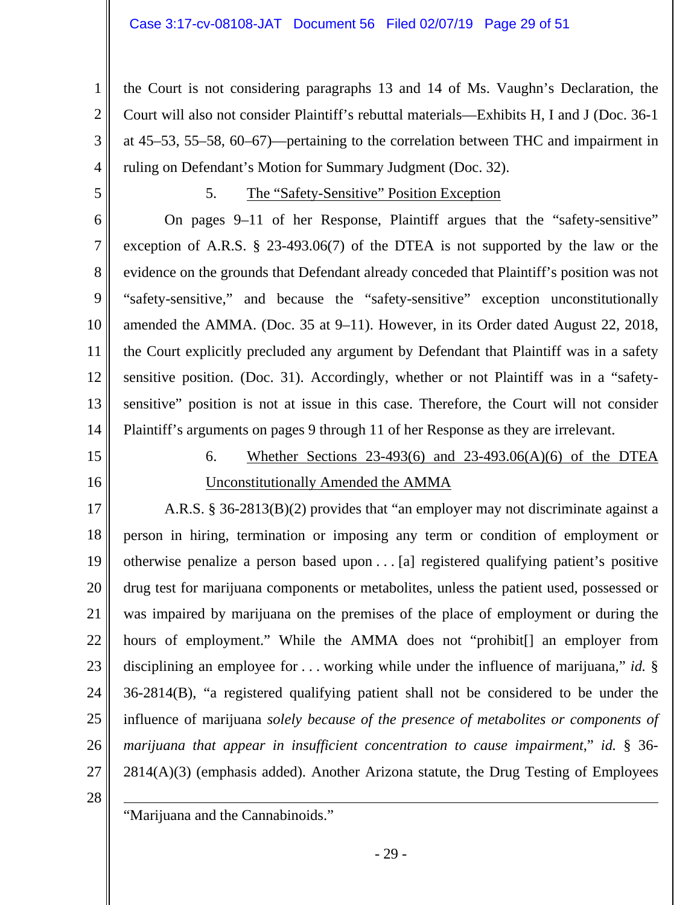the Court is not considering paragraphs 13 and 14 of Ms. Vaughn's Declaration, the Court will also not consider Plaintiff's rebuttal materials—Exhibits H, I and J (Doc. 36-1 at 45–53, 55–58, 60–67)—pertaining to the correlation between THC and impairment in ruling on Defendant's Motion for Summary Judgment (Doc. 32).

5. <u>The "Safety-Sensitive" Position Exception</u>

On pages 9–11 of her Response, Plaintiff argues that the "safety-sensitive" exception of A.R.S. § 23-493.06(7) of the DTEA is not supported by the law or the evidence on the grounds that Defendant already conceded that Plaintiff's position was not "safety-sensitive," and because the "safety-sensitive" exception unconstitutionally amended the AMMA. (Doc. 35 at 9–11). However, in its Order dated August 22, 2018, the Court explicitly precluded any argument by Defendant that Plaintiff was in a safety sensitive position. (Doc. 31). Accordingly, whether or not Plaintiff was in a "safety-sensitive" position is not at issue in this case. Therefore, the Court will not consider Plaintiff's arguments on pages 9 through 11 of her Response as they are irrelevant.

6. <u>Whether Sections 23-493(6) and 23-493.06(A)(6) of the DTEA Unconstitutionally Amended the AMMA</u>

A.R.S. § 36-2813(B)(2) provides that "an employer may not discriminate against a person in hiring, termination or imposing any term or condition of employment or otherwise penalize a person based upon . . . [a] registered qualifying patient's positive drug test for marijuana components or metabolites, unless the patient used, possessed or was impaired by marijuana on the premises of the place of employment or during the hours of employment." While the AMMA does not "prohibit[] an employer from disciplining an employee for . . . working while under the influence of marijuana," *id.* § 36-2814(B), "a registered qualifying patient shall not be considered to be under the influence of marijuana *solely because of the presence of metabolites or components of marijuana that appear in insufficient concentration to cause impairment*," *id.* § 36-2814(A)(3) (emphasis added). Another Arizona statute, the Drug Testing of Employees

---

"Marijuana and the Cannabinoids."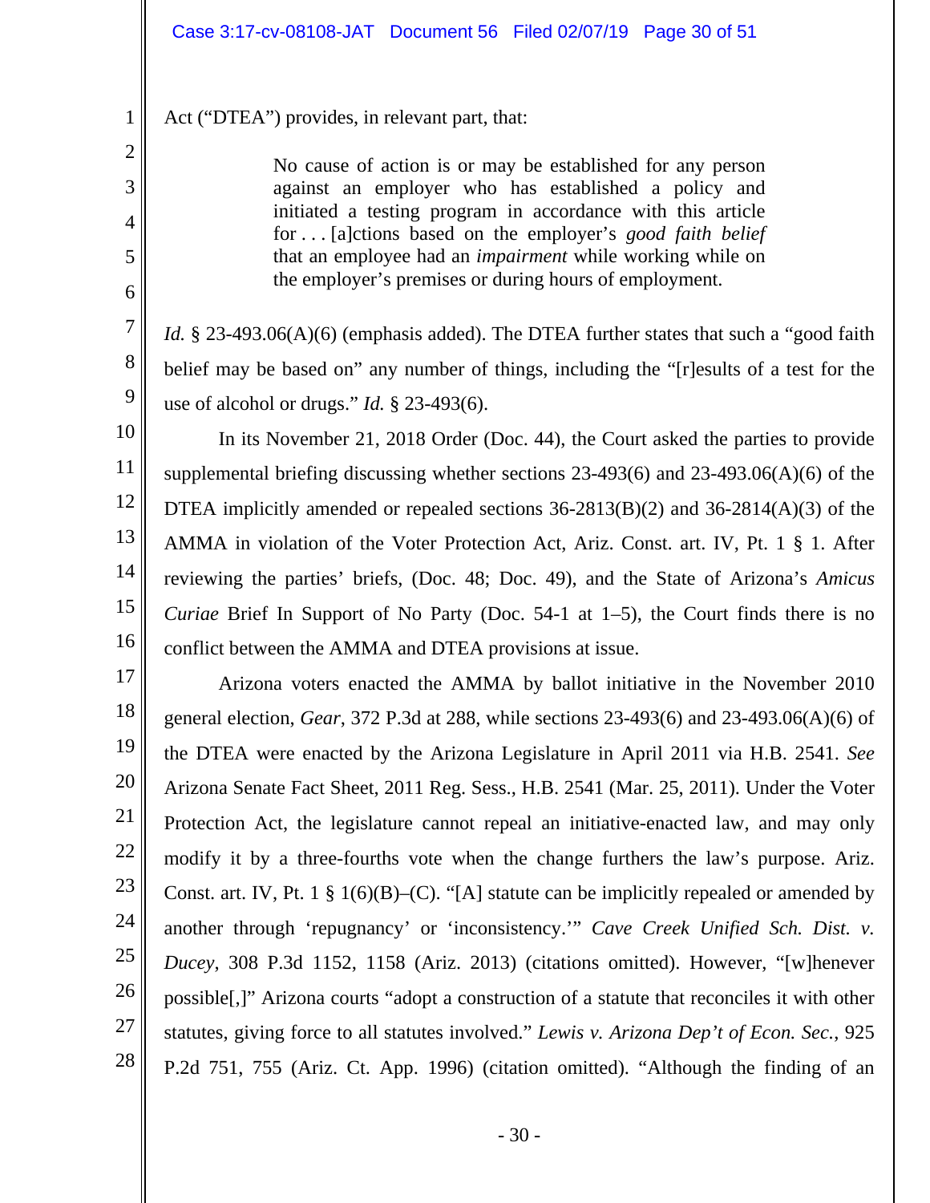Act ("DTEA") provides, in relevant part, that:

> No cause of action is or may be established for any person against an employer who has established a policy and initiated a testing program in accordance with this article for . . . [a]ctions based on the employer's *good faith belief* that an employee had an *impairment* while working while on the employer's premises or during hours of employment.

*Id.* § 23-493.06(A)(6) (emphasis added). The DTEA further states that such a "good faith belief may be based on" any number of things, including the "[r]esults of a test for the use of alcohol or drugs." *Id.* § 23-493(6).

In its November 21, 2018 Order (Doc. 44), the Court asked the parties to provide supplemental briefing discussing whether sections 23-493(6) and 23-493.06(A)(6) of the DTEA implicitly amended or repealed sections 36-2813(B)(2) and 36-2814(A)(3) of the AMMA in violation of the Voter Protection Act, Ariz. Const. art. IV, Pt. 1 § 1. After reviewing the parties' briefs, (Doc. 48; Doc. 49), and the State of Arizona's *Amicus Curiae* Brief In Support of No Party (Doc. 54-1 at 1–5), the Court finds there is no conflict between the AMMA and DTEA provisions at issue.

Arizona voters enacted the AMMA by ballot initiative in the November 2010 general election, *Gear*, 372 P.3d at 288, while sections 23-493(6) and 23-493.06(A)(6) of the DTEA were enacted by the Arizona Legislature in April 2011 via H.B. 2541. *See* Arizona Senate Fact Sheet, 2011 Reg. Sess., H.B. 2541 (Mar. 25, 2011). Under the Voter Protection Act, the legislature cannot repeal an initiative-enacted law, and may only modify it by a three-fourths vote when the change furthers the law's purpose. Ariz. Const. art. IV, Pt. 1 § 1(6)(B)–(C). "[A] statute can be implicitly repealed or amended by another through 'repugnancy' or 'inconsistency.'" *Cave Creek Unified Sch. Dist. v. Ducey*, 308 P.3d 1152, 1158 (Ariz. 2013) (citations omitted). However, "[w]henever possible[,]" Arizona courts "adopt a construction of a statute that reconciles it with other statutes, giving force to all statutes involved." *Lewis v. Arizona Dep't of Econ. Sec.*, 925 P.2d 751, 755 (Ariz. Ct. App. 1996) (citation omitted). "Although the finding of an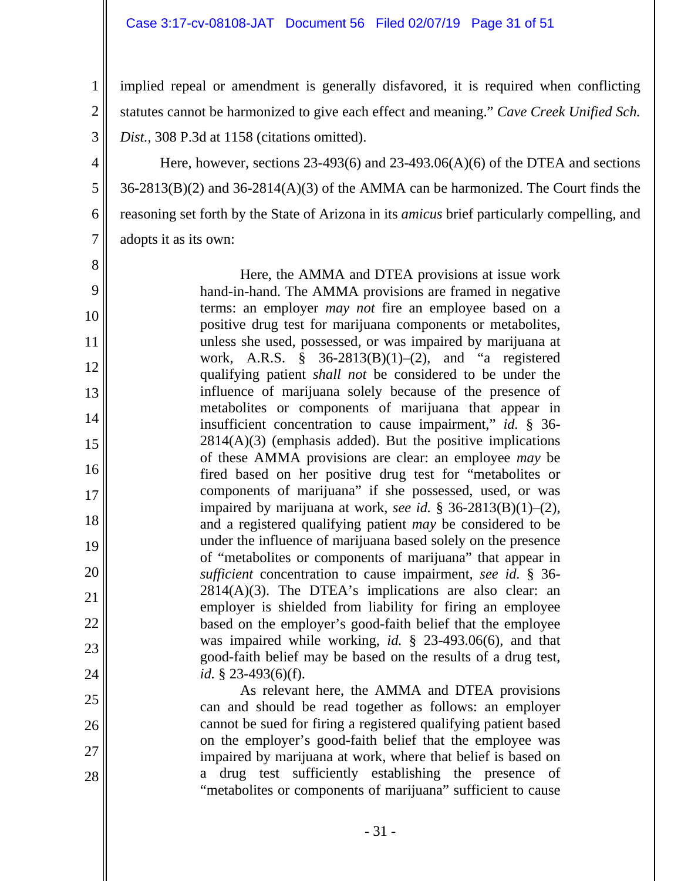implied repeal or amendment is generally disfavored, it is required when conflicting statutes cannot be harmonized to give each effect and meaning." *Cave Creek Unified Sch. Dist.*, 308 P.3d at 1158 (citations omitted).

Here, however, sections 23-493(6) and 23-493.06(A)(6) of the DTEA and sections 36-2813(B)(2) and 36-2814(A)(3) of the AMMA can be harmonized. The Court finds the reasoning set forth by the State of Arizona in its *amicus* brief particularly compelling, and adopts it as its own:

> Here, the AMMA and DTEA provisions at issue work hand-in-hand. The AMMA provisions are framed in negative terms: an employer *may not* fire an employee based on a positive drug test for marijuana components or metabolites, unless she used, possessed, or was impaired by marijuana at work, A.R.S. § 36-2813(B)(1)–(2), and "a registered qualifying patient *shall not* be considered to be under the influence of marijuana solely because of the presence of metabolites or components of marijuana that appear in insufficient concentration to cause impairment," *id.* § 36-2814(A)(3) (emphasis added). But the positive implications of these AMMA provisions are clear: an employee *may* be fired based on her positive drug test for "metabolites or components of marijuana" if she possessed, used, or was impaired by marijuana at work, *see id.* § 36-2813(B)(1)–(2), and a registered qualifying patient *may* be considered to be under the influence of marijuana based solely on the presence of "metabolites or components of marijuana" that appear in *sufficient* concentration to cause impairment, *see id.* § 36-2814(A)(3). The DTEA's implications are also clear: an employer is shielded from liability for firing an employee based on the employer's good-faith belief that the employee was impaired while working, *id.* § 23-493.06(6), and that good-faith belief may be based on the results of a drug test, *id.* § 23-493(6)(f).
>
> As relevant here, the AMMA and DTEA provisions can and should be read together as follows: an employer cannot be sued for firing a registered qualifying patient based on the employer's good-faith belief that the employee was impaired by marijuana at work, where that belief is based on a drug test sufficiently establishing the presence of "metabolites or components of marijuana" sufficient to cause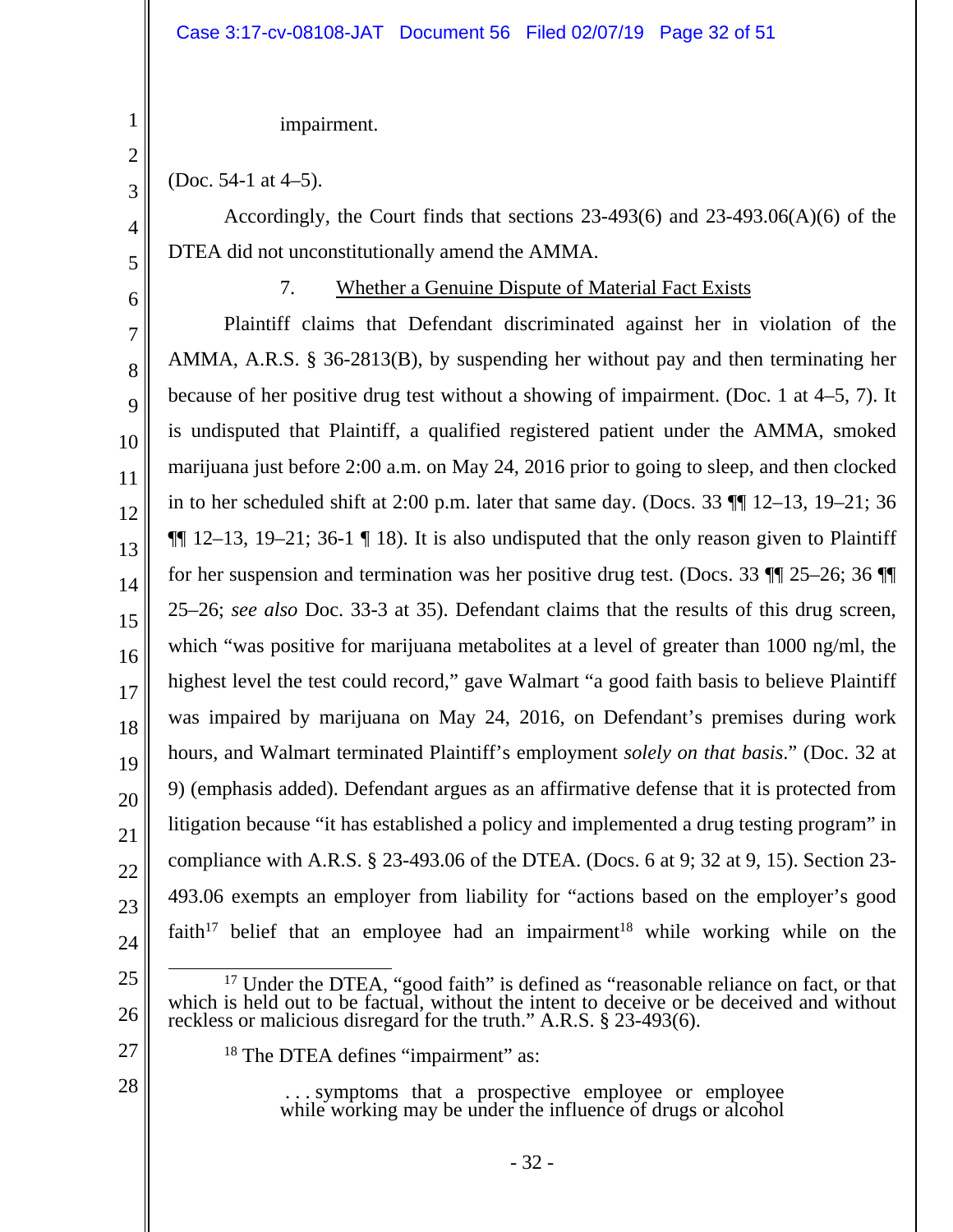impairment.

(Doc. 54-1 at 4–5).

Accordingly, the Court finds that sections 23-493(6) and 23-493.06(A)(6) of the DTEA did not unconstitutionally amend the AMMA.

7. Whether a Genuine Dispute of Material Fact Exists

Plaintiff claims that Defendant discriminated against her in violation of the AMMA, A.R.S. § 36-2813(B), by suspending her without pay and then terminating her because of her positive drug test without a showing of impairment. (Doc. 1 at 4–5, 7). It is undisputed that Plaintiff, a qualified registered patient under the AMMA, smoked marijuana just before 2:00 a.m. on May 24, 2016 prior to going to sleep, and then clocked in to her scheduled shift at 2:00 p.m. later that same day. (Docs. 33 ¶¶ 12–13, 19–21; 36 ¶¶ 12–13, 19–21; 36-1 ¶ 18). It is also undisputed that the only reason given to Plaintiff for her suspension and termination was her positive drug test. (Docs. 33 ¶¶ 25–26; 36 ¶¶ 25–26; *see also* Doc. 33-3 at 35). Defendant claims that the results of this drug screen, which "was positive for marijuana metabolites at a level of greater than 1000 ng/ml, the highest level the test could record," gave Walmart "a good faith basis to believe Plaintiff was impaired by marijuana on May 24, 2016, on Defendant's premises during work hours, and Walmart terminated Plaintiff's employment *solely on that basis*." (Doc. 32 at 9) (emphasis added). Defendant argues as an affirmative defense that it is protected from litigation because "it has established a policy and implemented a drug testing program" in compliance with A.R.S. § 23-493.06 of the DTEA. (Docs. 6 at 9; 32 at 9, 15). Section 23-493.06 exempts an employer from liability for "actions based on the employer's good faith[17] belief that an employee had an impairment[18] while working while on the

---

[17] Under the DTEA, "good faith" is defined as "reasonable reliance on fact, or that which is held out to be factual, without the intent to deceive or be deceived and without reckless or malicious disregard for the truth." A.R.S. § 23-493(6).

[18] The DTEA defines "impairment" as:

> . . . symptoms that a prospective employee or employee while working may be under the influence of drugs or alcohol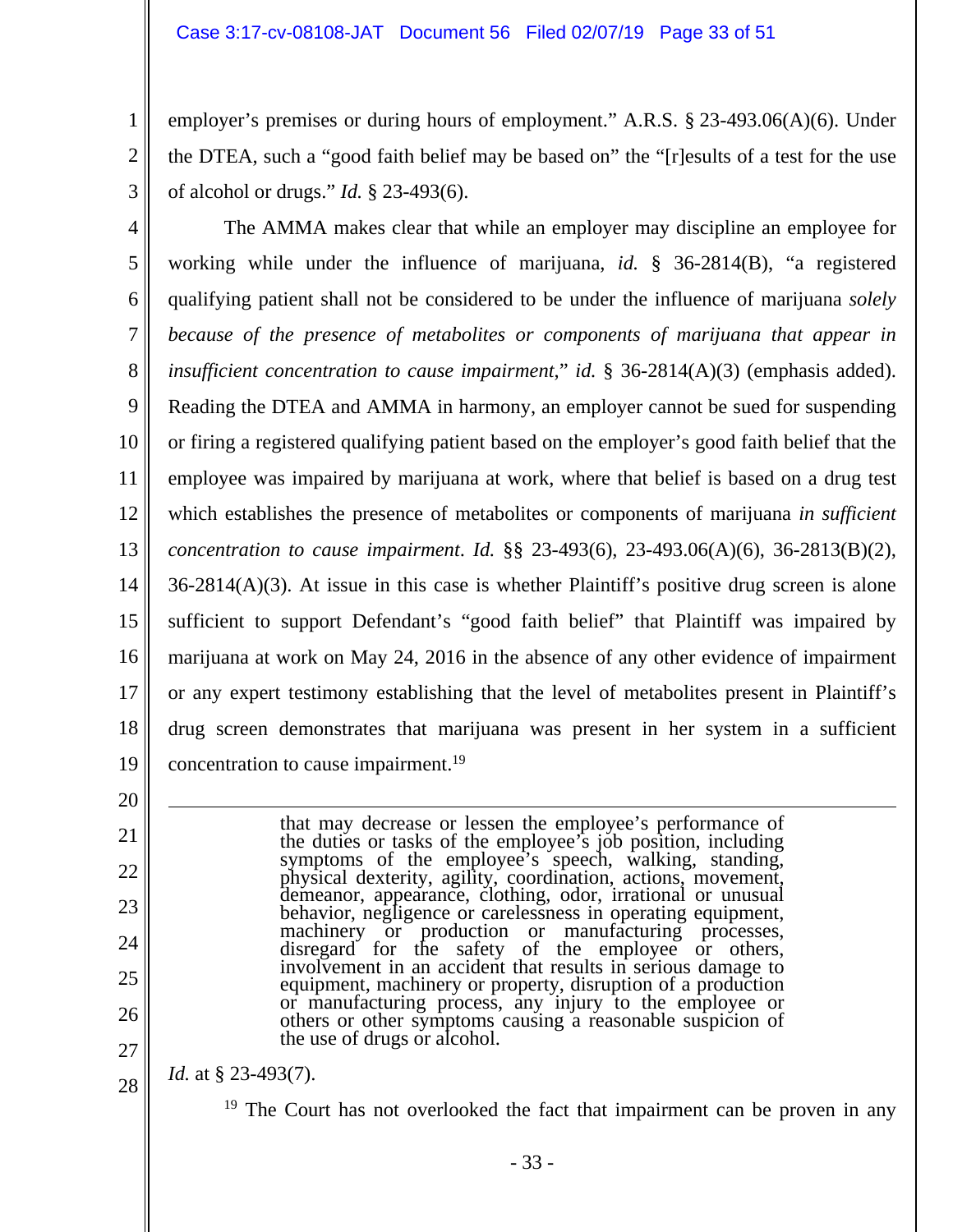employer's premises or during hours of employment." A.R.S. § 23-493.06(A)(6). Under the DTEA, such a "good faith belief may be based on" the "[r]esults of a test for the use of alcohol or drugs." *Id.* § 23-493(6).

The AMMA makes clear that while an employer may discipline an employee for working while under the influence of marijuana, *id.* § 36-2814(B), "a registered qualifying patient shall not be considered to be under the influence of marijuana *solely because of the presence of metabolites or components of marijuana that appear in insufficient concentration to cause impairment*," *id.* § 36-2814(A)(3) (emphasis added). Reading the DTEA and AMMA in harmony, an employer cannot be sued for suspending or firing a registered qualifying patient based on the employer's good faith belief that the employee was impaired by marijuana at work, where that belief is based on a drug test which establishes the presence of metabolites or components of marijuana *in sufficient concentration to cause impairment*. *Id.* §§ 23-493(6), 23-493.06(A)(6), 36-2813(B)(2), 36-2814(A)(3). At issue in this case is whether Plaintiff's positive drug screen is alone sufficient to support Defendant's "good faith belief" that Plaintiff was impaired by marijuana at work on May 24, 2016 in the absence of any other evidence of impairment or any expert testimony establishing that the level of metabolites present in Plaintiff's drug screen demonstrates that marijuana was present in her system in a sufficient concentration to cause impairment.[19]

---

> that may decrease or lessen the employee's performance of the duties or tasks of the employee's job position, including symptoms of the employee's speech, walking, standing, physical dexterity, agility, coordination, actions, movement, demeanor, appearance, clothing, odor, irrational or unusual behavior, negligence or carelessness in operating equipment, machinery or production or manufacturing processes, disregard for the safety of the employee or others, involvement in an accident that results in serious damage to equipment, machinery or property, disruption of a production or manufacturing process, any injury to the employee or others or other symptoms causing a reasonable suspicion of the use of drugs or alcohol.

*Id.* at § 23-493(7).

[19] The Court has not overlooked the fact that impairment can be proven in any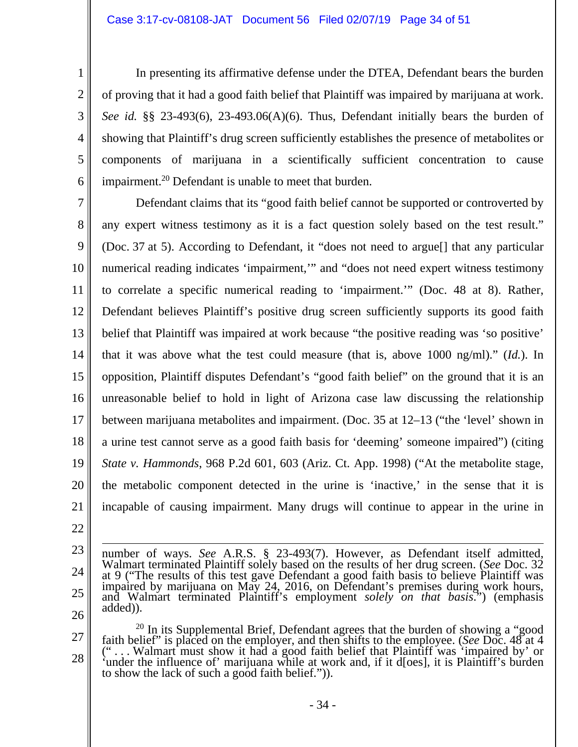In presenting its affirmative defense under the DTEA, Defendant bears the burden of proving that it had a good faith belief that Plaintiff was impaired by marijuana at work. *See id.* §§ 23-493(6), 23-493.06(A)(6). Thus, Defendant initially bears the burden of showing that Plaintiff's drug screen sufficiently establishes the presence of metabolites or components of marijuana in a scientifically sufficient concentration to cause impairment.[20] Defendant is unable to meet that burden.

Defendant claims that its "good faith belief cannot be supported or controverted by any expert witness testimony as it is a fact question solely based on the test result." (Doc. 37 at 5). According to Defendant, it "does not need to argue[] that any particular numerical reading indicates 'impairment,'" and "does not need expert witness testimony to correlate a specific numerical reading to 'impairment.'" (Doc. 48 at 8). Rather, Defendant believes Plaintiff's positive drug screen sufficiently supports its good faith belief that Plaintiff was impaired at work because "the positive reading was 'so positive' that it was above what the test could measure (that is, above 1000 ng/ml)." (*Id.*). In opposition, Plaintiff disputes Defendant's "good faith belief" on the ground that it is an unreasonable belief to hold in light of Arizona case law discussing the relationship between marijuana metabolites and impairment. (Doc. 35 at 12–13 ("the 'level' shown in a urine test cannot serve as a good faith basis for 'deeming' someone impaired") (citing *State v. Hammonds*, 968 P.2d 601, 603 (Ariz. Ct. App. 1998) ("At the metabolite stage, the metabolic component detected in the urine is 'inactive,' in the sense that it is incapable of causing impairment. Many drugs will continue to appear in the urine in

---

number of ways. *See* A.R.S. § 23-493(7). However, as Defendant itself admitted, Walmart terminated Plaintiff solely based on the results of her drug screen. (*See* Doc. 32 at 9 ("The results of this test gave Defendant a good faith basis to believe Plaintiff was impaired by marijuana on May 24, 2016, on Defendant's premises during work hours, and Walmart terminated Plaintiff's employment *solely on that basis*.") (emphasis added)).

[20] In its Supplemental Brief, Defendant agrees that the burden of showing a "good faith belief" is placed on the employer, and then shifts to the employee. (*See* Doc. 48 at 4 (". . . Walmart must show it had a good faith belief that Plaintiff was 'impaired by' or 'under the influence of' marijuana while at work and, if it d[oes], it is Plaintiff's burden to show the lack of such a good faith belief.")).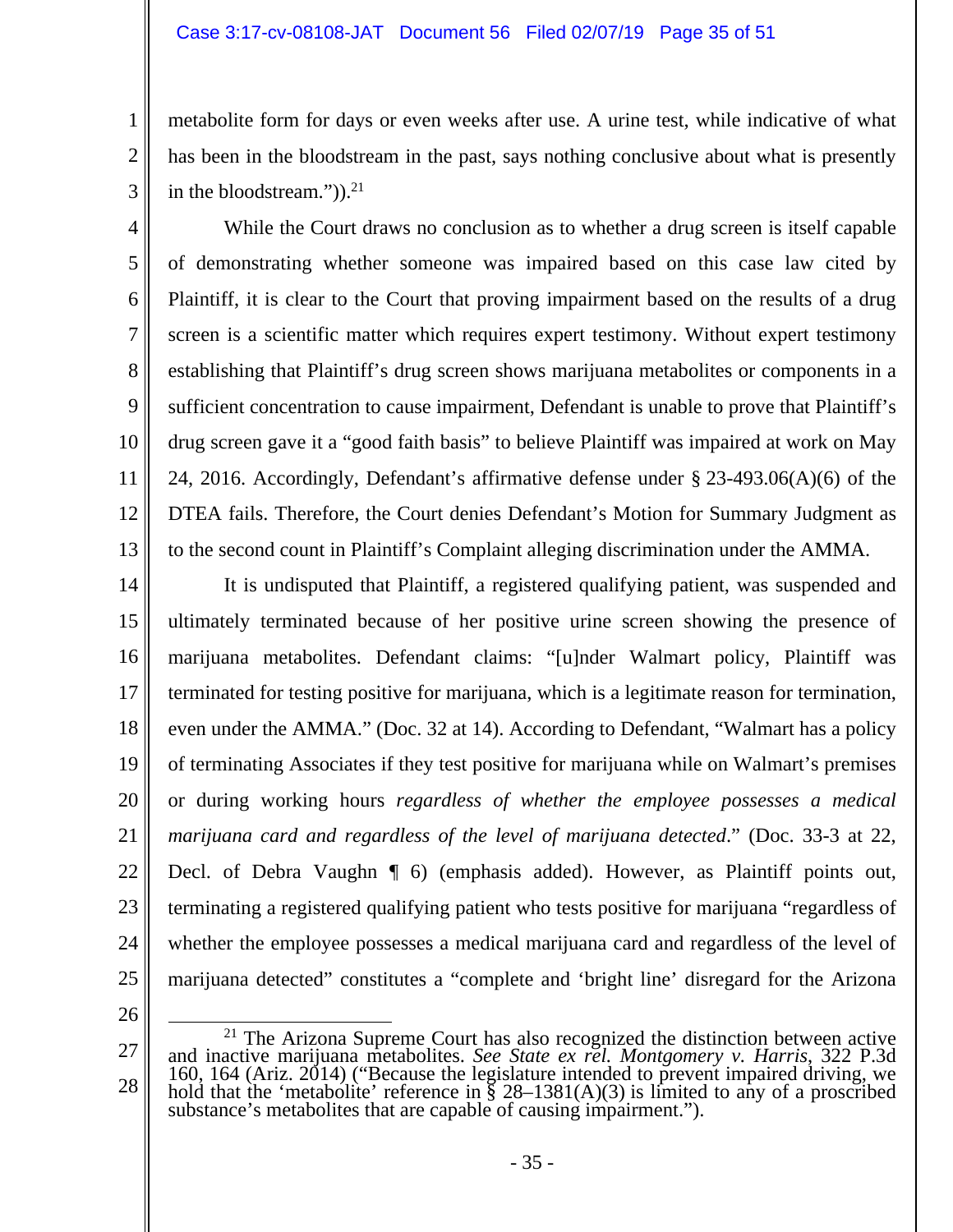metabolite form for days or even weeks after use. A urine test, while indicative of what has been in the bloodstream in the past, says nothing conclusive about what is presently in the bloodstream.")).[21]

While the Court draws no conclusion as to whether a drug screen is itself capable of demonstrating whether someone was impaired based on this case law cited by Plaintiff, it is clear to the Court that proving impairment based on the results of a drug screen is a scientific matter which requires expert testimony. Without expert testimony establishing that Plaintiff's drug screen shows marijuana metabolites or components in a sufficient concentration to cause impairment, Defendant is unable to prove that Plaintiff's drug screen gave it a "good faith basis" to believe Plaintiff was impaired at work on May 24, 2016. Accordingly, Defendant's affirmative defense under § 23-493.06(A)(6) of the DTEA fails. Therefore, the Court denies Defendant's Motion for Summary Judgment as to the second count in Plaintiff's Complaint alleging discrimination under the AMMA.

It is undisputed that Plaintiff, a registered qualifying patient, was suspended and ultimately terminated because of her positive urine screen showing the presence of marijuana metabolites. Defendant claims: "[u]nder Walmart policy, Plaintiff was terminated for testing positive for marijuana, which is a legitimate reason for termination, even under the AMMA." (Doc. 32 at 14). According to Defendant, "Walmart has a policy of terminating Associates if they test positive for marijuana while on Walmart's premises or during working hours *regardless of whether the employee possesses a medical marijuana card and regardless of the level of marijuana detected*." (Doc. 33-3 at 22, Decl. of Debra Vaughn ¶ 6) (emphasis added). However, as Plaintiff points out, terminating a registered qualifying patient who tests positive for marijuana "regardless of whether the employee possesses a medical marijuana card and regardless of the level of marijuana detected" constitutes a "complete and 'bright line' disregard for the Arizona

---

[21] The Arizona Supreme Court has also recognized the distinction between active and inactive marijuana metabolites. *See State ex rel. Montgomery v. Harris*, 322 P.3d 160, 164 (Ariz. 2014) ("Because the legislature intended to prevent impaired driving, we hold that the 'metabolite' reference in § 28–1381(A)(3) is limited to any of a proscribed substance's metabolites that are capable of causing impairment.").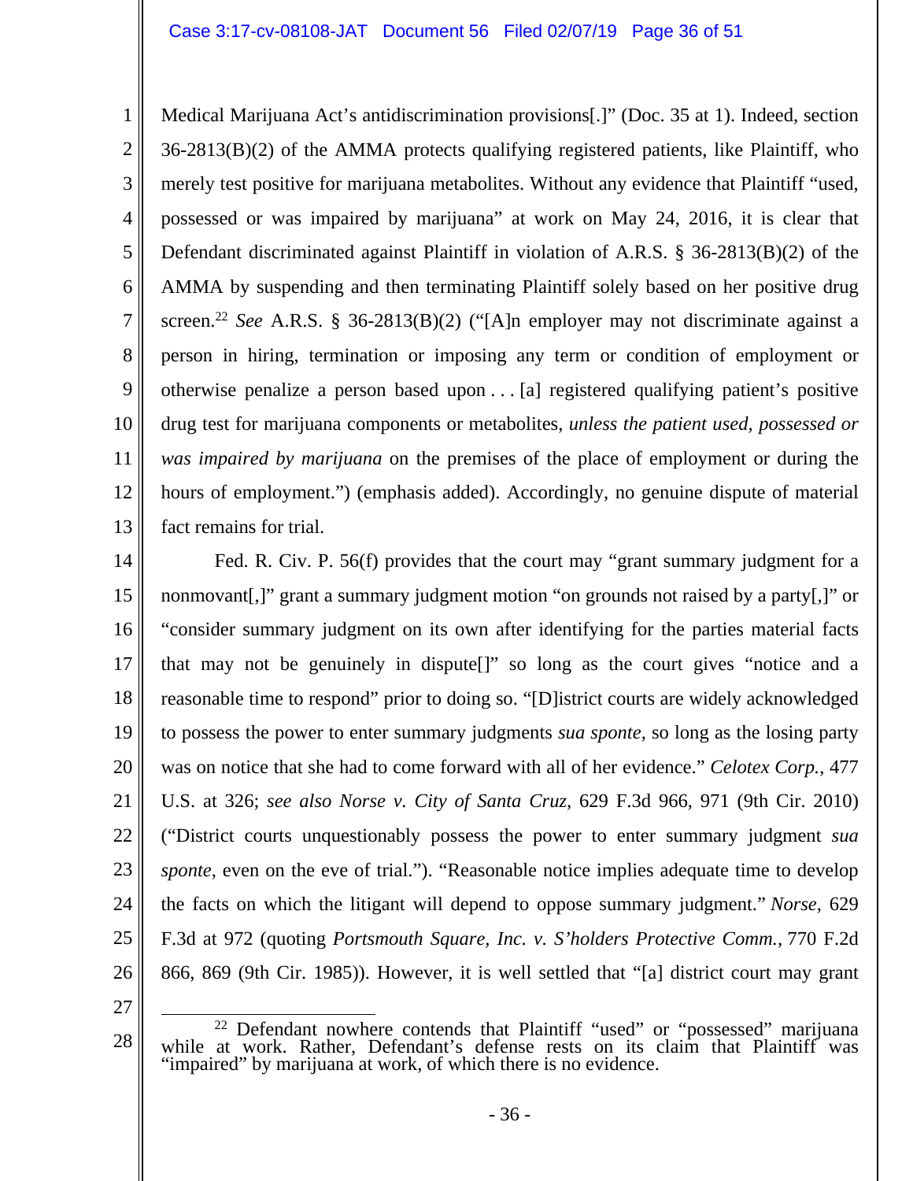Medical Marijuana Act's antidiscrimination provisions[.]" (Doc. 35 at 1). Indeed, section 36-2813(B)(2) of the AMMA protects qualifying registered patients, like Plaintiff, who merely test positive for marijuana metabolites. Without any evidence that Plaintiff "used, possessed or was impaired by marijuana" at work on May 24, 2016, it is clear that Defendant discriminated against Plaintiff in violation of A.R.S. § 36-2813(B)(2) of the AMMA by suspending and then terminating Plaintiff solely based on her positive drug screen.[22] *See* A.R.S. § 36-2813(B)(2) ("[A]n employer may not discriminate against a person in hiring, termination or imposing any term or condition of employment or otherwise penalize a person based upon . . . [a] registered qualifying patient's positive drug test for marijuana components or metabolites, *unless the patient used, possessed or was impaired by marijuana* on the premises of the place of employment or during the hours of employment.") (emphasis added). Accordingly, no genuine dispute of material fact remains for trial.

Fed. R. Civ. P. 56(f) provides that the court may "grant summary judgment for a nonmovant[,]" grant a summary judgment motion "on grounds not raised by a party[,]" or "consider summary judgment on its own after identifying for the parties material facts that may not be genuinely in dispute[]" so long as the court gives "notice and a reasonable time to respond" prior to doing so. "[D]istrict courts are widely acknowledged to possess the power to enter summary judgments *sua sponte*, so long as the losing party was on notice that she had to come forward with all of her evidence." *Celotex Corp.*, 477 U.S. at 326; *see also Norse v. City of Santa Cruz*, 629 F.3d 966, 971 (9th Cir. 2010) ("District courts unquestionably possess the power to enter summary judgment *sua sponte*, even on the eve of trial."). "Reasonable notice implies adequate time to develop the facts on which the litigant will depend to oppose summary judgment." *Norse*, 629 F.3d at 972 (quoting *Portsmouth Square, Inc. v. S'holders Protective Comm.*, 770 F.2d 866, 869 (9th Cir. 1985)). However, it is well settled that "[a] district court may grant

---

[22] Defendant nowhere contends that Plaintiff "used" or "possessed" marijuana while at work. Rather, Defendant's defense rests on its claim that Plaintiff was "impaired" by marijuana at work, of which there is no evidence.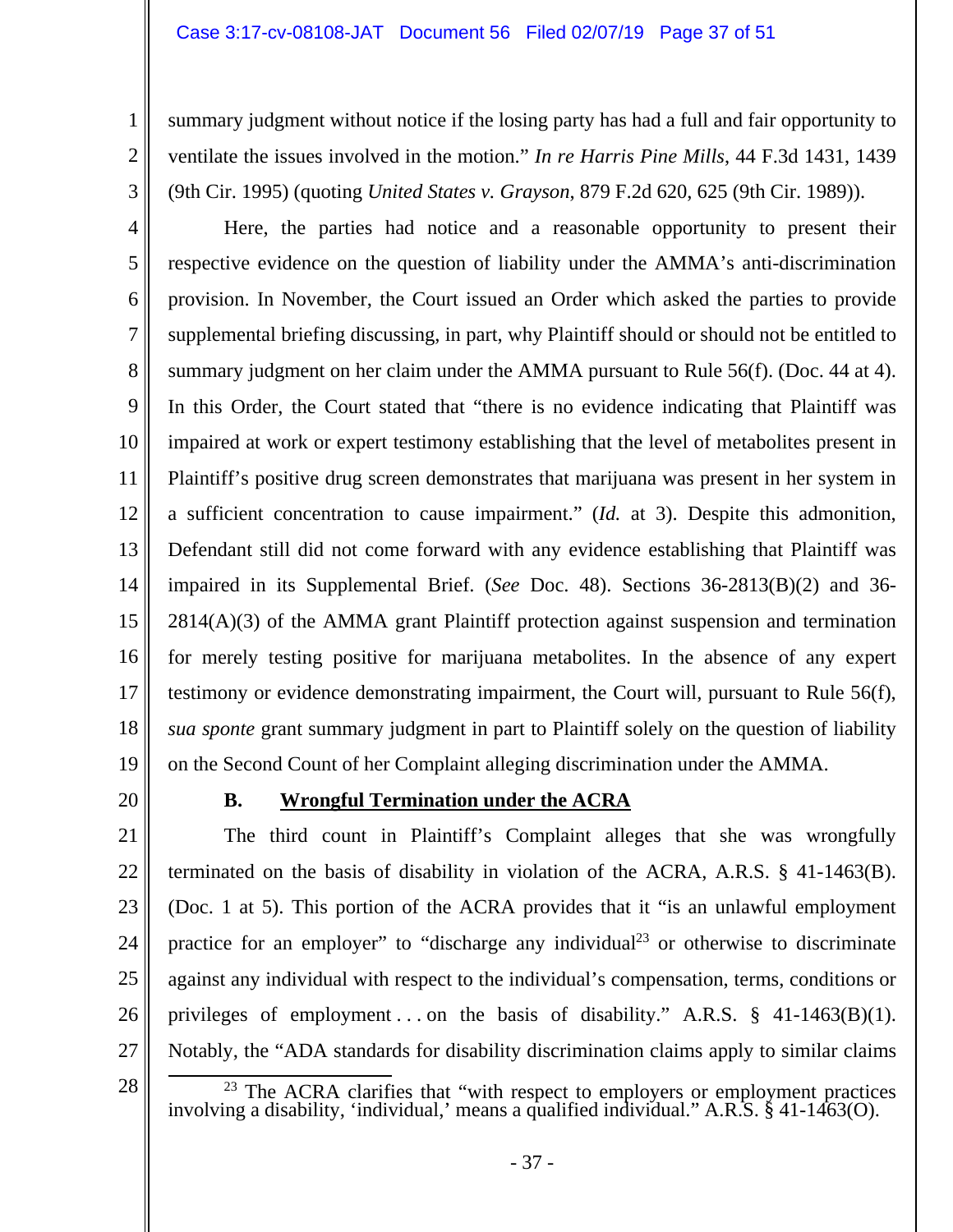summary judgment without notice if the losing party has had a full and fair opportunity to ventilate the issues involved in the motion." *In re Harris Pine Mills*, 44 F.3d 1431, 1439 (9th Cir. 1995) (quoting *United States v. Grayson*, 879 F.2d 620, 625 (9th Cir. 1989)).

Here, the parties had notice and a reasonable opportunity to present their respective evidence on the question of liability under the AMMA's anti-discrimination provision. In November, the Court issued an Order which asked the parties to provide supplemental briefing discussing, in part, why Plaintiff should or should not be entitled to summary judgment on her claim under the AMMA pursuant to Rule 56(f). (Doc. 44 at 4). In this Order, the Court stated that "there is no evidence indicating that Plaintiff was impaired at work or expert testimony establishing that the level of metabolites present in Plaintiff's positive drug screen demonstrates that marijuana was present in her system in a sufficient concentration to cause impairment." (*Id.* at 3). Despite this admonition, Defendant still did not come forward with any evidence establishing that Plaintiff was impaired in its Supplemental Brief. (*See* Doc. 48). Sections 36-2813(B)(2) and 36-2814(A)(3) of the AMMA grant Plaintiff protection against suspension and termination for merely testing positive for marijuana metabolites. In the absence of any expert testimony or evidence demonstrating impairment, the Court will, pursuant to Rule 56(f), *sua sponte* grant summary judgment in part to Plaintiff solely on the question of liability on the Second Count of her Complaint alleging discrimination under the AMMA.

### B. Wrongful Termination under the ACRA

The third count in Plaintiff's Complaint alleges that she was wrongfully terminated on the basis of disability in violation of the ACRA, A.R.S. § 41-1463(B). (Doc. 1 at 5). This portion of the ACRA provides that it "is an unlawful employment practice for an employer" to "discharge any individual[23] or otherwise to discriminate against any individual with respect to the individual's compensation, terms, conditions or privileges of employment . . . on the basis of disability." A.R.S. § 41-1463(B)(1). Notably, the "ADA standards for disability discrimination claims apply to similar claims

---

[23] The ACRA clarifies that "with respect to employers or employment practices involving a disability, 'individual,' means a qualified individual." A.R.S. § 41-1463(O).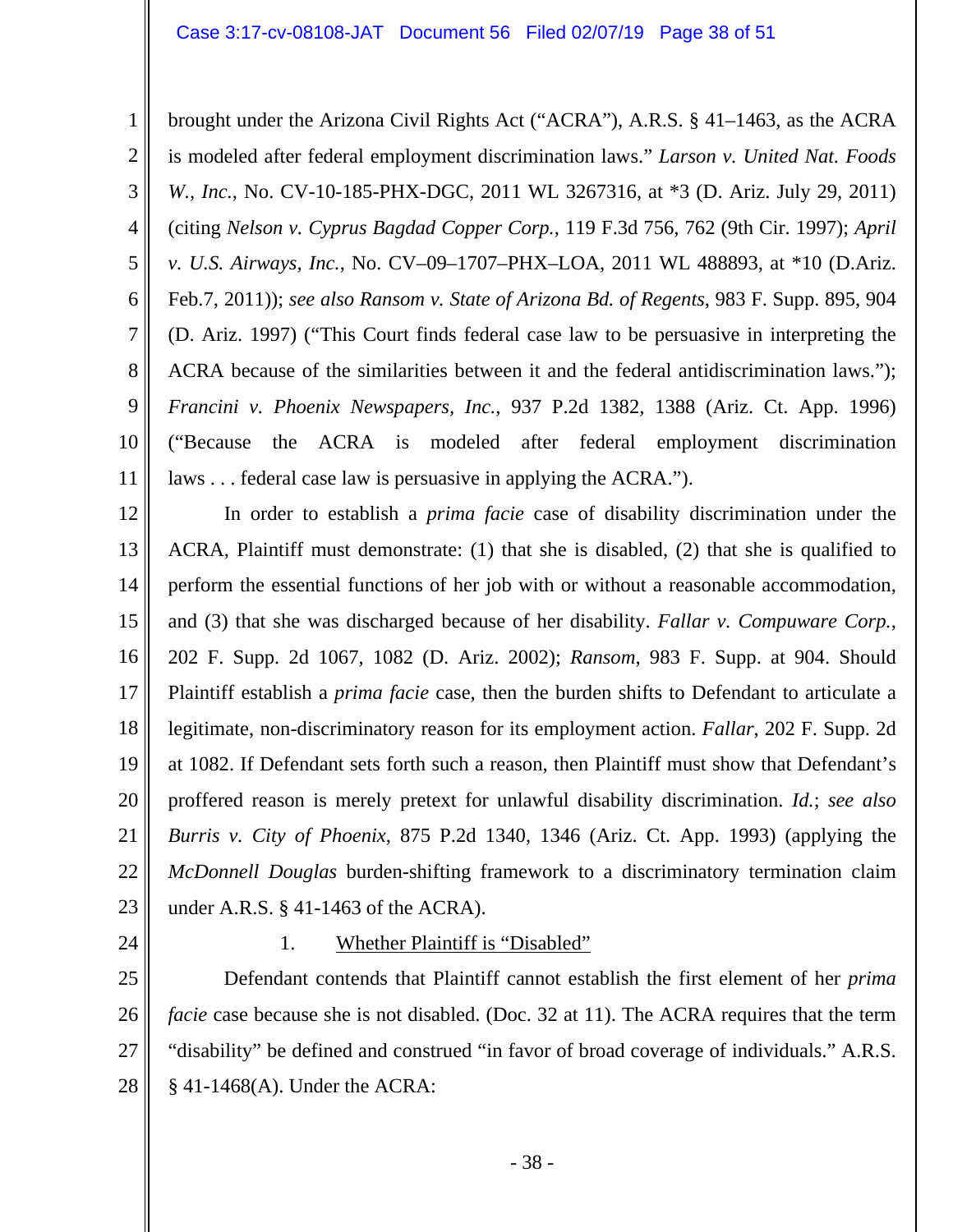brought under the Arizona Civil Rights Act ("ACRA"), A.R.S. § 41–1463, as the ACRA is modeled after federal employment discrimination laws." *Larson v. United Nat. Foods W., Inc.*, No. CV-10-185-PHX-DGC, 2011 WL 3267316, at *3 (D. Ariz. July 29, 2011) (citing *Nelson v. Cyprus Bagdad Copper Corp.*, 119 F.3d 756, 762 (9th Cir. 1997); *April v. U.S. Airways, Inc.*, No. CV–09–1707–PHX–LOA, 2011 WL 488893, at *10 (D.Ariz. Feb.7, 2011)); *see also Ransom v. State of Arizona Bd. of Regents*, 983 F. Supp. 895, 904 (D. Ariz. 1997) ("This Court finds federal case law to be persuasive in interpreting the ACRA because of the similarities between it and the federal antidiscrimination laws."); *Francini v. Phoenix Newspapers, Inc.*, 937 P.2d 1382, 1388 (Ariz. Ct. App. 1996) ("Because the ACRA is modeled after federal employment discrimination laws . . . federal case law is persuasive in applying the ACRA.").

In order to establish a *prima facie* case of disability discrimination under the ACRA, Plaintiff must demonstrate: (1) that she is disabled, (2) that she is qualified to perform the essential functions of her job with or without a reasonable accommodation, and (3) that she was discharged because of her disability. *Fallar v. Compuware Corp.*, 202 F. Supp. 2d 1067, 1082 (D. Ariz. 2002); *Ransom*, 983 F. Supp. at 904. Should Plaintiff establish a *prima facie* case, then the burden shifts to Defendant to articulate a legitimate, non-discriminatory reason for its employment action. *Fallar*, 202 F. Supp. 2d at 1082. If Defendant sets forth such a reason, then Plaintiff must show that Defendant's proffered reason is merely pretext for unlawful disability discrimination. *Id.*; *see also Burris v. City of Phoenix*, 875 P.2d 1340, 1346 (Ariz. Ct. App. 1993) (applying the *McDonnell Douglas* burden-shifting framework to a discriminatory termination claim under A.R.S. § 41-1463 of the ACRA).

1. Whether Plaintiff is "Disabled"

Defendant contends that Plaintiff cannot establish the first element of her *prima facie* case because she is not disabled. (Doc. 32 at 11). The ACRA requires that the term "disability" be defined and construed "in favor of broad coverage of individuals." A.R.S. § 41-1468(A). Under the ACRA: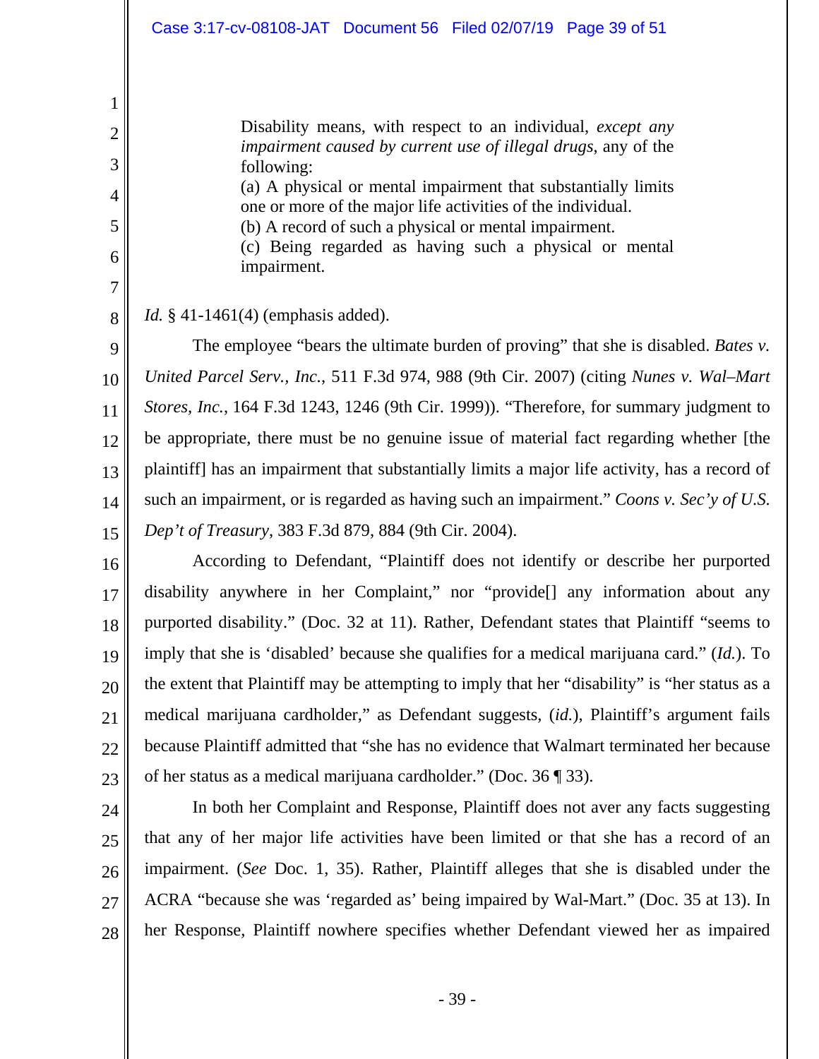> Disability means, with respect to an individual, *except any impairment caused by current use of illegal drugs*, any of the following:
> (a) A physical or mental impairment that substantially limits one or more of the major life activities of the individual.
> (b) A record of such a physical or mental impairment.
> (c) Being regarded as having such a physical or mental impairment.

*Id.* § 41-1461(4) (emphasis added).

The employee "bears the ultimate burden of proving" that she is disabled. *Bates v. United Parcel Serv., Inc.*, 511 F.3d 974, 988 (9th Cir. 2007) (citing *Nunes v. Wal–Mart Stores, Inc.*, 164 F.3d 1243, 1246 (9th Cir. 1999)). "Therefore, for summary judgment to be appropriate, there must be no genuine issue of material fact regarding whether [the plaintiff] has an impairment that substantially limits a major life activity, has a record of such an impairment, or is regarded as having such an impairment." *Coons v. Sec'y of U.S. Dep't of Treasury*, 383 F.3d 879, 884 (9th Cir. 2004).

According to Defendant, "Plaintiff does not identify or describe her purported disability anywhere in her Complaint," nor "provide[] any information about any purported disability." (Doc. 32 at 11). Rather, Defendant states that Plaintiff "seems to imply that she is 'disabled' because she qualifies for a medical marijuana card." (*Id.*). To the extent that Plaintiff may be attempting to imply that her "disability" is "her status as a medical marijuana cardholder," as Defendant suggests, (*id.*), Plaintiff's argument fails because Plaintiff admitted that "she has no evidence that Walmart terminated her because of her status as a medical marijuana cardholder." (Doc. 36 ¶ 33).

In both her Complaint and Response, Plaintiff does not aver any facts suggesting that any of her major life activities have been limited or that she has a record of an impairment. (*See* Doc. 1, 35). Rather, Plaintiff alleges that she is disabled under the ACRA "because she was 'regarded as' being impaired by Wal-Mart." (Doc. 35 at 13). In her Response, Plaintiff nowhere specifies whether Defendant viewed her as impaired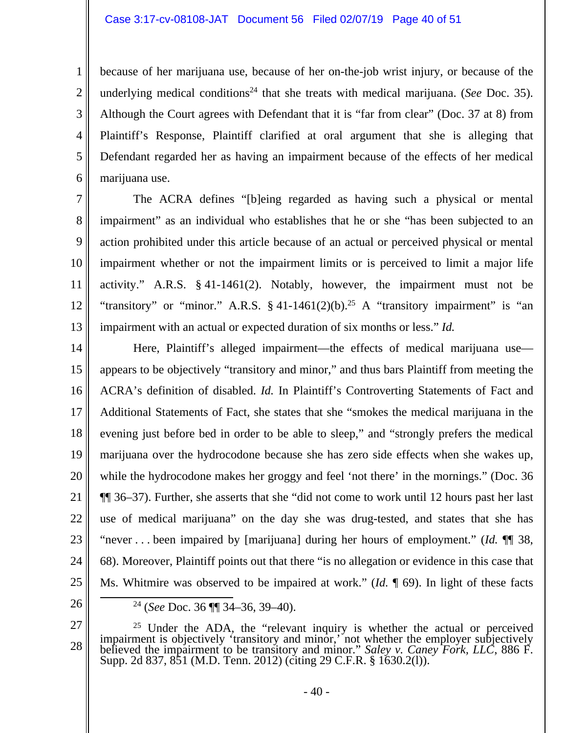because of her marijuana use, because of her on-the-job wrist injury, or because of the underlying medical conditions[24] that she treats with medical marijuana. (*See* Doc. 35). Although the Court agrees with Defendant that it is "far from clear" (Doc. 37 at 8) from Plaintiff's Response, Plaintiff clarified at oral argument that she is alleging that Defendant regarded her as having an impairment because of the effects of her medical marijuana use.

The ACRA defines "[b]eing regarded as having such a physical or mental impairment" as an individual who establishes that he or she "has been subjected to an action prohibited under this article because of an actual or perceived physical or mental impairment whether or not the impairment limits or is perceived to limit a major life activity." A.R.S. § 41-1461(2). Notably, however, the impairment must not be "transitory" or "minor." A.R.S. § 41-1461(2)(b).[25] A "transitory impairment" is "an impairment with an actual or expected duration of six months or less." *Id.*

Here, Plaintiff's alleged impairment—the effects of medical marijuana use—appears to be objectively "transitory and minor," and thus bars Plaintiff from meeting the ACRA's definition of disabled. *Id.* In Plaintiff's Controverting Statements of Fact and Additional Statements of Fact, she states that she "smokes the medical marijuana in the evening just before bed in order to be able to sleep," and "strongly prefers the medical marijuana over the hydrocodone because she has zero side effects when she wakes up, while the hydrocodone makes her groggy and feel 'not there' in the mornings." (Doc. 36 ¶¶ 36–37). Further, she asserts that she "did not come to work until 12 hours past her last use of medical marijuana" on the day she was drug-tested, and states that she has "never . . . been impaired by [marijuana] during her hours of employment." (*Id.* ¶¶ 38, 68). Moreover, Plaintiff points out that there "is no allegation or evidence in this case that Ms. Whitmire was observed to be impaired at work." (*Id.* ¶ 69). In light of these facts

---

[24] (*See* Doc. 36 ¶¶ 34–36, 39–40).

[25] Under the ADA, the "relevant inquiry is whether the actual or perceived impairment is objectively 'transitory and minor,' not whether the employer subjectively believed the impairment to be transitory and minor." *Saley v. Caney Fork, LLC*, 886 F. Supp. 2d 837, 851 (M.D. Tenn. 2012) (citing 29 C.F.R. § 1630.2(l)).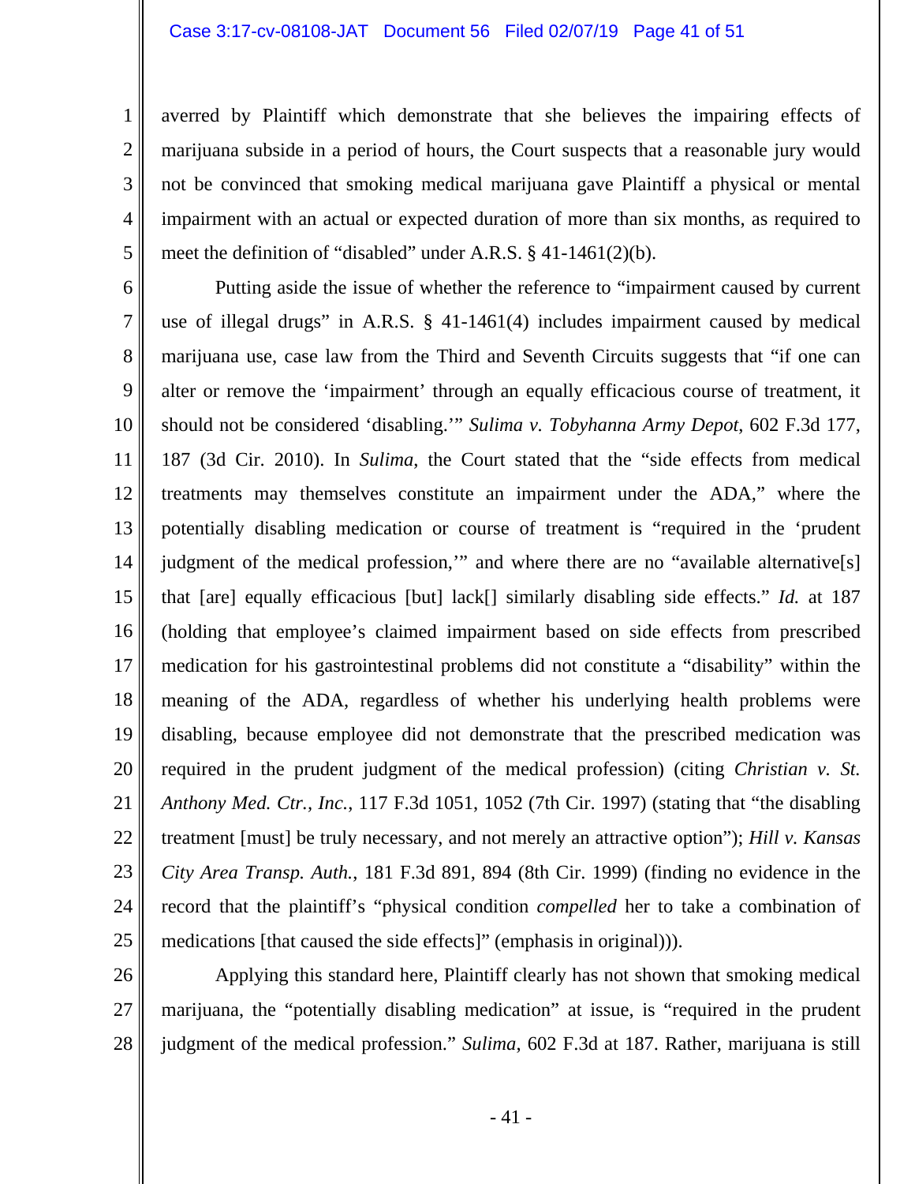averred by Plaintiff which demonstrate that she believes the impairing effects of marijuana subside in a period of hours, the Court suspects that a reasonable jury would not be convinced that smoking medical marijuana gave Plaintiff a physical or mental impairment with an actual or expected duration of more than six months, as required to meet the definition of "disabled" under A.R.S. § 41-1461(2)(b).

Putting aside the issue of whether the reference to "impairment caused by current use of illegal drugs" in A.R.S. § 41-1461(4) includes impairment caused by medical marijuana use, case law from the Third and Seventh Circuits suggests that "if one can alter or remove the 'impairment' through an equally efficacious course of treatment, it should not be considered 'disabling.'" *Sulima v. Tobyhanna Army Depot*, 602 F.3d 177, 187 (3d Cir. 2010). In *Sulima*, the Court stated that the "side effects from medical treatments may themselves constitute an impairment under the ADA," where the potentially disabling medication or course of treatment is "required in the 'prudent judgment of the medical profession,'" and where there are no "available alternative[s] that [are] equally efficacious [but] lack[] similarly disabling side effects." *Id.* at 187 (holding that employee's claimed impairment based on side effects from prescribed medication for his gastrointestinal problems did not constitute a "disability" within the meaning of the ADA, regardless of whether his underlying health problems were disabling, because employee did not demonstrate that the prescribed medication was required in the prudent judgment of the medical profession) (citing *Christian v. St. Anthony Med. Ctr., Inc.*, 117 F.3d 1051, 1052 (7th Cir. 1997) (stating that "the disabling treatment [must] be truly necessary, and not merely an attractive option"); *Hill v. Kansas City Area Transp. Auth.*, 181 F.3d 891, 894 (8th Cir. 1999) (finding no evidence in the record that the plaintiff's "physical condition *compelled* her to take a combination of medications [that caused the side effects]" (emphasis in original))).

Applying this standard here, Plaintiff clearly has not shown that smoking medical marijuana, the "potentially disabling medication" at issue, is "required in the prudent judgment of the medical profession." *Sulima*, 602 F.3d at 187. Rather, marijuana is still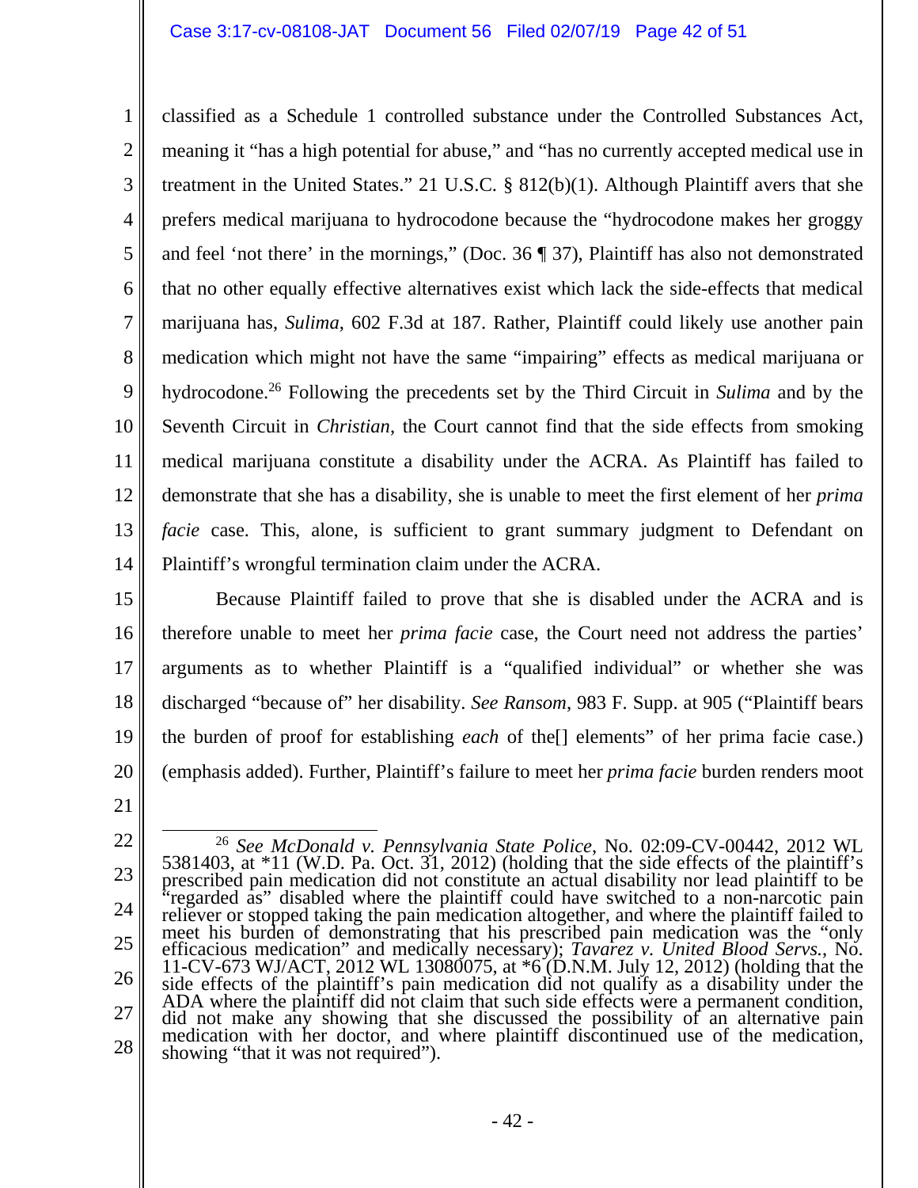classified as a Schedule 1 controlled substance under the Controlled Substances Act, meaning it "has a high potential for abuse," and "has no currently accepted medical use in treatment in the United States." 21 U.S.C. § 812(b)(1). Although Plaintiff avers that she prefers medical marijuana to hydrocodone because the "hydrocodone makes her groggy and feel 'not there' in the mornings," (Doc. 36 ¶ 37), Plaintiff has also not demonstrated that no other equally effective alternatives exist which lack the side-effects that medical marijuana has, *Sulima*, 602 F.3d at 187. Rather, Plaintiff could likely use another pain medication which might not have the same "impairing" effects as medical marijuana or hydrocodone.[26] Following the precedents set by the Third Circuit in *Sulima* and by the Seventh Circuit in *Christian*, the Court cannot find that the side effects from smoking medical marijuana constitute a disability under the ACRA. As Plaintiff has failed to demonstrate that she has a disability, she is unable to meet the first element of her *prima facie* case. This, alone, is sufficient to grant summary judgment to Defendant on Plaintiff's wrongful termination claim under the ACRA.

Because Plaintiff failed to prove that she is disabled under the ACRA and is therefore unable to meet her *prima facie* case, the Court need not address the parties' arguments as to whether Plaintiff is a "qualified individual" or whether she was discharged "because of" her disability. *See Ransom*, 983 F. Supp. at 905 ("Plaintiff bears the burden of proof for establishing *each* of the[] elements" of her prima facie case.) (emphasis added). Further, Plaintiff's failure to meet her *prima facie* burden renders moot

---

[26] *See McDonald v. Pennsylvania State Police*, No. 02:09-CV-00442, 2012 WL 5381403, at *11 (W.D. Pa. Oct. 31, 2012) (holding that the side effects of the plaintiff's prescribed pain medication did not constitute an actual disability nor lead plaintiff to be "regarded as" disabled where the plaintiff could have switched to a non-narcotic pain reliever or stopped taking the pain medication altogether, and where the plaintiff failed to meet his burden of demonstrating that his prescribed pain medication was the "only efficacious medication" and medically necessary); *Tavarez v. United Blood Servs.*, No. 11-CV-673 WJ/ACT, 2012 WL 13080075, at *6 (D.N.M. July 12, 2012) (holding that the side effects of the plaintiff's pain medication did not qualify as a disability under the ADA where the plaintiff did not claim that such side effects were a permanent condition, did not make any showing that she discussed the possibility of an alternative pain medication with her doctor, and where plaintiff discontinued use of the medication, showing "that it was not required").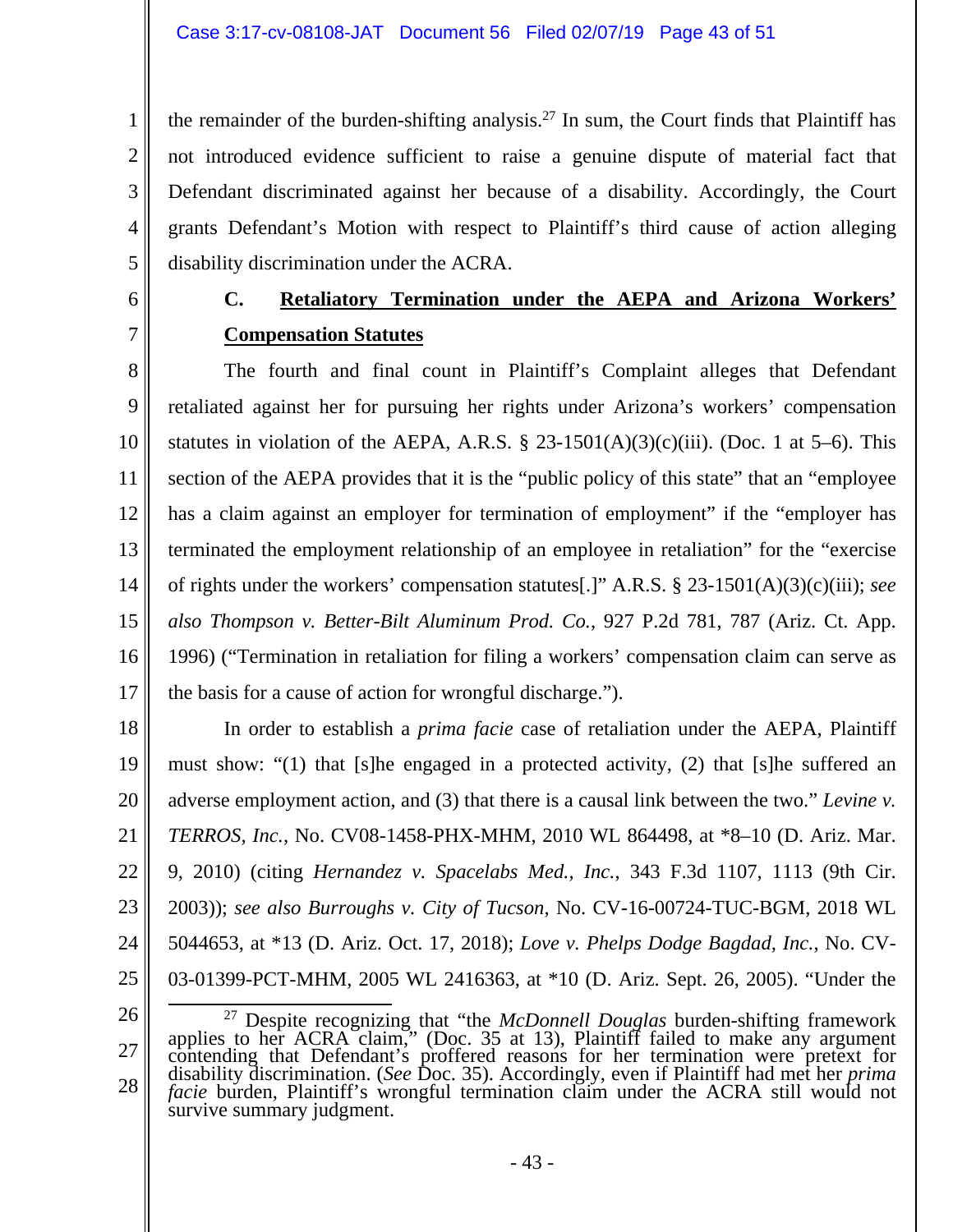the remainder of the burden-shifting analysis.[27] In sum, the Court finds that Plaintiff has not introduced evidence sufficient to raise a genuine dispute of material fact that Defendant discriminated against her because of a disability. Accordingly, the Court grants Defendant's Motion with respect to Plaintiff's third cause of action alleging disability discrimination under the ACRA.

### C. Retaliatory Termination under the AEPA and Arizona Workers' Compensation Statutes

The fourth and final count in Plaintiff's Complaint alleges that Defendant retaliated against her for pursuing her rights under Arizona's workers' compensation statutes in violation of the AEPA, A.R.S. § 23-1501(A)(3)(c)(iii). (Doc. 1 at 5–6). This section of the AEPA provides that it is the "public policy of this state" that an "employee has a claim against an employer for termination of employment" if the "employer has terminated the employment relationship of an employee in retaliation" for the "exercise of rights under the workers' compensation statutes[.]" A.R.S. § 23-1501(A)(3)(c)(iii); *see also Thompson v. Better-Bilt Aluminum Prod. Co.*, 927 P.2d 781, 787 (Ariz. Ct. App. 1996) ("Termination in retaliation for filing a workers' compensation claim can serve as the basis for a cause of action for wrongful discharge.").

In order to establish a *prima facie* case of retaliation under the AEPA, Plaintiff must show: "(1) that [s]he engaged in a protected activity, (2) that [s]he suffered an adverse employment action, and (3) that there is a causal link between the two." *Levine v. TERROS, Inc.*, No. CV08-1458-PHX-MHM, 2010 WL 864498, at *8–10 (D. Ariz. Mar. 9, 2010) (citing *Hernandez v. Spacelabs Med., Inc.*, 343 F.3d 1107, 1113 (9th Cir. 2003)); *see also Burroughs v. City of Tucson*, No. CV-16-00724-TUC-BGM, 2018 WL 5044653, at *13 (D. Ariz. Oct. 17, 2018); *Love v. Phelps Dodge Bagdad, Inc.*, No. CV-03-01399-PCT-MHM, 2005 WL 2416363, at *10 (D. Ariz. Sept. 26, 2005). "Under the

---

[27] Despite recognizing that "the *McDonnell Douglas* burden-shifting framework applies to her ACRA claim," (Doc. 35 at 13), Plaintiff failed to make any argument contending that Defendant's proffered reasons for her termination were pretext for disability discrimination. (*See* Doc. 35). Accordingly, even if Plaintiff had met her *prima facie* burden, Plaintiff's wrongful termination claim under the ACRA still would not survive summary judgment.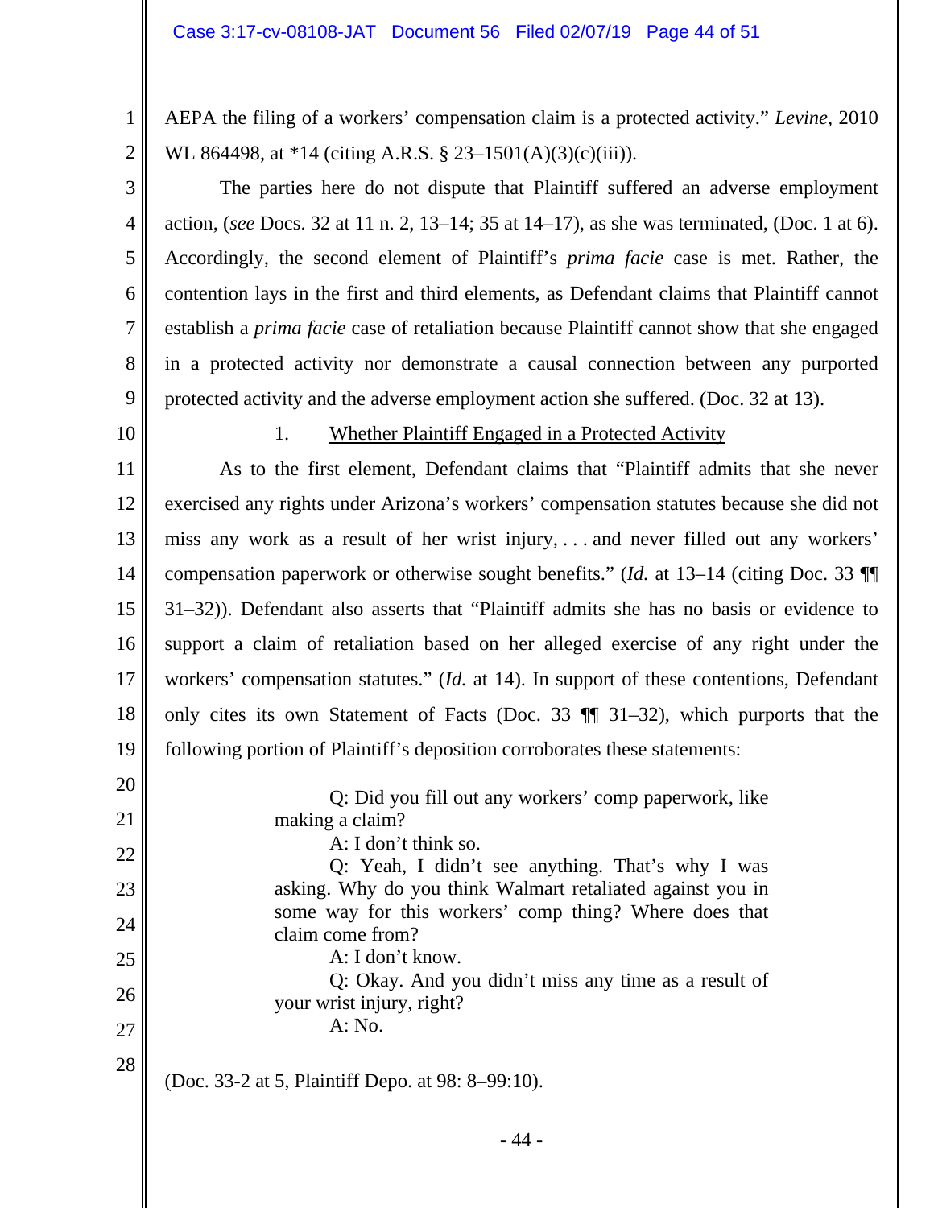AEPA the filing of a workers' compensation claim is a protected activity." *Levine*, 2010 WL 864498, at *14 (citing A.R.S. § 23–1501(A)(3)(c)(iii)).

The parties here do not dispute that Plaintiff suffered an adverse employment action, (*see* Docs. 32 at 11 n. 2, 13–14; 35 at 14–17), as she was terminated, (Doc. 1 at 6). Accordingly, the second element of Plaintiff's *prima facie* case is met. Rather, the contention lays in the first and third elements, as Defendant claims that Plaintiff cannot establish a *prima facie* case of retaliation because Plaintiff cannot show that she engaged in a protected activity nor demonstrate a causal connection between any purported protected activity and the adverse employment action she suffered. (Doc. 32 at 13).

1. Whether Plaintiff Engaged in a Protected Activity

As to the first element, Defendant claims that "Plaintiff admits that she never exercised any rights under Arizona's workers' compensation statutes because she did not miss any work as a result of her wrist injury, . . . and never filled out any workers' compensation paperwork or otherwise sought benefits." (*Id.* at 13–14 (citing Doc. 33 ¶¶ 31–32)). Defendant also asserts that "Plaintiff admits she has no basis or evidence to support a claim of retaliation based on her alleged exercise of any right under the workers' compensation statutes." (*Id.* at 14). In support of these contentions, Defendant only cites its own Statement of Facts (Doc. 33 ¶¶ 31–32), which purports that the following portion of Plaintiff's deposition corroborates these statements:

> Q: Did you fill out any workers' comp paperwork, like making a claim?
>
> A: I don't think so.
>
> Q: Yeah, I didn't see anything. That's why I was asking. Why do you think Walmart retaliated against you in some way for this workers' comp thing? Where does that claim come from?
>
> A: I don't know.
>
> Q: Okay. And you didn't miss any time as a result of your wrist injury, right?
>
> A: No.

(Doc. 33-2 at 5, Plaintiff Depo. at 98: 8–99:10).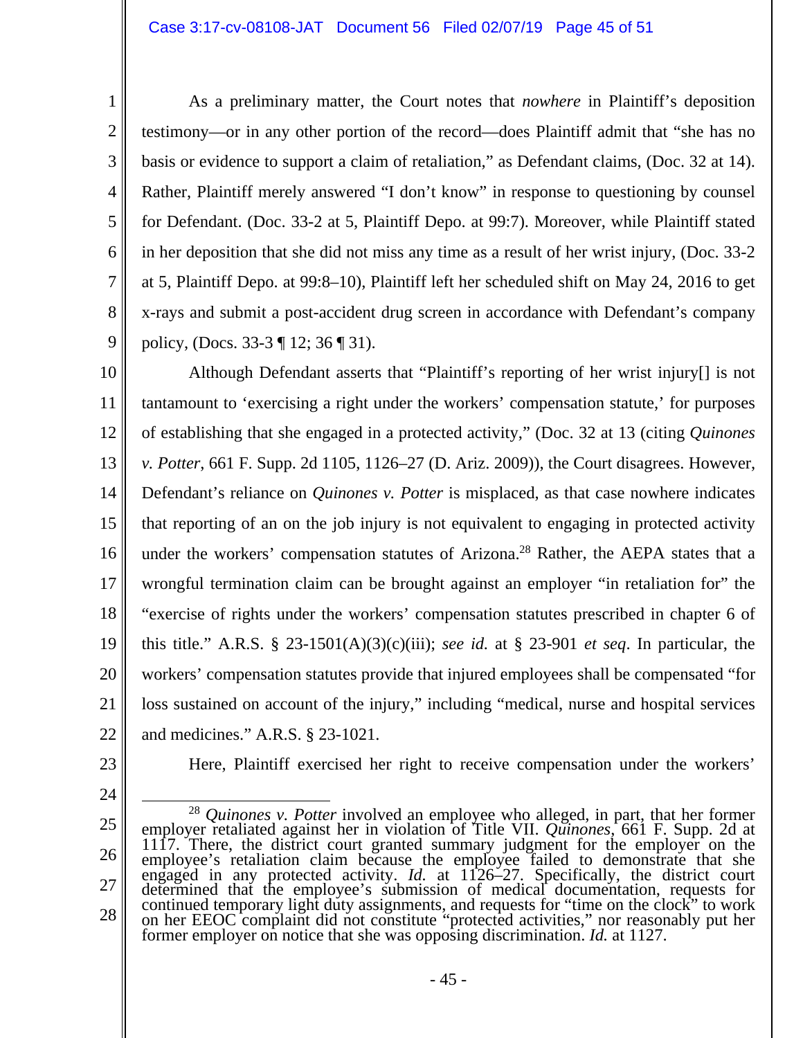As a preliminary matter, the Court notes that *nowhere* in Plaintiff's deposition testimony—or in any other portion of the record—does Plaintiff admit that "she has no basis or evidence to support a claim of retaliation," as Defendant claims, (Doc. 32 at 14). Rather, Plaintiff merely answered "I don't know" in response to questioning by counsel for Defendant. (Doc. 33-2 at 5, Plaintiff Depo. at 99:7). Moreover, while Plaintiff stated in her deposition that she did not miss any time as a result of her wrist injury, (Doc. 33-2 at 5, Plaintiff Depo. at 99:8–10), Plaintiff left her scheduled shift on May 24, 2016 to get x-rays and submit a post-accident drug screen in accordance with Defendant's company policy, (Docs. 33-3 ¶ 12; 36 ¶ 31).

Although Defendant asserts that "Plaintiff's reporting of her wrist injury[] is not tantamount to 'exercising a right under the workers' compensation statute,' for purposes of establishing that she engaged in a protected activity," (Doc. 32 at 13 (citing *Quinones v. Potter*, 661 F. Supp. 2d 1105, 1126–27 (D. Ariz. 2009)), the Court disagrees. However, Defendant's reliance on *Quinones v. Potter* is misplaced, as that case nowhere indicates that reporting of an on the job injury is not equivalent to engaging in protected activity under the workers' compensation statutes of Arizona.[28] Rather, the AEPA states that a wrongful termination claim can be brought against an employer "in retaliation for" the "exercise of rights under the workers' compensation statutes prescribed in chapter 6 of this title." A.R.S. § 23-1501(A)(3)(c)(iii); *see id.* at § 23-901 *et seq*. In particular, the workers' compensation statutes provide that injured employees shall be compensated "for loss sustained on account of the injury," including "medical, nurse and hospital services and medicines." A.R.S. § 23-1021.

Here, Plaintiff exercised her right to receive compensation under the workers'

---

[28] *Quinones v. Potter* involved an employee who alleged, in part, that her former employer retaliated against her in violation of Title VII. *Quinones*, 661 F. Supp. 2d at 1117. There, the district court granted summary judgment for the employer on the employee's retaliation claim because the employee failed to demonstrate that she engaged in any protected activity. *Id.* at 1126–27. Specifically, the district court determined that the employee's submission of medical documentation, requests for continued temporary light duty assignments, and requests for "time on the clock" to work on her EEOC complaint did not constitute "protected activities," nor reasonably put her former employer on notice that she was opposing discrimination. *Id.* at 1127.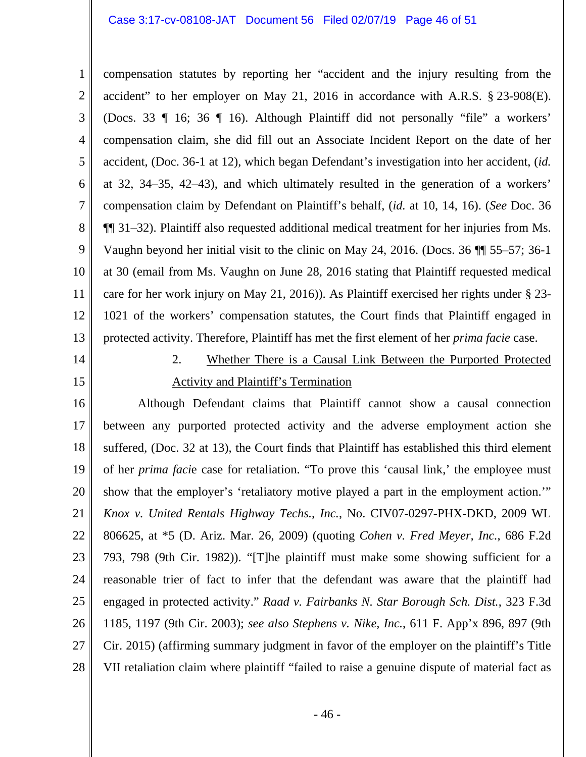compensation statutes by reporting her "accident and the injury resulting from the accident" to her employer on May 21, 2016 in accordance with A.R.S. § 23-908(E). (Docs. 33 ¶ 16; 36 ¶ 16). Although Plaintiff did not personally "file" a workers' compensation claim, she did fill out an Associate Incident Report on the date of her accident, (Doc. 36-1 at 12), which began Defendant's investigation into her accident, (*id.* at 32, 34–35, 42–43), and which ultimately resulted in the generation of a workers' compensation claim by Defendant on Plaintiff's behalf, (*id.* at 10, 14, 16). (*See* Doc. 36 ¶¶ 31–32). Plaintiff also requested additional medical treatment for her injuries from Ms. Vaughn beyond her initial visit to the clinic on May 24, 2016. (Docs. 36 ¶¶ 55–57; 36-1 at 30 (email from Ms. Vaughn on June 28, 2016 stating that Plaintiff requested medical care for her work injury on May 21, 2016)). As Plaintiff exercised her rights under § 23-1021 of the workers' compensation statutes, the Court finds that Plaintiff engaged in protected activity. Therefore, Plaintiff has met the first element of her *prima facie* case.

2. Whether There is a Causal Link Between the Purported Protected Activity and Plaintiff's Termination

Although Defendant claims that Plaintiff cannot show a causal connection between any purported protected activity and the adverse employment action she suffered, (Doc. 32 at 13), the Court finds that Plaintiff has established this third element of her *prima facie* case for retaliation. "To prove this 'causal link,' the employee must show that the employer's 'retaliatory motive played a part in the employment action.'" *Knox v. United Rentals Highway Techs., Inc.*, No. CIV07-0297-PHX-DKD, 2009 WL 806625, at *5 (D. Ariz. Mar. 26, 2009) (quoting *Cohen v. Fred Meyer, Inc.*, 686 F.2d 793, 798 (9th Cir. 1982)). "[T]he plaintiff must make some showing sufficient for a reasonable trier of fact to infer that the defendant was aware that the plaintiff had engaged in protected activity." *Raad v. Fairbanks N. Star Borough Sch. Dist.*, 323 F.3d 1185, 1197 (9th Cir. 2003); *see also Stephens v. Nike, Inc.*, 611 F. App'x 896, 897 (9th Cir. 2015) (affirming summary judgment in favor of the employer on the plaintiff's Title VII retaliation claim where plaintiff "failed to raise a genuine dispute of material fact as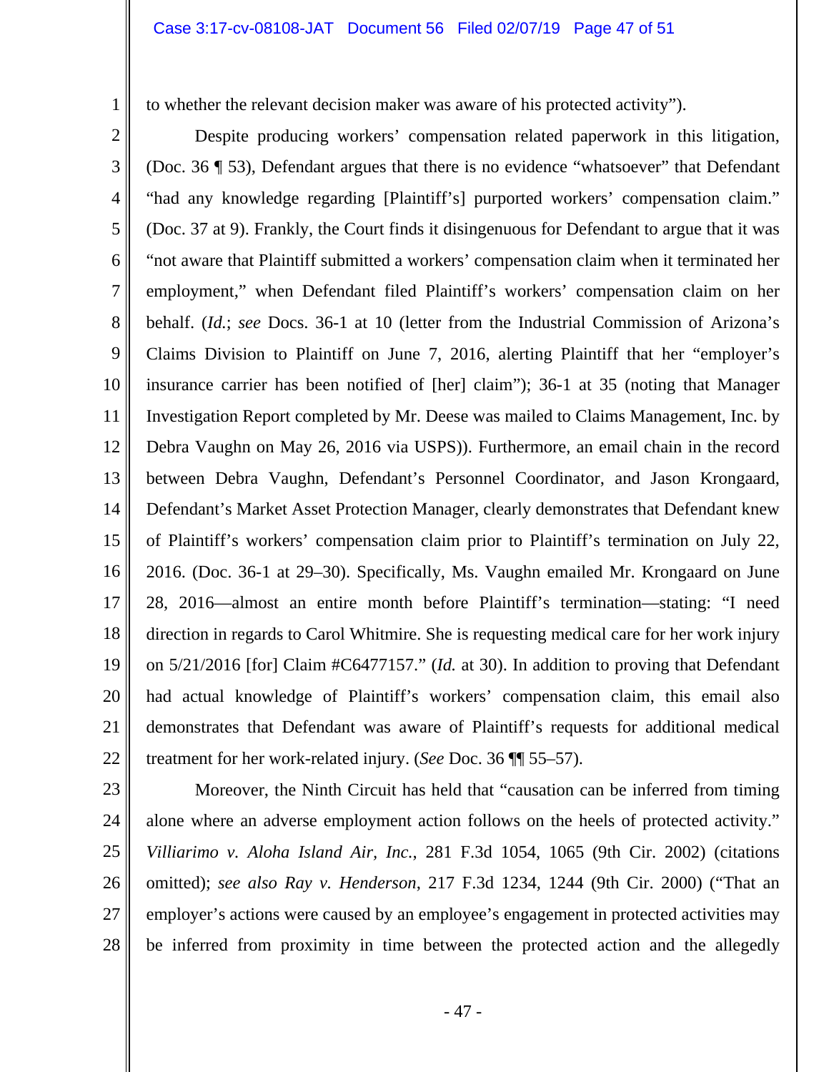to whether the relevant decision maker was aware of his protected activity").

Despite producing workers' compensation related paperwork in this litigation, (Doc. 36 ¶ 53), Defendant argues that there is no evidence "whatsoever" that Defendant "had any knowledge regarding [Plaintiff's] purported workers' compensation claim." (Doc. 37 at 9). Frankly, the Court finds it disingenuous for Defendant to argue that it was "not aware that Plaintiff submitted a workers' compensation claim when it terminated her employment," when Defendant filed Plaintiff's workers' compensation claim on her behalf. (*Id.*; *see* Docs. 36-1 at 10 (letter from the Industrial Commission of Arizona's Claims Division to Plaintiff on June 7, 2016, alerting Plaintiff that her "employer's insurance carrier has been notified of [her] claim"); 36-1 at 35 (noting that Manager Investigation Report completed by Mr. Deese was mailed to Claims Management, Inc. by Debra Vaughn on May 26, 2016 via USPS)). Furthermore, an email chain in the record between Debra Vaughn, Defendant's Personnel Coordinator, and Jason Krongaard, Defendant's Market Asset Protection Manager, clearly demonstrates that Defendant knew of Plaintiff's workers' compensation claim prior to Plaintiff's termination on July 22, 2016. (Doc. 36-1 at 29–30). Specifically, Ms. Vaughn emailed Mr. Krongaard on June 28, 2016—almost an entire month before Plaintiff's termination—stating: "I need direction in regards to Carol Whitmire. She is requesting medical care for her work injury on 5/21/2016 [for] Claim #C6477157." (*Id.* at 30). In addition to proving that Defendant had actual knowledge of Plaintiff's workers' compensation claim, this email also demonstrates that Defendant was aware of Plaintiff's requests for additional medical treatment for her work-related injury. (*See* Doc. 36 ¶¶ 55–57).

Moreover, the Ninth Circuit has held that "causation can be inferred from timing alone where an adverse employment action follows on the heels of protected activity." *Villiarimo v. Aloha Island Air, Inc.*, 281 F.3d 1054, 1065 (9th Cir. 2002) (citations omitted); *see also Ray v. Henderson*, 217 F.3d 1234, 1244 (9th Cir. 2000) ("That an employer's actions were caused by an employee's engagement in protected activities may be inferred from proximity in time between the protected action and the allegedly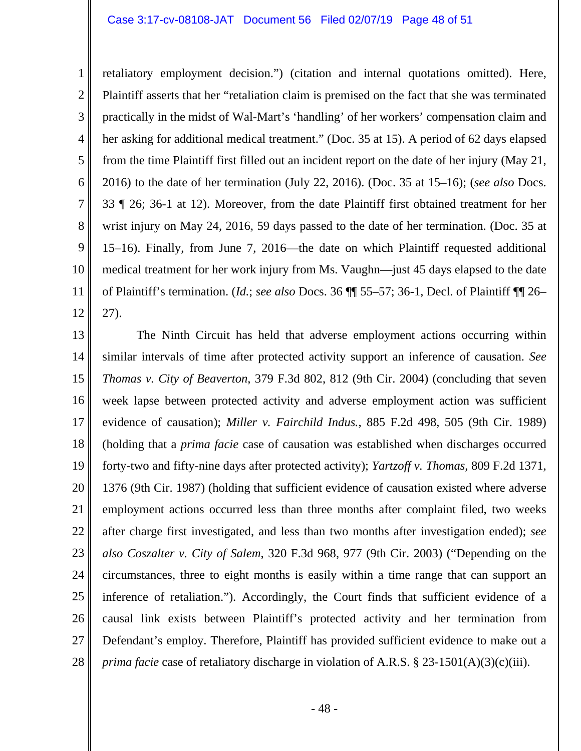retaliatory employment decision.") (citation and internal quotations omitted). Here, Plaintiff asserts that her "retaliation claim is premised on the fact that she was terminated practically in the midst of Wal-Mart's 'handling' of her workers' compensation claim and her asking for additional medical treatment." (Doc. 35 at 15). A period of 62 days elapsed from the time Plaintiff first filled out an incident report on the date of her injury (May 21, 2016) to the date of her termination (July 22, 2016). (Doc. 35 at 15–16); (*see also* Docs. 33 ¶ 26; 36-1 at 12). Moreover, from the date Plaintiff first obtained treatment for her wrist injury on May 24, 2016, 59 days passed to the date of her termination. (Doc. 35 at 15–16). Finally, from June 7, 2016—the date on which Plaintiff requested additional medical treatment for her work injury from Ms. Vaughn—just 45 days elapsed to the date of Plaintiff's termination. (*Id.*; *see also* Docs. 36 ¶¶ 55–57; 36-1, Decl. of Plaintiff ¶¶ 26–27).

The Ninth Circuit has held that adverse employment actions occurring within similar intervals of time after protected activity support an inference of causation. *See Thomas v. City of Beaverton*, 379 F.3d 802, 812 (9th Cir. 2004) (concluding that seven week lapse between protected activity and adverse employment action was sufficient evidence of causation); *Miller v. Fairchild Indus.*, 885 F.2d 498, 505 (9th Cir. 1989) (holding that a *prima facie* case of causation was established when discharges occurred forty-two and fifty-nine days after protected activity); *Yartzoff v. Thomas*, 809 F.2d 1371, 1376 (9th Cir. 1987) (holding that sufficient evidence of causation existed where adverse employment actions occurred less than three months after complaint filed, two weeks after charge first investigated, and less than two months after investigation ended); *see also Coszalter v. City of Salem*, 320 F.3d 968, 977 (9th Cir. 2003) ("Depending on the circumstances, three to eight months is easily within a time range that can support an inference of retaliation."). Accordingly, the Court finds that sufficient evidence of a causal link exists between Plaintiff's protected activity and her termination from Defendant's employ. Therefore, Plaintiff has provided sufficient evidence to make out a *prima facie* case of retaliatory discharge in violation of A.R.S. § 23-1501(A)(3)(c)(iii).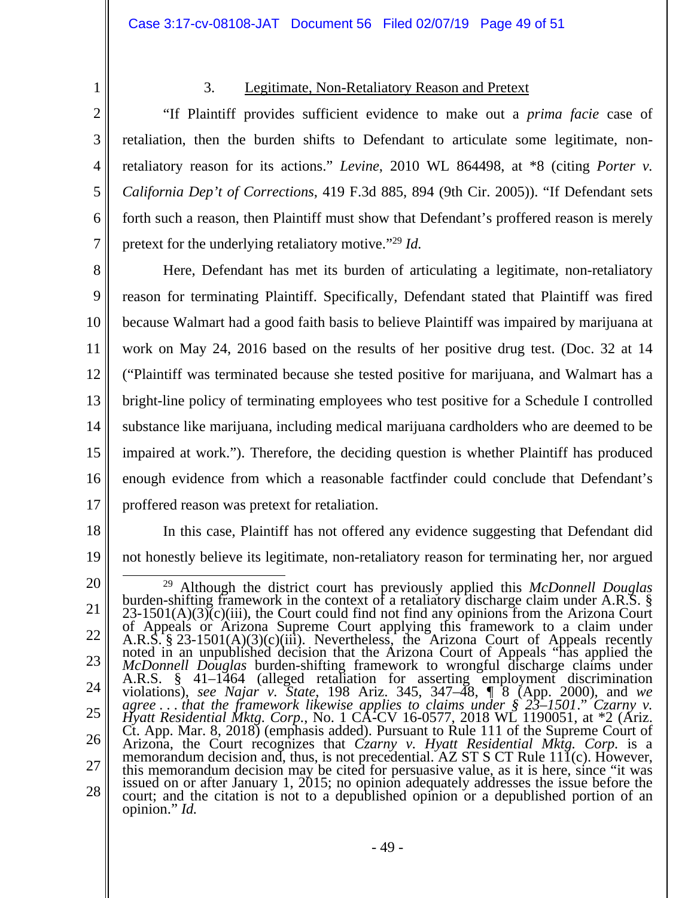### 3. Legitimate, Non-Retaliatory Reason and Pretext

"If Plaintiff provides sufficient evidence to make out a *prima facie* case of retaliation, then the burden shifts to Defendant to articulate some legitimate, non-retaliatory reason for its actions." *Levine*, 2010 WL 864498, at *8 (citing *Porter v. California Dep't of Corrections*, 419 F.3d 885, 894 (9th Cir. 2005)). "If Defendant sets forth such a reason, then Plaintiff must show that Defendant's proffered reason is merely pretext for the underlying retaliatory motive."[29] *Id.*

Here, Defendant has met its burden of articulating a legitimate, non-retaliatory reason for terminating Plaintiff. Specifically, Defendant stated that Plaintiff was fired because Walmart had a good faith basis to believe Plaintiff was impaired by marijuana at work on May 24, 2016 based on the results of her positive drug test. (Doc. 32 at 14 ("Plaintiff was terminated because she tested positive for marijuana, and Walmart has a bright-line policy of terminating employees who test positive for a Schedule I controlled substance like marijuana, including medical marijuana cardholders who are deemed to be impaired at work."). Therefore, the deciding question is whether Plaintiff has produced enough evidence from which a reasonable factfinder could conclude that Defendant's proffered reason was pretext for retaliation.

In this case, Plaintiff has not offered any evidence suggesting that Defendant did not honestly believe its legitimate, non-retaliatory reason for terminating her, nor argued

---

[29] Although the district court has previously applied this *McDonnell Douglas* burden-shifting framework in the context of a retaliatory discharge claim under A.R.S. § 23-1501(A)(3)(c)(iii), the Court could find not find any opinions from the Arizona Court of Appeals or Arizona Supreme Court applying this framework to a claim under A.R.S. § 23-1501(A)(3)(c)(iii). Nevertheless, the Arizona Court of Appeals recently noted in an unpublished decision that the Arizona Court of Appeals "has applied the *McDonnell Douglas* burden-shifting framework to wrongful discharge claims under A.R.S. § 41–1464 (alleged retaliation for asserting employment discrimination violations), *see Najar v. State*, 198 Ariz. 345, 347–48, ¶ 8 (App. 2000), and *we agree . . . that the framework likewise applies to claims under § 23–1501*." *Czarny v. Hyatt Residential Mktg. Corp.*, No. 1 CA-CV 16-0577, 2018 WL 1190051, at *2 (Ariz. Ct. App. Mar. 8, 2018) (emphasis added). Pursuant to Rule 111 of the Supreme Court of Arizona, the Court recognizes that *Czarny v. Hyatt Residential Mktg. Corp.* is a memorandum decision and, thus, is not precedential. AZ ST S CT Rule 111(c). However, this memorandum decision may be cited for persuasive value, as it is here, since "it was issued on or after January 1, 2015; no opinion adequately addresses the issue before the court; and the citation is not to a depublished opinion or a depublished portion of an opinion." *Id.*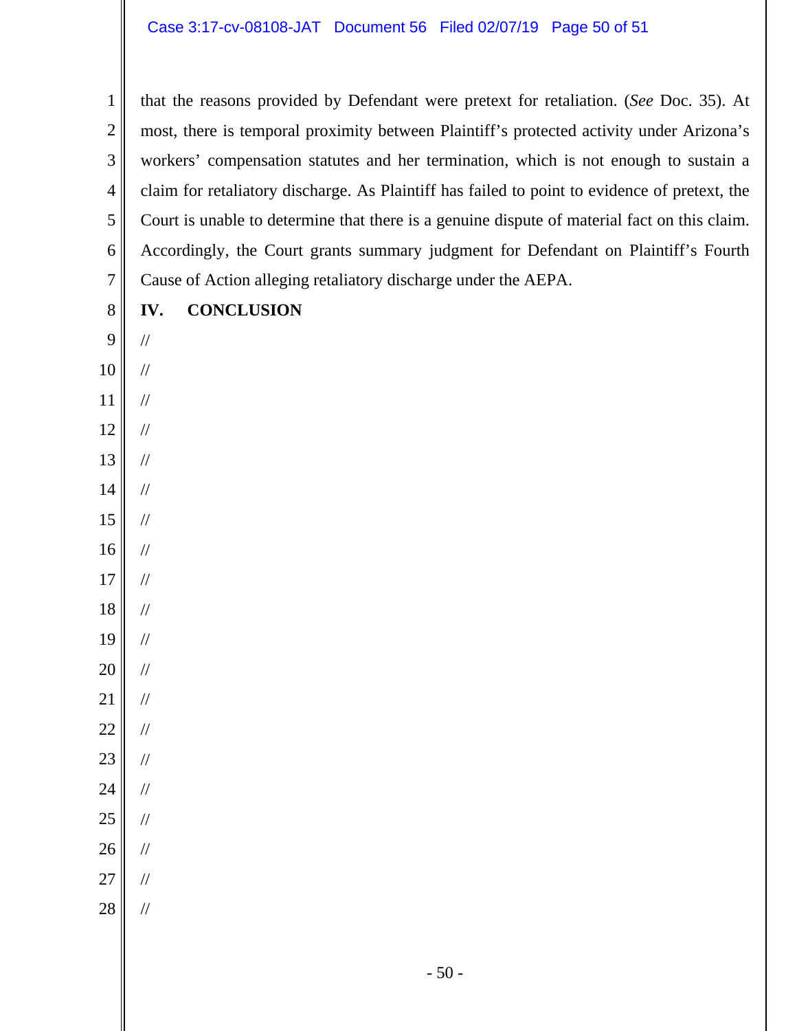that the reasons provided by Defendant were pretext for retaliation. (*See* Doc. 35). At most, there is temporal proximity between Plaintiff's protected activity under Arizona's workers' compensation statutes and her termination, which is not enough to sustain a claim for retaliatory discharge. As Plaintiff has failed to point to evidence of pretext, the Court is unable to determine that there is a genuine dispute of material fact on this claim. Accordingly, the Court grants summary judgment for Defendant on Plaintiff's Fourth Cause of Action alleging retaliatory discharge under the AEPA.

## IV. CONCLUSION

//
//
//
//
//
//
//
//
//
//
//
//
//
//
//
//
//
//
//
//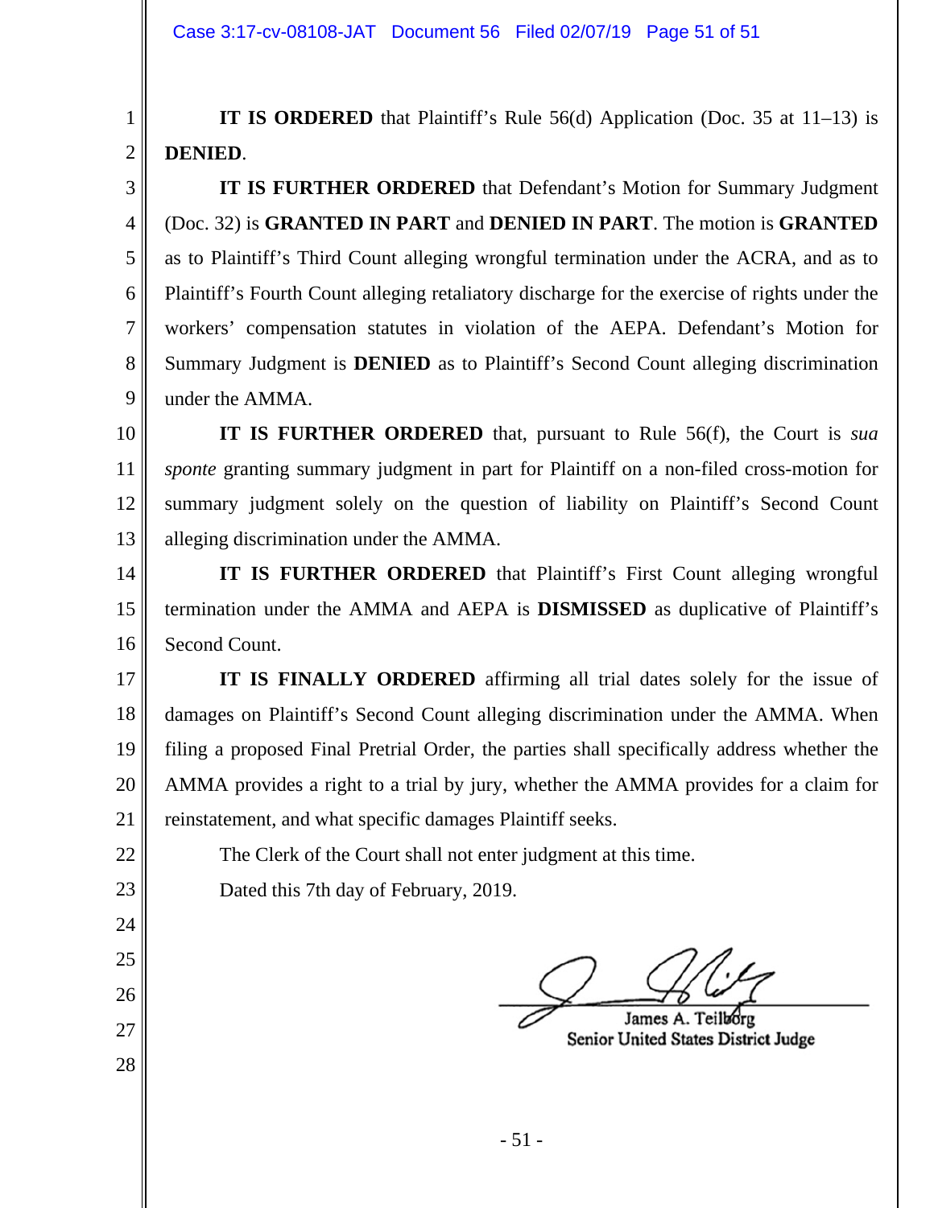**IT IS ORDERED** that Plaintiff's Rule 56(d) Application (Doc. 35 at 11–13) is **DENIED**.

**IT IS FURTHER ORDERED** that Defendant's Motion for Summary Judgment (Doc. 32) is **GRANTED IN PART** and **DENIED IN PART**. The motion is **GRANTED** as to Plaintiff's Third Count alleging wrongful termination under the ACRA, and as to Plaintiff's Fourth Count alleging retaliatory discharge for the exercise of rights under the workers' compensation statutes in violation of the AEPA. Defendant's Motion for Summary Judgment is **DENIED** as to Plaintiff's Second Count alleging discrimination under the AMMA.

**IT IS FURTHER ORDERED** that, pursuant to Rule 56(f), the Court is *sua sponte* granting summary judgment in part for Plaintiff on a non-filed cross-motion for summary judgment solely on the question of liability on Plaintiff's Second Count alleging discrimination under the AMMA.

**IT IS FURTHER ORDERED** that Plaintiff's First Count alleging wrongful termination under the AMMA and AEPA is **DISMISSED** as duplicative of Plaintiff's Second Count.

**IT IS FINALLY ORDERED** affirming all trial dates solely for the issue of damages on Plaintiff's Second Count alleging discrimination under the AMMA. When filing a proposed Final Pretrial Order, the parties shall specifically address whether the AMMA provides a right to a trial by jury, whether the AMMA provides for a claim for reinstatement, and what specific damages Plaintiff seeks.

The Clerk of the Court shall not enter judgment at this time.

Dated this 7th day of February, 2019.

James A. Teilborg
Senior United States District Judge